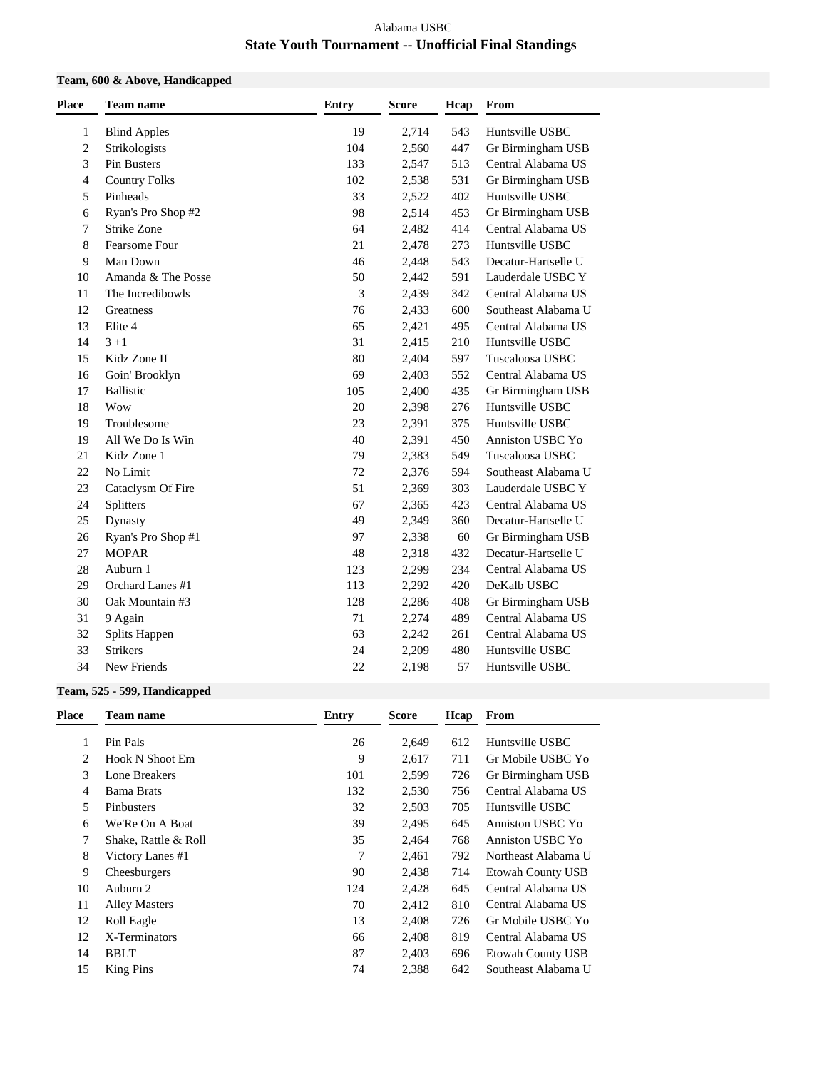Alabama USBC

# State Youth Tournament -- Unofficial Final Standings

### Team, 600 & Above, Handicapped

| Place | Team name | Entry | Score | Hcap | From |
|---|---|---|---|---|---|
| 1 | Blind Apples | 19 | 2,714 | 543 | Huntsville USBC |
| 2 | Strikologists | 104 | 2,560 | 447 | Gr Birmingham USB |
| 3 | Pin Busters | 133 | 2,547 | 513 | Central Alabama US |
| 4 | Country Folks | 102 | 2,538 | 531 | Gr Birmingham USB |
| 5 | Pinheads | 33 | 2,522 | 402 | Huntsville USBC |
| 6 | Ryan's Pro Shop #2 | 98 | 2,514 | 453 | Gr Birmingham USB |
| 7 | Strike Zone | 64 | 2,482 | 414 | Central Alabama US |
| 8 | Fearsome Four | 21 | 2,478 | 273 | Huntsville USBC |
| 9 | Man Down | 46 | 2,448 | 543 | Decatur-Hartselle U |
| 10 | Amanda & The Posse | 50 | 2,442 | 591 | Lauderdale USBC Y |
| 11 | The Incredibowls | 3 | 2,439 | 342 | Central Alabama US |
| 12 | Greatness | 76 | 2,433 | 600 | Southeast Alabama U |
| 13 | Elite 4 | 65 | 2,421 | 495 | Central Alabama US |
| 14 | 3 +1 | 31 | 2,415 | 210 | Huntsville USBC |
| 15 | Kidz Zone II | 80 | 2,404 | 597 | Tuscaloosa USBC |
| 16 | Goin' Brooklyn | 69 | 2,403 | 552 | Central Alabama US |
| 17 | Ballistic | 105 | 2,400 | 435 | Gr Birmingham USB |
| 18 | Wow | 20 | 2,398 | 276 | Huntsville USBC |
| 19 | Troublesome | 23 | 2,391 | 375 | Huntsville USBC |
| 19 | All We Do Is Win | 40 | 2,391 | 450 | Anniston USBC Yo |
| 21 | Kidz Zone 1 | 79 | 2,383 | 549 | Tuscaloosa USBC |
| 22 | No Limit | 72 | 2,376 | 594 | Southeast Alabama U |
| 23 | Cataclysm Of Fire | 51 | 2,369 | 303 | Lauderdale USBC Y |
| 24 | Splitters | 67 | 2,365 | 423 | Central Alabama US |
| 25 | Dynasty | 49 | 2,349 | 360 | Decatur-Hartselle U |
| 26 | Ryan's Pro Shop #1 | 97 | 2,338 | 60 | Gr Birmingham USB |
| 27 | MOPAR | 48 | 2,318 | 432 | Decatur-Hartselle U |
| 28 | Auburn 1 | 123 | 2,299 | 234 | Central Alabama US |
| 29 | Orchard Lanes #1 | 113 | 2,292 | 420 | DeKalb USBC |
| 30 | Oak Mountain #3 | 128 | 2,286 | 408 | Gr Birmingham USB |
| 31 | 9 Again | 71 | 2,274 | 489 | Central Alabama US |
| 32 | Splits Happen | 63 | 2,242 | 261 | Central Alabama US |
| 33 | Strikers | 24 | 2,209 | 480 | Huntsville USBC |
| 34 | New Friends | 22 | 2,198 | 57 | Huntsville USBC |

### Team, 525 - 599, Handicapped

| Place | Team name | Entry | Score | Hcap | From |
|---|---|---|---|---|---|
| 1 | Pin Pals | 26 | 2,649 | 612 | Huntsville USBC |
| 2 | Hook N Shoot Em | 9 | 2,617 | 711 | Gr Mobile USBC Yo |
| 3 | Lone Breakers | 101 | 2,599 | 726 | Gr Birmingham USB |
| 4 | Bama Brats | 132 | 2,530 | 756 | Central Alabama US |
| 5 | Pinbusters | 32 | 2,503 | 705 | Huntsville USBC |
| 6 | We'Re On A Boat | 39 | 2,495 | 645 | Anniston USBC Yo |
| 7 | Shake, Rattle & Roll | 35 | 2,464 | 768 | Anniston USBC Yo |
| 8 | Victory Lanes #1 | 7 | 2,461 | 792 | Northeast Alabama U |
| 9 | Cheesburgers | 90 | 2,438 | 714 | Etowah County USB |
| 10 | Auburn 2 | 124 | 2,428 | 645 | Central Alabama US |
| 11 | Alley Masters | 70 | 2,412 | 810 | Central Alabama US |
| 12 | Roll Eagle | 13 | 2,408 | 726 | Gr Mobile USBC Yo |
| 12 | X-Terminators | 66 | 2,408 | 819 | Central Alabama US |
| 14 | BBLT | 87 | 2,403 | 696 | Etowah County USB |
| 15 | King Pins | 74 | 2,388 | 642 | Southeast Alabama U |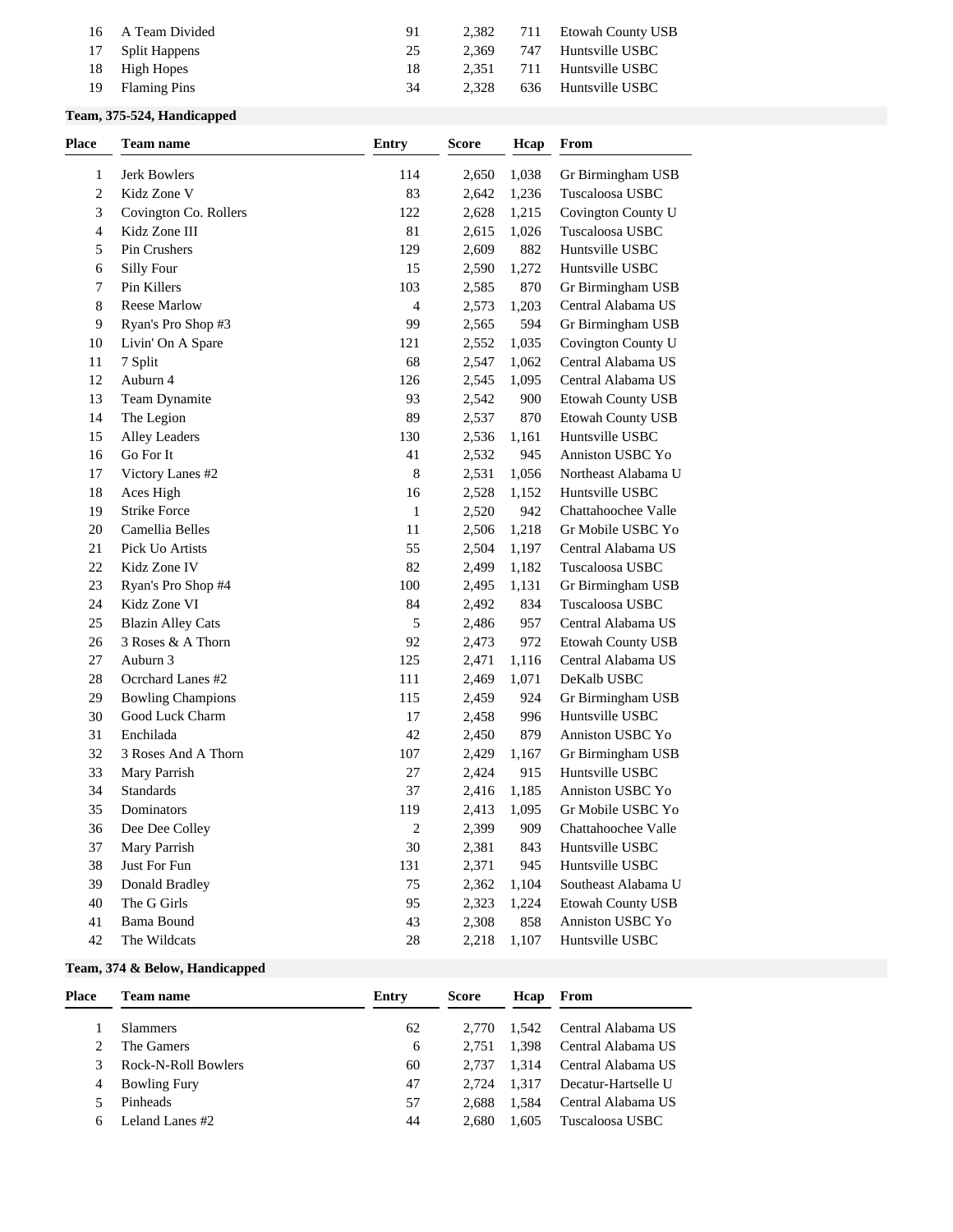| Place | Team name | Entry | Score | Hcap | From |
|---|---|---|---|---|---|
| 16 | A Team Divided | 91 | 2,382 | 711 | Etowah County USB |
| 17 | Split Happens | 25 | 2,369 | 747 | Huntsville USBC |
| 18 | High Hopes | 18 | 2,351 | 711 | Huntsville USBC |
| 19 | Flaming Pins | 34 | 2,328 | 636 | Huntsville USBC |

**Team, 375-524, Handicapped**

| Place | Team name | Entry | Score | Hcap | From |
|---|---|---|---|---|---|
| 1 | Jerk Bowlers | 114 | 2,650 | 1,038 | Gr Birmingham USB |
| 2 | Kidz Zone V | 83 | 2,642 | 1,236 | Tuscaloosa USBC |
| 3 | Covington Co. Rollers | 122 | 2,628 | 1,215 | Covington County U |
| 4 | Kidz Zone III | 81 | 2,615 | 1,026 | Tuscaloosa USBC |
| 5 | Pin Crushers | 129 | 2,609 | 882 | Huntsville USBC |
| 6 | Silly Four | 15 | 2,590 | 1,272 | Huntsville USBC |
| 7 | Pin Killers | 103 | 2,585 | 870 | Gr Birmingham USB |
| 8 | Reese Marlow | 4 | 2,573 | 1,203 | Central Alabama US |
| 9 | Ryan's Pro Shop #3 | 99 | 2,565 | 594 | Gr Birmingham USB |
| 10 | Livin' On A Spare | 121 | 2,552 | 1,035 | Covington County U |
| 11 | 7 Split | 68 | 2,547 | 1,062 | Central Alabama US |
| 12 | Auburn 4 | 126 | 2,545 | 1,095 | Central Alabama US |
| 13 | Team Dynamite | 93 | 2,542 | 900 | Etowah County USB |
| 14 | The Legion | 89 | 2,537 | 870 | Etowah County USB |
| 15 | Alley Leaders | 130 | 2,536 | 1,161 | Huntsville USBC |
| 16 | Go For It | 41 | 2,532 | 945 | Anniston USBC Yo |
| 17 | Victory Lanes #2 | 8 | 2,531 | 1,056 | Northeast Alabama U |
| 18 | Aces High | 16 | 2,528 | 1,152 | Huntsville USBC |
| 19 | Strike Force | 1 | 2,520 | 942 | Chattahoochee Valle |
| 20 | Camellia Belles | 11 | 2,506 | 1,218 | Gr Mobile USBC Yo |
| 21 | Pick Uo Artists | 55 | 2,504 | 1,197 | Central Alabama US |
| 22 | Kidz Zone IV | 82 | 2,499 | 1,182 | Tuscaloosa USBC |
| 23 | Ryan's Pro Shop #4 | 100 | 2,495 | 1,131 | Gr Birmingham USB |
| 24 | Kidz Zone VI | 84 | 2,492 | 834 | Tuscaloosa USBC |
| 25 | Blazin Alley Cats | 5 | 2,486 | 957 | Central Alabama US |
| 26 | 3 Roses & A Thorn | 92 | 2,473 | 972 | Etowah County USB |
| 27 | Auburn 3 | 125 | 2,471 | 1,116 | Central Alabama US |
| 28 | Ocrchard Lanes #2 | 111 | 2,469 | 1,071 | DeKalb USBC |
| 29 | Bowling Champions | 115 | 2,459 | 924 | Gr Birmingham USB |
| 30 | Good Luck Charm | 17 | 2,458 | 996 | Huntsville USBC |
| 31 | Enchilada | 42 | 2,450 | 879 | Anniston USBC Yo |
| 32 | 3 Roses And A Thorn | 107 | 2,429 | 1,167 | Gr Birmingham USB |
| 33 | Mary Parrish | 27 | 2,424 | 915 | Huntsville USBC |
| 34 | Standards | 37 | 2,416 | 1,185 | Anniston USBC Yo |
| 35 | Dominators | 119 | 2,413 | 1,095 | Gr Mobile USBC Yo |
| 36 | Dee Dee Colley | 2 | 2,399 | 909 | Chattahoochee Valle |
| 37 | Mary Parrish | 30 | 2,381 | 843 | Huntsville USBC |
| 38 | Just For Fun | 131 | 2,371 | 945 | Huntsville USBC |
| 39 | Donald Bradley | 75 | 2,362 | 1,104 | Southeast Alabama U |
| 40 | The G Girls | 95 | 2,323 | 1,224 | Etowah County USB |
| 41 | Bama Bound | 43 | 2,308 | 858 | Anniston USBC Yo |
| 42 | The Wildcats | 28 | 2,218 | 1,107 | Huntsville USBC |

**Team, 374 & Below, Handicapped**

| Place | Team name | Entry | Score | Hcap | From |
|---|---|---|---|---|---|
| 1 | Slammers | 62 | 2,770 | 1,542 | Central Alabama US |
| 2 | The Gamers | 6 | 2,751 | 1,398 | Central Alabama US |
| 3 | Rock-N-Roll Bowlers | 60 | 2,737 | 1,314 | Central Alabama US |
| 4 | Bowling Fury | 47 | 2,724 | 1,317 | Decatur-Hartselle U |
| 5 | Pinheads | 57 | 2,688 | 1,584 | Central Alabama US |
| 6 | Leland Lanes #2 | 44 | 2,680 | 1,605 | Tuscaloosa USBC |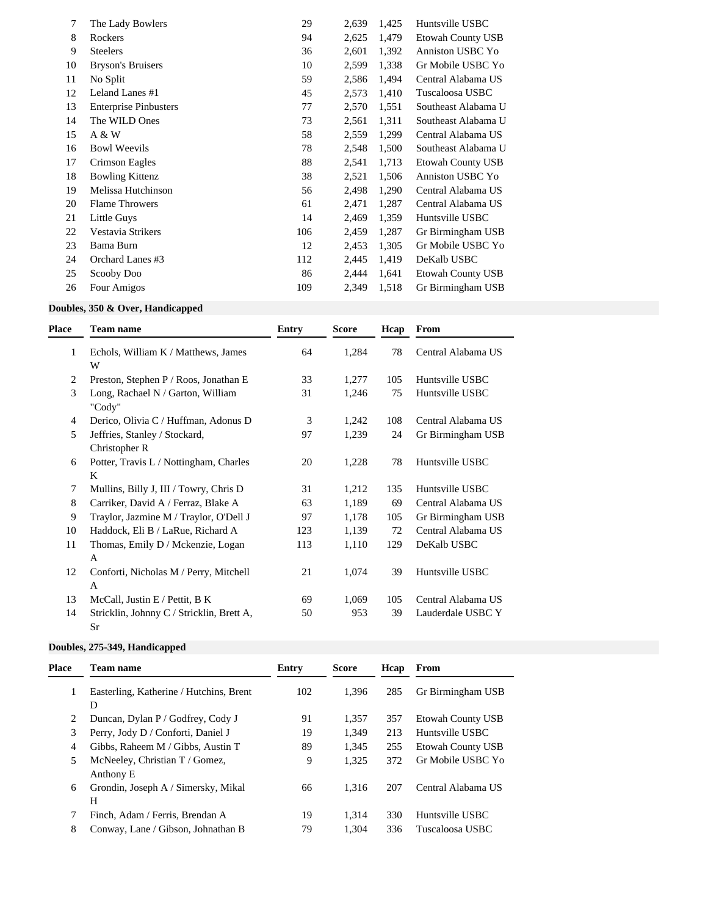| Place | Team name | Entry | Score | Hcap | From |
|---|---|---|---|---|---|
| 7 | The Lady Bowlers | 29 | 2,639 | 1,425 | Huntsville USBC |
| 8 | Rockers | 94 | 2,625 | 1,479 | Etowah County USB |
| 9 | Steelers | 36 | 2,601 | 1,392 | Anniston USBC Yo |
| 10 | Bryson's Bruisers | 10 | 2,599 | 1,338 | Gr Mobile USBC Yo |
| 11 | No Split | 59 | 2,586 | 1,494 | Central Alabama US |
| 12 | Leland Lanes #1 | 45 | 2,573 | 1,410 | Tuscaloosa USBC |
| 13 | Enterprise Pinbusters | 77 | 2,570 | 1,551 | Southeast Alabama U |
| 14 | The WILD Ones | 73 | 2,561 | 1,311 | Southeast Alabama U |
| 15 | A & W | 58 | 2,559 | 1,299 | Central Alabama US |
| 16 | Bowl Weevils | 78 | 2,548 | 1,500 | Southeast Alabama U |
| 17 | Crimson Eagles | 88 | 2,541 | 1,713 | Etowah County USB |
| 18 | Bowling Kittenz | 38 | 2,521 | 1,506 | Anniston USBC Yo |
| 19 | Melissa Hutchinson | 56 | 2,498 | 1,290 | Central Alabama US |
| 20 | Flame Throwers | 61 | 2,471 | 1,287 | Central Alabama US |
| 21 | Little Guys | 14 | 2,469 | 1,359 | Huntsville USBC |
| 22 | Vestavia Strikers | 106 | 2,459 | 1,287 | Gr Birmingham USB |
| 23 | Bama Burn | 12 | 2,453 | 1,305 | Gr Mobile USBC Yo |
| 24 | Orchard Lanes #3 | 112 | 2,445 | 1,419 | DeKalb USBC |
| 25 | Scooby Doo | 86 | 2,444 | 1,641 | Etowah County USB |
| 26 | Four Amigos | 109 | 2,349 | 1,518 | Gr Birmingham USB |

### Doubles, 350 & Over, Handicapped

| Place | Team name | Entry | Score | Hcap | From |
|---|---|---|---|---|---|
| 1 | Echols, William K / Matthews, James W | 64 | 1,284 | 78 | Central Alabama US |
| 2 | Preston, Stephen P / Roos, Jonathan E | 33 | 1,277 | 105 | Huntsville USBC |
| 3 | Long, Rachael N / Garton, William "Cody" | 31 | 1,246 | 75 | Huntsville USBC |
| 4 | Derico, Olivia C / Huffman, Adonus D | 3 | 1,242 | 108 | Central Alabama US |
| 5 | Jeffries, Stanley / Stockard, Christopher R | 97 | 1,239 | 24 | Gr Birmingham USB |
| 6 | Potter, Travis L / Nottingham, Charles K | 20 | 1,228 | 78 | Huntsville USBC |
| 7 | Mullins, Billy J, III / Towry, Chris D | 31 | 1,212 | 135 | Huntsville USBC |
| 8 | Carriker, David A / Ferraz, Blake A | 63 | 1,189 | 69 | Central Alabama US |
| 9 | Traylor, Jazmine M / Traylor, O'Dell J | 97 | 1,178 | 105 | Gr Birmingham USB |
| 10 | Haddock, Eli B / LaRue, Richard A | 123 | 1,139 | 72 | Central Alabama US |
| 11 | Thomas, Emily D / Mckenzie, Logan A | 113 | 1,110 | 129 | DeKalb USBC |
| 12 | Conforti, Nicholas M / Perry, Mitchell A | 21 | 1,074 | 39 | Huntsville USBC |
| 13 | McCall, Justin E / Pettit, B K | 69 | 1,069 | 105 | Central Alabama US |
| 14 | Stricklin, Johnny C / Stricklin, Brett A, Sr | 50 | 953 | 39 | Lauderdale USBC Y |

### Doubles, 275-349, Handicapped

| Place | Team name | Entry | Score | Hcap | From |
|---|---|---|---|---|---|
| 1 | Easterling, Katherine / Hutchins, Brent D | 102 | 1,396 | 285 | Gr Birmingham USB |
| 2 | Duncan, Dylan P / Godfrey, Cody J | 91 | 1,357 | 357 | Etowah County USB |
| 3 | Perry, Jody D / Conforti, Daniel J | 19 | 1,349 | 213 | Huntsville USBC |
| 4 | Gibbs, Raheem M / Gibbs, Austin T | 89 | 1,345 | 255 | Etowah County USB |
| 5 | McNeeley, Christian T / Gomez, Anthony E | 9 | 1,325 | 372 | Gr Mobile USBC Yo |
| 6 | Grondin, Joseph A / Simersky, Mikal H | 66 | 1,316 | 207 | Central Alabama US |
| 7 | Finch, Adam / Ferris, Brendan A | 19 | 1,314 | 330 | Huntsville USBC |
| 8 | Conway, Lane / Gibson, Johnathan B | 79 | 1,304 | 336 | Tuscaloosa USBC |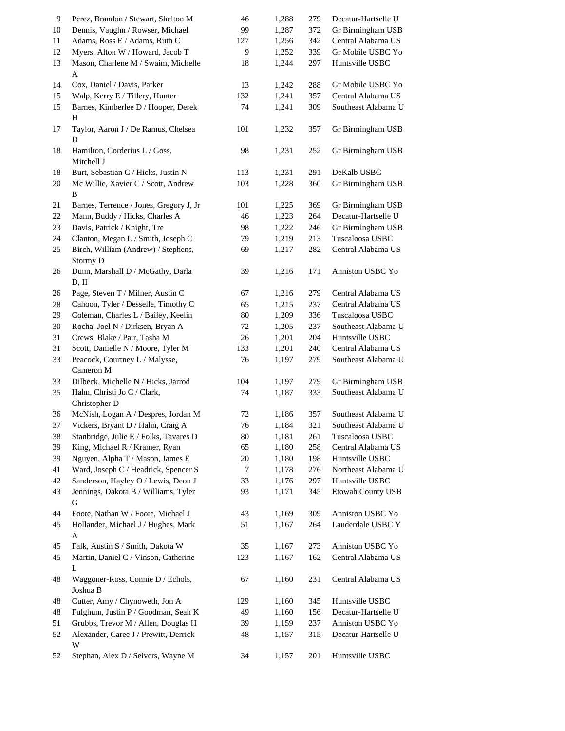| | | | | | |
|---|---|---|---|---|---|
| 9 | Perez, Brandon / Stewart, Shelton M | 46 | 1,288 | 279 | Decatur-Hartselle U |
| 10 | Dennis, Vaughn / Rowser, Michael | 99 | 1,287 | 372 | Gr Birmingham USB |
| 11 | Adams, Ross E / Adams, Ruth C | 127 | 1,256 | 342 | Central Alabama US |
| 12 | Myers, Alton W / Howard, Jacob T | 9 | 1,252 | 339 | Gr Mobile USBC Yo |
| 13 | Mason, Charlene M / Swaim, Michelle A | 18 | 1,244 | 297 | Huntsville USBC |
| 14 | Cox, Daniel / Davis, Parker | 13 | 1,242 | 288 | Gr Mobile USBC Yo |
| 15 | Walp, Kerry E / Tillery, Hunter | 132 | 1,241 | 357 | Central Alabama US |
| 15 | Barnes, Kimberlee D / Hooper, Derek H | 74 | 1,241 | 309 | Southeast Alabama U |
| 17 | Taylor, Aaron J / De Ramus, Chelsea D | 101 | 1,232 | 357 | Gr Birmingham USB |
| 18 | Hamilton, Corderius L / Goss, Mitchell J | 98 | 1,231 | 252 | Gr Birmingham USB |
| 18 | Burt, Sebastian C / Hicks, Justin N | 113 | 1,231 | 291 | DeKalb USBC |
| 20 | Mc Willie, Xavier C / Scott, Andrew B | 103 | 1,228 | 360 | Gr Birmingham USB |
| 21 | Barnes, Terrence / Jones, Gregory J, Jr | 101 | 1,225 | 369 | Gr Birmingham USB |
| 22 | Mann, Buddy / Hicks, Charles A | 46 | 1,223 | 264 | Decatur-Hartselle U |
| 23 | Davis, Patrick / Knight, Tre | 98 | 1,222 | 246 | Gr Birmingham USB |
| 24 | Clanton, Megan L / Smith, Joseph C | 79 | 1,219 | 213 | Tuscaloosa USBC |
| 25 | Birch, William (Andrew) / Stephens, Stormy D | 69 | 1,217 | 282 | Central Alabama US |
| 26 | Dunn, Marshall D / McGathy, Darla D, II | 39 | 1,216 | 171 | Anniston USBC Yo |
| 26 | Page, Steven T / Milner, Austin C | 67 | 1,216 | 279 | Central Alabama US |
| 28 | Cahoon, Tyler / Desselle, Timothy C | 65 | 1,215 | 237 | Central Alabama US |
| 29 | Coleman, Charles L / Bailey, Keelin | 80 | 1,209 | 336 | Tuscaloosa USBC |
| 30 | Rocha, Joel N / Dirksen, Bryan A | 72 | 1,205 | 237 | Southeast Alabama U |
| 31 | Crews, Blake / Pair, Tasha M | 26 | 1,201 | 204 | Huntsville USBC |
| 31 | Scott, Danielle N / Moore, Tyler M | 133 | 1,201 | 240 | Central Alabama US |
| 33 | Peacock, Courtney L / Malysse, Cameron M | 76 | 1,197 | 279 | Southeast Alabama U |
| 33 | Dilbeck, Michelle N / Hicks, Jarrod | 104 | 1,197 | 279 | Gr Birmingham USB |
| 35 | Hahn, Christi Jo C / Clark, Christopher D | 74 | 1,187 | 333 | Southeast Alabama U |
| 36 | McNish, Logan A / Despres, Jordan M | 72 | 1,186 | 357 | Southeast Alabama U |
| 37 | Vickers, Bryant D / Hahn, Craig A | 76 | 1,184 | 321 | Southeast Alabama U |
| 38 | Stanbridge, Julie E / Folks, Tavares D | 80 | 1,181 | 261 | Tuscaloosa USBC |
| 39 | King, Michael R / Kramer, Ryan | 65 | 1,180 | 258 | Central Alabama US |
| 39 | Nguyen, Alpha T / Mason, James E | 20 | 1,180 | 198 | Huntsville USBC |
| 41 | Ward, Joseph C / Headrick, Spencer S | 7 | 1,178 | 276 | Northeast Alabama U |
| 42 | Sanderson, Hayley O / Lewis, Deon J | 33 | 1,176 | 297 | Huntsville USBC |
| 43 | Jennings, Dakota B / Williams, Tyler G | 93 | 1,171 | 345 | Etowah County USB |
| 44 | Foote, Nathan W / Foote, Michael J | 43 | 1,169 | 309 | Anniston USBC Yo |
| 45 | Hollander, Michael J / Hughes, Mark A | 51 | 1,167 | 264 | Lauderdale USBC Y |
| 45 | Falk, Austin S / Smith, Dakota W | 35 | 1,167 | 273 | Anniston USBC Yo |
| 45 | Martin, Daniel C / Vinson, Catherine L | 123 | 1,167 | 162 | Central Alabama US |
| 48 | Waggoner-Ross, Connie D / Echols, Joshua B | 67 | 1,160 | 231 | Central Alabama US |
| 48 | Cutter, Amy / Chynoweth, Jon A | 129 | 1,160 | 345 | Huntsville USBC |
| 48 | Fulghum, Justin P / Goodman, Sean K | 49 | 1,160 | 156 | Decatur-Hartselle U |
| 51 | Grubbs, Trevor M / Allen, Douglas H | 39 | 1,159 | 237 | Anniston USBC Yo |
| 52 | Alexander, Caree J / Prewitt, Derrick W | 48 | 1,157 | 315 | Decatur-Hartselle U |
| 52 | Stephan, Alex D / Seivers, Wayne M | 34 | 1,157 | 201 | Huntsville USBC |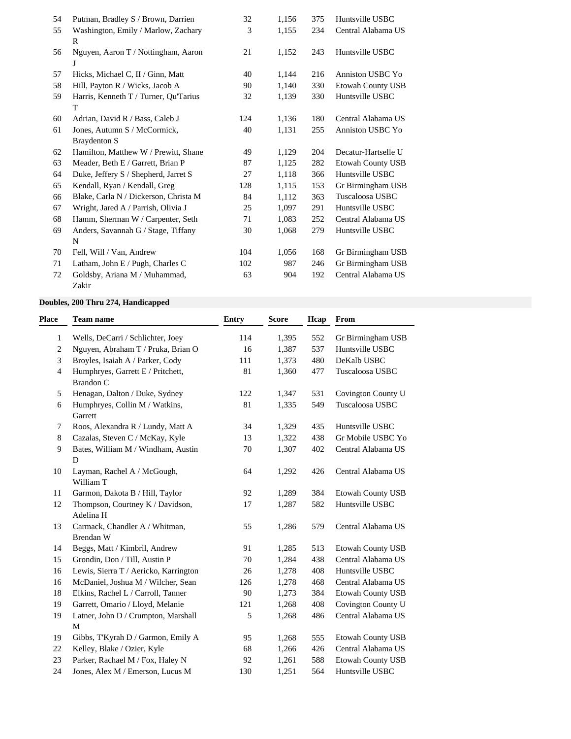| Place | Team name | Entry | Score | Hcap | From |
|---|---|---|---|---|---|
| 54 | Putman, Bradley S / Brown, Darrien | 32 | 1,156 | 375 | Huntsville USBC |
| 55 | Washington, Emily / Marlow, Zachary R | 3 | 1,155 | 234 | Central Alabama US |
| 56 | Nguyen, Aaron T / Nottingham, Aaron J | 21 | 1,152 | 243 | Huntsville USBC |
| 57 | Hicks, Michael C, II / Ginn, Matt | 40 | 1,144 | 216 | Anniston USBC Yo |
| 58 | Hill, Payton R / Wicks, Jacob A | 90 | 1,140 | 330 | Etowah County USB |
| 59 | Harris, Kenneth T / Turner, Qu'Tarius T | 32 | 1,139 | 330 | Huntsville USBC |
| 60 | Adrian, David R / Bass, Caleb J | 124 | 1,136 | 180 | Central Alabama US |
| 61 | Jones, Autumn S / McCormick, Braydenton S | 40 | 1,131 | 255 | Anniston USBC Yo |
| 62 | Hamilton, Matthew W / Prewitt, Shane | 49 | 1,129 | 204 | Decatur-Hartselle U |
| 63 | Meader, Beth E / Garrett, Brian P | 87 | 1,125 | 282 | Etowah County USB |
| 64 | Duke, Jeffery S / Shepherd, Jarret S | 27 | 1,118 | 366 | Huntsville USBC |
| 65 | Kendall, Ryan / Kendall, Greg | 128 | 1,115 | 153 | Gr Birmingham USB |
| 66 | Blake, Carla N / Dickerson, Christa M | 84 | 1,112 | 363 | Tuscaloosa USBC |
| 67 | Wright, Jared A / Parrish, Olivia J | 25 | 1,097 | 291 | Huntsville USBC |
| 68 | Hamm, Sherman W / Carpenter, Seth | 71 | 1,083 | 252 | Central Alabama US |
| 69 | Anders, Savannah G / Stage, Tiffany N | 30 | 1,068 | 279 | Huntsville USBC |
| 70 | Fell, Will / Van, Andrew | 104 | 1,056 | 168 | Gr Birmingham USB |
| 71 | Latham, John E / Pugh, Charles C | 102 | 987 | 246 | Gr Birmingham USB |
| 72 | Goldsby, Ariana M / Muhammad, Zakir | 63 | 904 | 192 | Central Alabama US |

**Doubles, 200 Thru 274, Handicapped**

| Place | Team name | Entry | Score | Hcap | From |
|---|---|---|---|---|---|
| 1 | Wells, DeCarri / Schlichter, Joey | 114 | 1,395 | 552 | Gr Birmingham USB |
| 2 | Nguyen, Abraham T / Pruka, Brian O | 16 | 1,387 | 537 | Huntsville USBC |
| 3 | Broyles, Isaiah A / Parker, Cody | 111 | 1,373 | 480 | DeKalb USBC |
| 4 | Humphryes, Garrett E / Pritchett, Brandon C | 81 | 1,360 | 477 | Tuscaloosa USBC |
| 5 | Henagan, Dalton / Duke, Sydney | 122 | 1,347 | 531 | Covington County U |
| 6 | Humphryes, Collin M / Watkins, Garrett | 81 | 1,335 | 549 | Tuscaloosa USBC |
| 7 | Roos, Alexandra R / Lundy, Matt A | 34 | 1,329 | 435 | Huntsville USBC |
| 8 | Cazalas, Steven C / McKay, Kyle | 13 | 1,322 | 438 | Gr Mobile USBC Yo |
| 9 | Bates, William M / Windham, Austin D | 70 | 1,307 | 402 | Central Alabama US |
| 10 | Layman, Rachel A / McGough, William T | 64 | 1,292 | 426 | Central Alabama US |
| 11 | Garmon, Dakota B / Hill, Taylor | 92 | 1,289 | 384 | Etowah County USB |
| 12 | Thompson, Courtney K / Davidson, Adelina H | 17 | 1,287 | 582 | Huntsville USBC |
| 13 | Carmack, Chandler A / Whitman, Brendan W | 55 | 1,286 | 579 | Central Alabama US |
| 14 | Beggs, Matt / Kimbril, Andrew | 91 | 1,285 | 513 | Etowah County USB |
| 15 | Grondin, Don / Till, Austin P | 70 | 1,284 | 438 | Central Alabama US |
| 16 | Lewis, Sierra T / Aericko, Karrington | 26 | 1,278 | 408 | Huntsville USBC |
| 16 | McDaniel, Joshua M / Wilcher, Sean | 126 | 1,278 | 468 | Central Alabama US |
| 18 | Elkins, Rachel L / Carroll, Tanner | 90 | 1,273 | 384 | Etowah County USB |
| 19 | Garrett, Omario / Lloyd, Melanie | 121 | 1,268 | 408 | Covington County U |
| 19 | Latner, John D / Crumpton, Marshall M | 5 | 1,268 | 486 | Central Alabama US |
| 19 | Gibbs, T'Kyrah D / Garmon, Emily A | 95 | 1,268 | 555 | Etowah County USB |
| 22 | Kelley, Blake / Ozier, Kyle | 68 | 1,266 | 426 | Central Alabama US |
| 23 | Parker, Rachael M / Fox, Haley N | 92 | 1,261 | 588 | Etowah County USB |
| 24 | Jones, Alex M / Emerson, Lucus M | 130 | 1,251 | 564 | Huntsville USBC |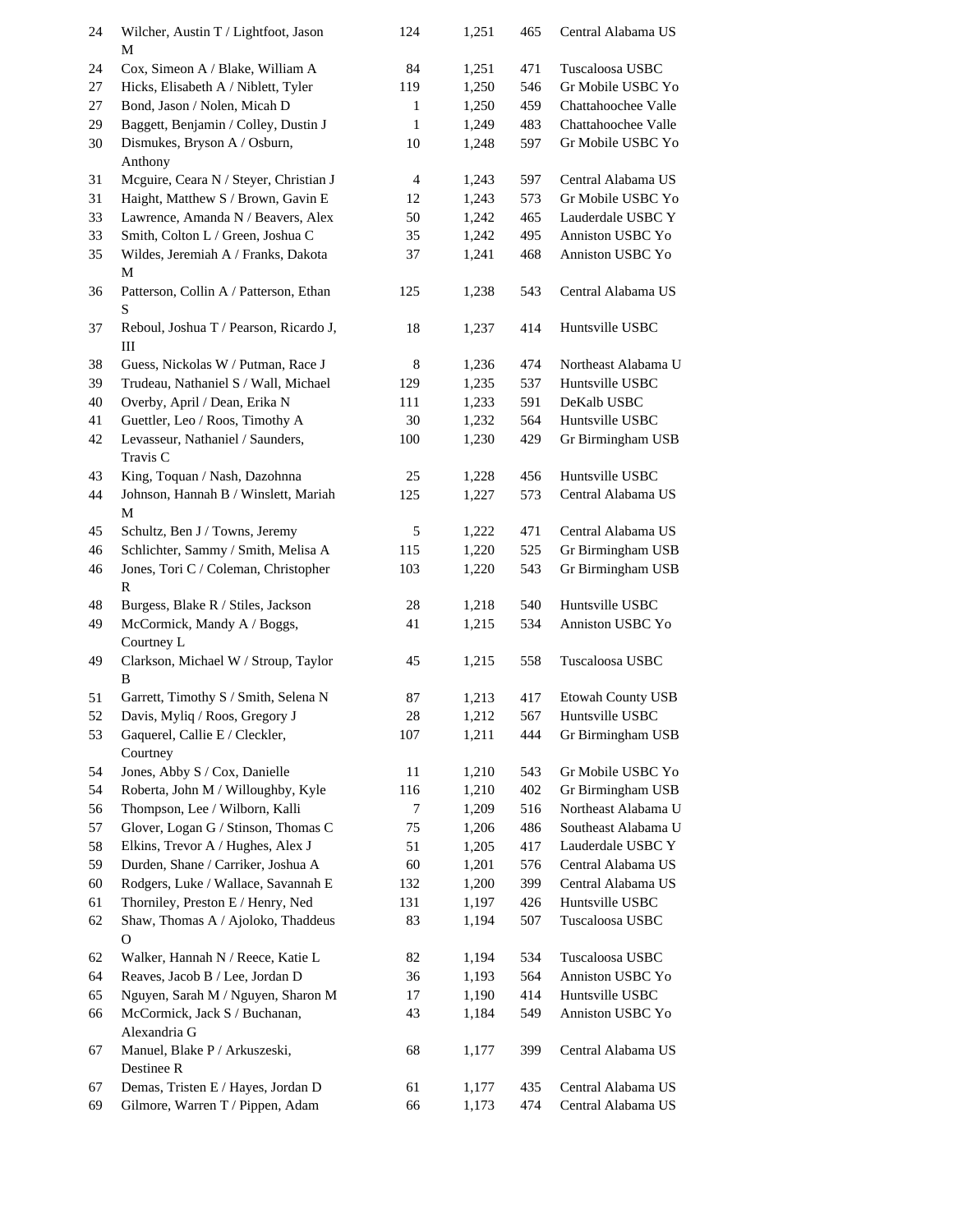| | | | | | |
|---|---|---|---|---|---|
| 24 | Wilcher, Austin T / Lightfoot, Jason M | 124 | 1,251 | 465 | Central Alabama US |
| 24 | Cox, Simeon A / Blake, William A | 84 | 1,251 | 471 | Tuscaloosa USBC |
| 27 | Hicks, Elisabeth A / Niblett, Tyler | 119 | 1,250 | 546 | Gr Mobile USBC Yo |
| 27 | Bond, Jason / Nolen, Micah D | 1 | 1,250 | 459 | Chattahoochee Valle |
| 29 | Baggett, Benjamin / Colley, Dustin J | 1 | 1,249 | 483 | Chattahoochee Valle |
| 30 | Dismukes, Bryson A / Osburn, Anthony | 10 | 1,248 | 597 | Gr Mobile USBC Yo |
| 31 | Mcguire, Ceara N / Steyer, Christian J | 4 | 1,243 | 597 | Central Alabama US |
| 31 | Haight, Matthew S / Brown, Gavin E | 12 | 1,243 | 573 | Gr Mobile USBC Yo |
| 33 | Lawrence, Amanda N / Beavers, Alex | 50 | 1,242 | 465 | Lauderdale USBC Y |
| 33 | Smith, Colton L / Green, Joshua C | 35 | 1,242 | 495 | Anniston USBC Yo |
| 35 | Wildes, Jeremiah A / Franks, Dakota M | 37 | 1,241 | 468 | Anniston USBC Yo |
| 36 | Patterson, Collin A / Patterson, Ethan S | 125 | 1,238 | 543 | Central Alabama US |
| 37 | Reboul, Joshua T / Pearson, Ricardo J, III | 18 | 1,237 | 414 | Huntsville USBC |
| 38 | Guess, Nickolas W / Putman, Race J | 8 | 1,236 | 474 | Northeast Alabama U |
| 39 | Trudeau, Nathaniel S / Wall, Michael | 129 | 1,235 | 537 | Huntsville USBC |
| 40 | Overby, April / Dean, Erika N | 111 | 1,233 | 591 | DeKalb USBC |
| 41 | Guettler, Leo / Roos, Timothy A | 30 | 1,232 | 564 | Huntsville USBC |
| 42 | Levasseur, Nathaniel / Saunders, Travis C | 100 | 1,230 | 429 | Gr Birmingham USB |
| 43 | King, Toquan / Nash, Dazohnna | 25 | 1,228 | 456 | Huntsville USBC |
| 44 | Johnson, Hannah B / Winslett, Mariah M | 125 | 1,227 | 573 | Central Alabama US |
| 45 | Schultz, Ben J / Towns, Jeremy | 5 | 1,222 | 471 | Central Alabama US |
| 46 | Schlichter, Sammy / Smith, Melisa A | 115 | 1,220 | 525 | Gr Birmingham USB |
| 46 | Jones, Tori C / Coleman, Christopher R | 103 | 1,220 | 543 | Gr Birmingham USB |
| 48 | Burgess, Blake R / Stiles, Jackson | 28 | 1,218 | 540 | Huntsville USBC |
| 49 | McCormick, Mandy A / Boggs, Courtney L | 41 | 1,215 | 534 | Anniston USBC Yo |
| 49 | Clarkson, Michael W / Stroup, Taylor B | 45 | 1,215 | 558 | Tuscaloosa USBC |
| 51 | Garrett, Timothy S / Smith, Selena N | 87 | 1,213 | 417 | Etowah County USB |
| 52 | Davis, Myliq / Roos, Gregory J | 28 | 1,212 | 567 | Huntsville USBC |
| 53 | Gaquerel, Callie E / Cleckler, Courtney | 107 | 1,211 | 444 | Gr Birmingham USB |
| 54 | Jones, Abby S / Cox, Danielle | 11 | 1,210 | 543 | Gr Mobile USBC Yo |
| 54 | Roberta, John M / Willoughby, Kyle | 116 | 1,210 | 402 | Gr Birmingham USB |
| 56 | Thompson, Lee / Wilborn, Kalli | 7 | 1,209 | 516 | Northeast Alabama U |
| 57 | Glover, Logan G / Stinson, Thomas C | 75 | 1,206 | 486 | Southeast Alabama U |
| 58 | Elkins, Trevor A / Hughes, Alex J | 51 | 1,205 | 417 | Lauderdale USBC Y |
| 59 | Durden, Shane / Carriker, Joshua A | 60 | 1,201 | 576 | Central Alabama US |
| 60 | Rodgers, Luke / Wallace, Savannah E | 132 | 1,200 | 399 | Central Alabama US |
| 61 | Thorniley, Preston E / Henry, Ned | 131 | 1,197 | 426 | Huntsville USBC |
| 62 | Shaw, Thomas A / Ajoloko, Thaddeus O | 83 | 1,194 | 507 | Tuscaloosa USBC |
| 62 | Walker, Hannah N / Reece, Katie L | 82 | 1,194 | 534 | Tuscaloosa USBC |
| 64 | Reaves, Jacob B / Lee, Jordan D | 36 | 1,193 | 564 | Anniston USBC Yo |
| 65 | Nguyen, Sarah M / Nguyen, Sharon M | 17 | 1,190 | 414 | Huntsville USBC |
| 66 | McCormick, Jack S / Buchanan, Alexandria G | 43 | 1,184 | 549 | Anniston USBC Yo |
| 67 | Manuel, Blake P / Arkuszeski, Destinee R | 68 | 1,177 | 399 | Central Alabama US |
| 67 | Demas, Tristen E / Hayes, Jordan D | 61 | 1,177 | 435 | Central Alabama US |
| 69 | Gilmore, Warren T / Pippen, Adam | 66 | 1,173 | 474 | Central Alabama US |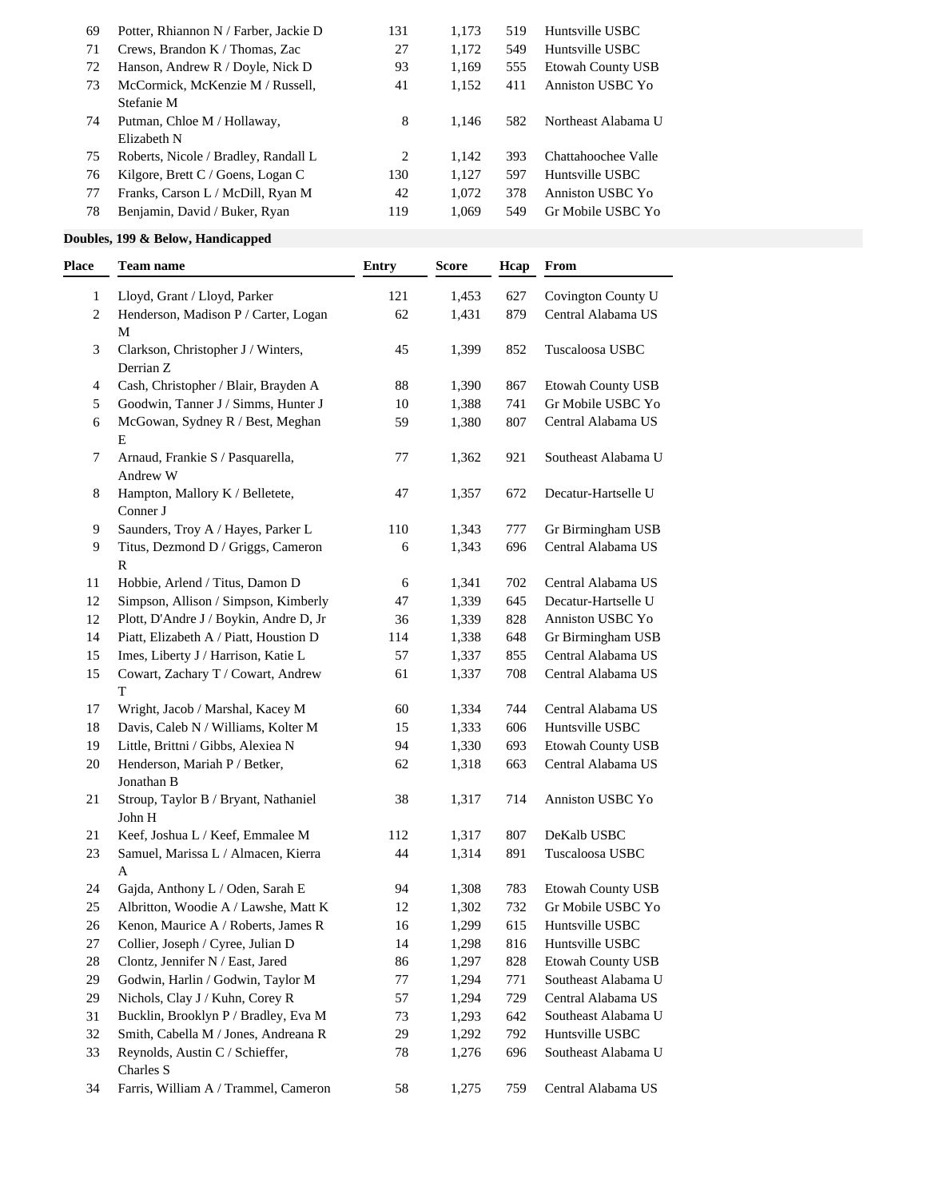| Place | Team name | Entry | Score | Hcap | From |
|---|---|---|---|---|---|
| 69 | Potter, Rhiannon N / Farber, Jackie D | 131 | 1,173 | 519 | Huntsville USBC |
| 71 | Crews, Brandon K / Thomas, Zac | 27 | 1,172 | 549 | Huntsville USBC |
| 72 | Hanson, Andrew R / Doyle, Nick D | 93 | 1,169 | 555 | Etowah County USB |
| 73 | McCormick, McKenzie M / Russell, Stefanie M | 41 | 1,152 | 411 | Anniston USBC Yo |
| 74 | Putman, Chloe M / Hollaway, Elizabeth N | 8 | 1,146 | 582 | Northeast Alabama U |
| 75 | Roberts, Nicole / Bradley, Randall L | 2 | 1,142 | 393 | Chattahoochee Valle |
| 76 | Kilgore, Brett C / Goens, Logan C | 130 | 1,127 | 597 | Huntsville USBC |
| 77 | Franks, Carson L / McDill, Ryan M | 42 | 1,072 | 378 | Anniston USBC Yo |
| 78 | Benjamin, David / Buker, Ryan | 119 | 1,069 | 549 | Gr Mobile USBC Yo |

**Doubles, 199 & Below, Handicapped**

| Place | Team name | Entry | Score | Hcap | From |
|---|---|---|---|---|---|
| 1 | Lloyd, Grant / Lloyd, Parker | 121 | 1,453 | 627 | Covington County U |
| 2 | Henderson, Madison P / Carter, Logan M | 62 | 1,431 | 879 | Central Alabama US |
| 3 | Clarkson, Christopher J / Winters, Derrian Z | 45 | 1,399 | 852 | Tuscaloosa USBC |
| 4 | Cash, Christopher / Blair, Brayden A | 88 | 1,390 | 867 | Etowah County USB |
| 5 | Goodwin, Tanner J / Simms, Hunter J | 10 | 1,388 | 741 | Gr Mobile USBC Yo |
| 6 | McGowan, Sydney R / Best, Meghan E | 59 | 1,380 | 807 | Central Alabama US |
| 7 | Arnaud, Frankie S / Pasquarella, Andrew W | 77 | 1,362 | 921 | Southeast Alabama U |
| 8 | Hampton, Mallory K / Belletete, Conner J | 47 | 1,357 | 672 | Decatur-Hartselle U |
| 9 | Saunders, Troy A / Hayes, Parker L | 110 | 1,343 | 777 | Gr Birmingham USB |
| 9 | Titus, Dezmond D / Griggs, Cameron R | 6 | 1,343 | 696 | Central Alabama US |
| 11 | Hobbie, Arlend / Titus, Damon D | 6 | 1,341 | 702 | Central Alabama US |
| 12 | Simpson, Allison / Simpson, Kimberly | 47 | 1,339 | 645 | Decatur-Hartselle U |
| 12 | Plott, D'Andre J / Boykin, Andre D, Jr | 36 | 1,339 | 828 | Anniston USBC Yo |
| 14 | Piatt, Elizabeth A / Piatt, Houstion D | 114 | 1,338 | 648 | Gr Birmingham USB |
| 15 | Imes, Liberty J / Harrison, Katie L | 57 | 1,337 | 855 | Central Alabama US |
| 15 | Cowart, Zachary T / Cowart, Andrew T | 61 | 1,337 | 708 | Central Alabama US |
| 17 | Wright, Jacob / Marshal, Kacey M | 60 | 1,334 | 744 | Central Alabama US |
| 18 | Davis, Caleb N / Williams, Kolter M | 15 | 1,333 | 606 | Huntsville USBC |
| 19 | Little, Brittni / Gibbs, Alexiea N | 94 | 1,330 | 693 | Etowah County USB |
| 20 | Henderson, Mariah P / Betker, Jonathan B | 62 | 1,318 | 663 | Central Alabama US |
| 21 | Stroup, Taylor B / Bryant, Nathaniel John H | 38 | 1,317 | 714 | Anniston USBC Yo |
| 21 | Keef, Joshua L / Keef, Emmalee M | 112 | 1,317 | 807 | DeKalb USBC |
| 23 | Samuel, Marissa L / Almacen, Kierra A | 44 | 1,314 | 891 | Tuscaloosa USBC |
| 24 | Gajda, Anthony L / Oden, Sarah E | 94 | 1,308 | 783 | Etowah County USB |
| 25 | Albritton, Woodie A / Lawshe, Matt K | 12 | 1,302 | 732 | Gr Mobile USBC Yo |
| 26 | Kenon, Maurice A / Roberts, James R | 16 | 1,299 | 615 | Huntsville USBC |
| 27 | Collier, Joseph / Cyree, Julian D | 14 | 1,298 | 816 | Huntsville USBC |
| 28 | Clontz, Jennifer N / East, Jared | 86 | 1,297 | 828 | Etowah County USB |
| 29 | Godwin, Harlin / Godwin, Taylor M | 77 | 1,294 | 771 | Southeast Alabama U |
| 29 | Nichols, Clay J / Kuhn, Corey R | 57 | 1,294 | 729 | Central Alabama US |
| 31 | Bucklin, Brooklyn P / Bradley, Eva M | 73 | 1,293 | 642 | Southeast Alabama U |
| 32 | Smith, Cabella M / Jones, Andreana R | 29 | 1,292 | 792 | Huntsville USBC |
| 33 | Reynolds, Austin C / Schieffer, Charles S | 78 | 1,276 | 696 | Southeast Alabama U |
| 34 | Farris, William A / Trammel, Cameron | 58 | 1,275 | 759 | Central Alabama US |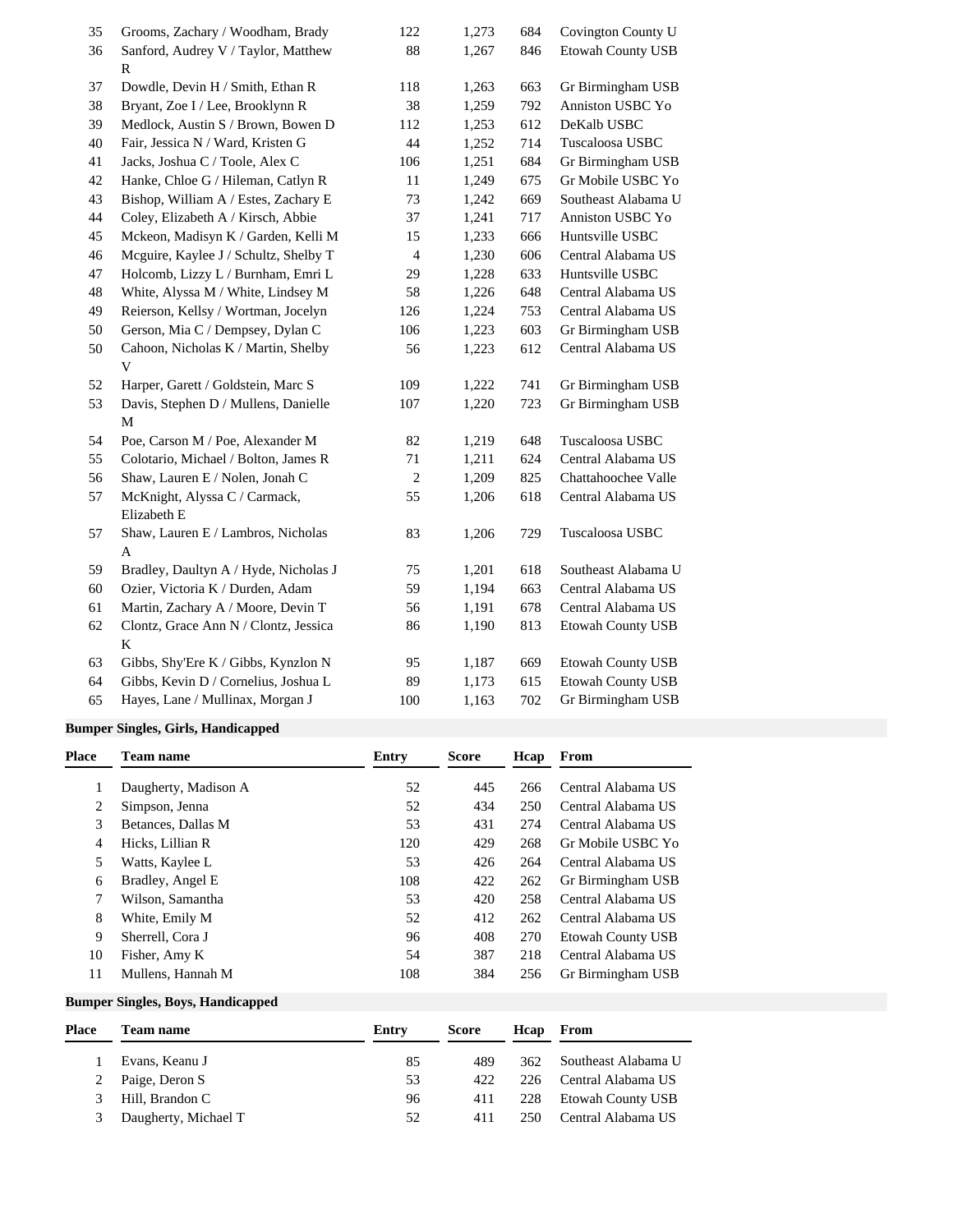| Place | Team name | Entry | Score | Hcap | From |
|---|---|---|---|---|---|
| 35 | Grooms, Zachary / Woodham, Brady | 122 | 1,273 | 684 | Covington County U |
| 36 | Sanford, Audrey V / Taylor, Matthew R | 88 | 1,267 | 846 | Etowah County USB |
| 37 | Dowdle, Devin H / Smith, Ethan R | 118 | 1,263 | 663 | Gr Birmingham USB |
| 38 | Bryant, Zoe I / Lee, Brooklynn R | 38 | 1,259 | 792 | Anniston USBC Yo |
| 39 | Medlock, Austin S / Brown, Bowen D | 112 | 1,253 | 612 | DeKalb USBC |
| 40 | Fair, Jessica N / Ward, Kristen G | 44 | 1,252 | 714 | Tuscaloosa USBC |
| 41 | Jacks, Joshua C / Toole, Alex C | 106 | 1,251 | 684 | Gr Birmingham USB |
| 42 | Hanke, Chloe G / Hileman, Catlyn R | 11 | 1,249 | 675 | Gr Mobile USBC Yo |
| 43 | Bishop, William A / Estes, Zachary E | 73 | 1,242 | 669 | Southeast Alabama U |
| 44 | Coley, Elizabeth A / Kirsch, Abbie | 37 | 1,241 | 717 | Anniston USBC Yo |
| 45 | Mckeon, Madisyn K / Garden, Kelli M | 15 | 1,233 | 666 | Huntsville USBC |
| 46 | Mcguire, Kaylee J / Schultz, Shelby T | 4 | 1,230 | 606 | Central Alabama US |
| 47 | Holcomb, Lizzy L / Burnham, Emri L | 29 | 1,228 | 633 | Huntsville USBC |
| 48 | White, Alyssa M / White, Lindsey M | 58 | 1,226 | 648 | Central Alabama US |
| 49 | Reierson, Kellsy / Wortman, Jocelyn | 126 | 1,224 | 753 | Central Alabama US |
| 50 | Gerson, Mia C / Dempsey, Dylan C | 106 | 1,223 | 603 | Gr Birmingham USB |
| 50 | Cahoon, Nicholas K / Martin, Shelby V | 56 | 1,223 | 612 | Central Alabama US |
| 52 | Harper, Garett / Goldstein, Marc S | 109 | 1,222 | 741 | Gr Birmingham USB |
| 53 | Davis, Stephen D / Mullens, Danielle M | 107 | 1,220 | 723 | Gr Birmingham USB |
| 54 | Poe, Carson M / Poe, Alexander M | 82 | 1,219 | 648 | Tuscaloosa USBC |
| 55 | Colotario, Michael / Bolton, James R | 71 | 1,211 | 624 | Central Alabama US |
| 56 | Shaw, Lauren E / Nolen, Jonah C | 2 | 1,209 | 825 | Chattahoochee Valle |
| 57 | McKnight, Alyssa C / Carmack, Elizabeth E | 55 | 1,206 | 618 | Central Alabama US |
| 57 | Shaw, Lauren E / Lambros, Nicholas A | 83 | 1,206 | 729 | Tuscaloosa USBC |
| 59 | Bradley, Daultyn A / Hyde, Nicholas J | 75 | 1,201 | 618 | Southeast Alabama U |
| 60 | Ozier, Victoria K / Durden, Adam | 59 | 1,194 | 663 | Central Alabama US |
| 61 | Martin, Zachary A / Moore, Devin T | 56 | 1,191 | 678 | Central Alabama US |
| 62 | Clontz, Grace Ann N / Clontz, Jessica K | 86 | 1,190 | 813 | Etowah County USB |
| 63 | Gibbs, Shy'Ere K / Gibbs, Kynzlon N | 95 | 1,187 | 669 | Etowah County USB |
| 64 | Gibbs, Kevin D / Cornelius, Joshua L | 89 | 1,173 | 615 | Etowah County USB |
| 65 | Hayes, Lane / Mullinax, Morgan J | 100 | 1,163 | 702 | Gr Birmingham USB |

**Bumper Singles, Girls, Handicapped**

| Place | Team name | Entry | Score | Hcap | From |
|---|---|---|---|---|---|
| 1 | Daugherty, Madison A | 52 | 445 | 266 | Central Alabama US |
| 2 | Simpson, Jenna | 52 | 434 | 250 | Central Alabama US |
| 3 | Betances, Dallas M | 53 | 431 | 274 | Central Alabama US |
| 4 | Hicks, Lillian R | 120 | 429 | 268 | Gr Mobile USBC Yo |
| 5 | Watts, Kaylee L | 53 | 426 | 264 | Central Alabama US |
| 6 | Bradley, Angel E | 108 | 422 | 262 | Gr Birmingham USB |
| 7 | Wilson, Samantha | 53 | 420 | 258 | Central Alabama US |
| 8 | White, Emily M | 52 | 412 | 262 | Central Alabama US |
| 9 | Sherrell, Cora J | 96 | 408 | 270 | Etowah County USB |
| 10 | Fisher, Amy K | 54 | 387 | 218 | Central Alabama US |
| 11 | Mullens, Hannah M | 108 | 384 | 256 | Gr Birmingham USB |

**Bumper Singles, Boys, Handicapped**

| Place | Team name | Entry | Score | Hcap | From |
|---|---|---|---|---|---|
| 1 | Evans, Keanu J | 85 | 489 | 362 | Southeast Alabama U |
| 2 | Paige, Deron S | 53 | 422 | 226 | Central Alabama US |
| 3 | Hill, Brandon C | 96 | 411 | 228 | Etowah County USB |
| 3 | Daugherty, Michael T | 52 | 411 | 250 | Central Alabama US |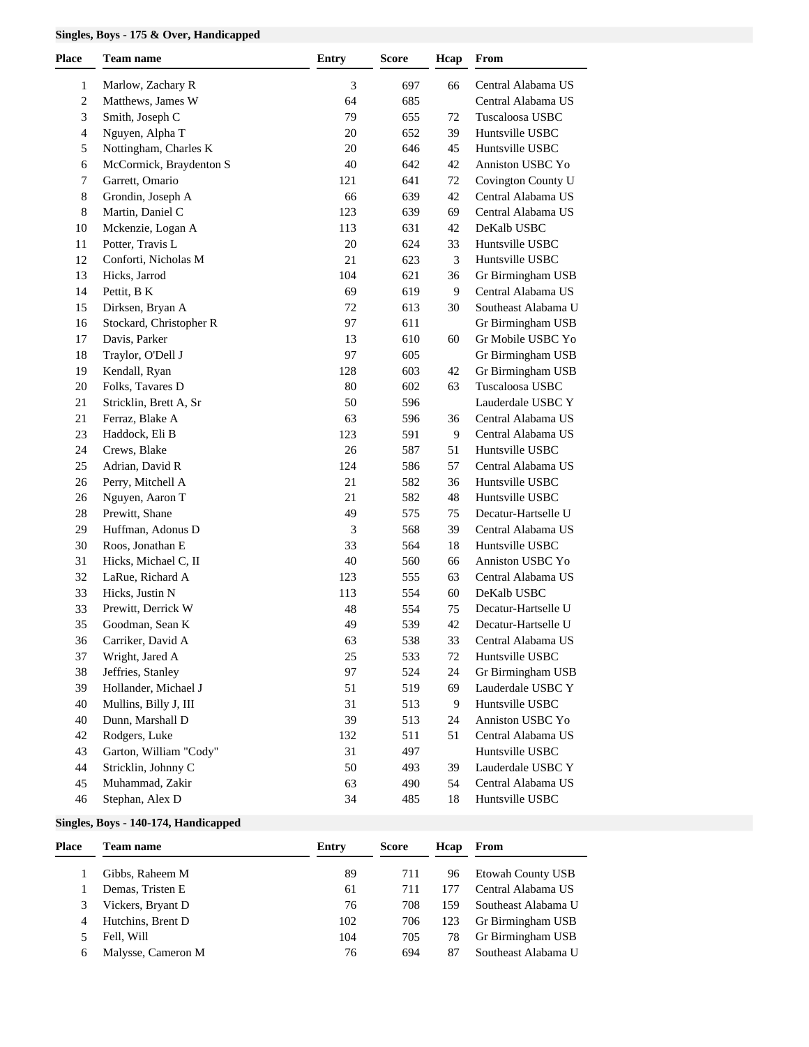### Singles, Boys - 175 & Over, Handicapped

| Place | Team name | Entry | Score | Hcap | From |
|---|---|---|---|---|---|
| 1 | Marlow, Zachary R | 3 | 697 | 66 | Central Alabama US |
| 2 | Matthews, James W | 64 | 685 | | Central Alabama US |
| 3 | Smith, Joseph C | 79 | 655 | 72 | Tuscaloosa USBC |
| 4 | Nguyen, Alpha T | 20 | 652 | 39 | Huntsville USBC |
| 5 | Nottingham, Charles K | 20 | 646 | 45 | Huntsville USBC |
| 6 | McCormick, Braydenton S | 40 | 642 | 42 | Anniston USBC Yo |
| 7 | Garrett, Omario | 121 | 641 | 72 | Covington County U |
| 8 | Grondin, Joseph A | 66 | 639 | 42 | Central Alabama US |
| 8 | Martin, Daniel C | 123 | 639 | 69 | Central Alabama US |
| 10 | Mckenzie, Logan A | 113 | 631 | 42 | DeKalb USBC |
| 11 | Potter, Travis L | 20 | 624 | 33 | Huntsville USBC |
| 12 | Conforti, Nicholas M | 21 | 623 | 3 | Huntsville USBC |
| 13 | Hicks, Jarrod | 104 | 621 | 36 | Gr Birmingham USB |
| 14 | Pettit, B K | 69 | 619 | 9 | Central Alabama US |
| 15 | Dirksen, Bryan A | 72 | 613 | 30 | Southeast Alabama U |
| 16 | Stockard, Christopher R | 97 | 611 | | Gr Birmingham USB |
| 17 | Davis, Parker | 13 | 610 | 60 | Gr Mobile USBC Yo |
| 18 | Traylor, O'Dell J | 97 | 605 | | Gr Birmingham USB |
| 19 | Kendall, Ryan | 128 | 603 | 42 | Gr Birmingham USB |
| 20 | Folks, Tavares D | 80 | 602 | 63 | Tuscaloosa USBC |
| 21 | Stricklin, Brett A, Sr | 50 | 596 | | Lauderdale USBC Y |
| 21 | Ferraz, Blake A | 63 | 596 | 36 | Central Alabama US |
| 23 | Haddock, Eli B | 123 | 591 | 9 | Central Alabama US |
| 24 | Crews, Blake | 26 | 587 | 51 | Huntsville USBC |
| 25 | Adrian, David R | 124 | 586 | 57 | Central Alabama US |
| 26 | Perry, Mitchell A | 21 | 582 | 36 | Huntsville USBC |
| 26 | Nguyen, Aaron T | 21 | 582 | 48 | Huntsville USBC |
| 28 | Prewitt, Shane | 49 | 575 | 75 | Decatur-Hartselle U |
| 29 | Huffman, Adonus D | 3 | 568 | 39 | Central Alabama US |
| 30 | Roos, Jonathan E | 33 | 564 | 18 | Huntsville USBC |
| 31 | Hicks, Michael C, II | 40 | 560 | 66 | Anniston USBC Yo |
| 32 | LaRue, Richard A | 123 | 555 | 63 | Central Alabama US |
| 33 | Hicks, Justin N | 113 | 554 | 60 | DeKalb USBC |
| 33 | Prewitt, Derrick W | 48 | 554 | 75 | Decatur-Hartselle U |
| 35 | Goodman, Sean K | 49 | 539 | 42 | Decatur-Hartselle U |
| 36 | Carriker, David A | 63 | 538 | 33 | Central Alabama US |
| 37 | Wright, Jared A | 25 | 533 | 72 | Huntsville USBC |
| 38 | Jeffries, Stanley | 97 | 524 | 24 | Gr Birmingham USB |
| 39 | Hollander, Michael J | 51 | 519 | 69 | Lauderdale USBC Y |
| 40 | Mullins, Billy J, III | 31 | 513 | 9 | Huntsville USBC |
| 40 | Dunn, Marshall D | 39 | 513 | 24 | Anniston USBC Yo |
| 42 | Rodgers, Luke | 132 | 511 | 51 | Central Alabama US |
| 43 | Garton, William "Cody" | 31 | 497 | | Huntsville USBC |
| 44 | Stricklin, Johnny C | 50 | 493 | 39 | Lauderdale USBC Y |
| 45 | Muhammad, Zakir | 63 | 490 | 54 | Central Alabama US |
| 46 | Stephan, Alex D | 34 | 485 | 18 | Huntsville USBC |

### Singles, Boys - 140-174, Handicapped

| Place | Team name | Entry | Score | Hcap | From |
|---|---|---|---|---|---|
| 1 | Gibbs, Raheem M | 89 | 711 | 96 | Etowah County USB |
| 1 | Demas, Tristen E | 61 | 711 | 177 | Central Alabama US |
| 3 | Vickers, Bryant D | 76 | 708 | 159 | Southeast Alabama U |
| 4 | Hutchins, Brent D | 102 | 706 | 123 | Gr Birmingham USB |
| 5 | Fell, Will | 104 | 705 | 78 | Gr Birmingham USB |
| 6 | Malysse, Cameron M | 76 | 694 | 87 | Southeast Alabama U |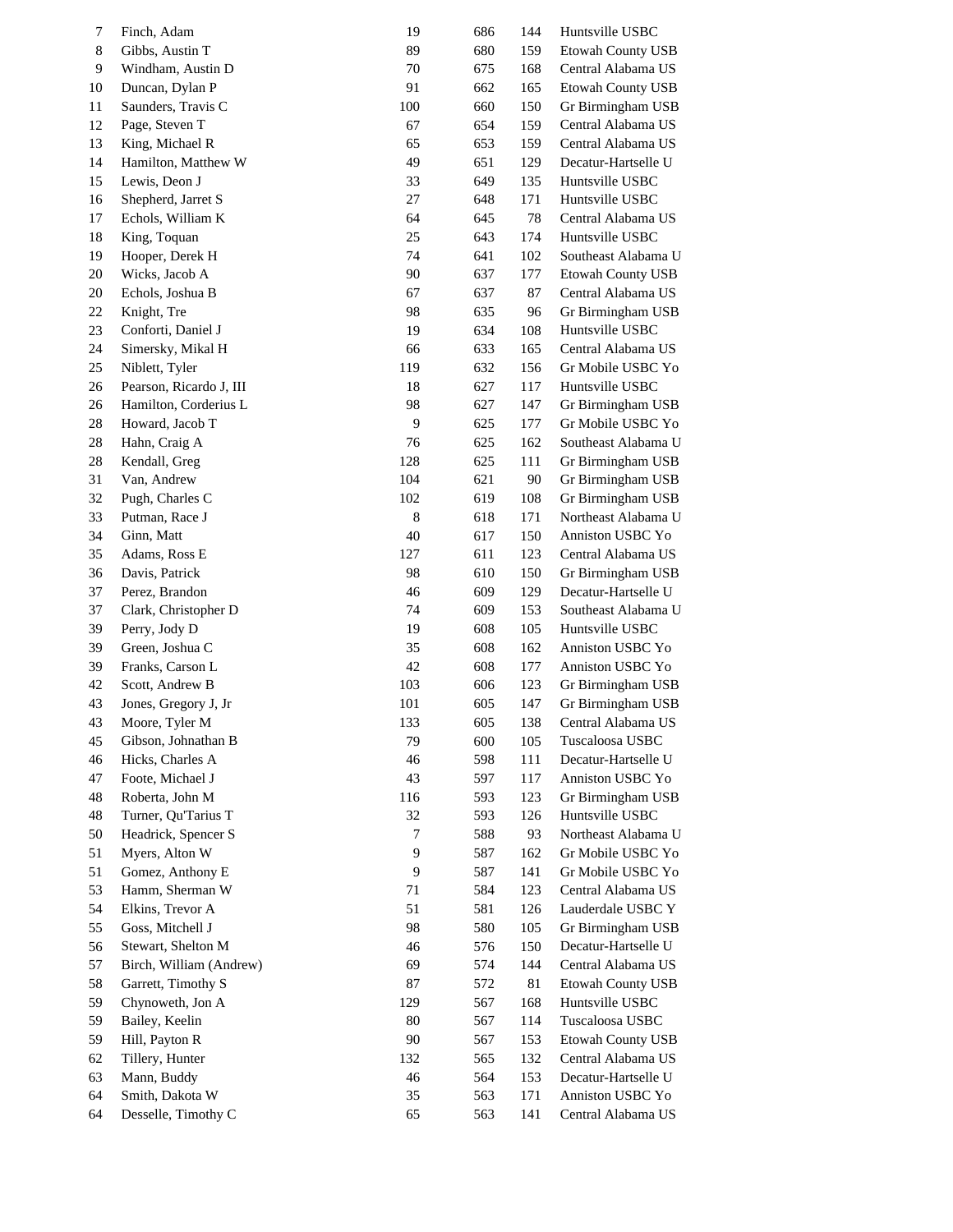| | | | | | |
|---|---|---|---|---|---|
| 7 | Finch, Adam | 19 | 686 | 144 | Huntsville USBC |
| 8 | Gibbs, Austin T | 89 | 680 | 159 | Etowah County USB |
| 9 | Windham, Austin D | 70 | 675 | 168 | Central Alabama US |
| 10 | Duncan, Dylan P | 91 | 662 | 165 | Etowah County USB |
| 11 | Saunders, Travis C | 100 | 660 | 150 | Gr Birmingham USB |
| 12 | Page, Steven T | 67 | 654 | 159 | Central Alabama US |
| 13 | King, Michael R | 65 | 653 | 159 | Central Alabama US |
| 14 | Hamilton, Matthew W | 49 | 651 | 129 | Decatur-Hartselle U |
| 15 | Lewis, Deon J | 33 | 649 | 135 | Huntsville USBC |
| 16 | Shepherd, Jarret S | 27 | 648 | 171 | Huntsville USBC |
| 17 | Echols, William K | 64 | 645 | 78 | Central Alabama US |
| 18 | King, Toquan | 25 | 643 | 174 | Huntsville USBC |
| 19 | Hooper, Derek H | 74 | 641 | 102 | Southeast Alabama U |
| 20 | Wicks, Jacob A | 90 | 637 | 177 | Etowah County USB |
| 20 | Echols, Joshua B | 67 | 637 | 87 | Central Alabama US |
| 22 | Knight, Tre | 98 | 635 | 96 | Gr Birmingham USB |
| 23 | Conforti, Daniel J | 19 | 634 | 108 | Huntsville USBC |
| 24 | Simersky, Mikal H | 66 | 633 | 165 | Central Alabama US |
| 25 | Niblett, Tyler | 119 | 632 | 156 | Gr Mobile USBC Yo |
| 26 | Pearson, Ricardo J, III | 18 | 627 | 117 | Huntsville USBC |
| 26 | Hamilton, Corderius L | 98 | 627 | 147 | Gr Birmingham USB |
| 28 | Howard, Jacob T | 9 | 625 | 177 | Gr Mobile USBC Yo |
| 28 | Hahn, Craig A | 76 | 625 | 162 | Southeast Alabama U |
| 28 | Kendall, Greg | 128 | 625 | 111 | Gr Birmingham USB |
| 31 | Van, Andrew | 104 | 621 | 90 | Gr Birmingham USB |
| 32 | Pugh, Charles C | 102 | 619 | 108 | Gr Birmingham USB |
| 33 | Putman, Race J | 8 | 618 | 171 | Northeast Alabama U |
| 34 | Ginn, Matt | 40 | 617 | 150 | Anniston USBC Yo |
| 35 | Adams, Ross E | 127 | 611 | 123 | Central Alabama US |
| 36 | Davis, Patrick | 98 | 610 | 150 | Gr Birmingham USB |
| 37 | Perez, Brandon | 46 | 609 | 129 | Decatur-Hartselle U |
| 37 | Clark, Christopher D | 74 | 609 | 153 | Southeast Alabama U |
| 39 | Perry, Jody D | 19 | 608 | 105 | Huntsville USBC |
| 39 | Green, Joshua C | 35 | 608 | 162 | Anniston USBC Yo |
| 39 | Franks, Carson L | 42 | 608 | 177 | Anniston USBC Yo |
| 42 | Scott, Andrew B | 103 | 606 | 123 | Gr Birmingham USB |
| 43 | Jones, Gregory J, Jr | 101 | 605 | 147 | Gr Birmingham USB |
| 43 | Moore, Tyler M | 133 | 605 | 138 | Central Alabama US |
| 45 | Gibson, Johnathan B | 79 | 600 | 105 | Tuscaloosa USBC |
| 46 | Hicks, Charles A | 46 | 598 | 111 | Decatur-Hartselle U |
| 47 | Foote, Michael J | 43 | 597 | 117 | Anniston USBC Yo |
| 48 | Roberta, John M | 116 | 593 | 123 | Gr Birmingham USB |
| 48 | Turner, Qu'Tarius T | 32 | 593 | 126 | Huntsville USBC |
| 50 | Headrick, Spencer S | 7 | 588 | 93 | Northeast Alabama U |
| 51 | Myers, Alton W | 9 | 587 | 162 | Gr Mobile USBC Yo |
| 51 | Gomez, Anthony E | 9 | 587 | 141 | Gr Mobile USBC Yo |
| 53 | Hamm, Sherman W | 71 | 584 | 123 | Central Alabama US |
| 54 | Elkins, Trevor A | 51 | 581 | 126 | Lauderdale USBC Y |
| 55 | Goss, Mitchell J | 98 | 580 | 105 | Gr Birmingham USB |
| 56 | Stewart, Shelton M | 46 | 576 | 150 | Decatur-Hartselle U |
| 57 | Birch, William (Andrew) | 69 | 574 | 144 | Central Alabama US |
| 58 | Garrett, Timothy S | 87 | 572 | 81 | Etowah County USB |
| 59 | Chynoweth, Jon A | 129 | 567 | 168 | Huntsville USBC |
| 59 | Bailey, Keelin | 80 | 567 | 114 | Tuscaloosa USBC |
| 59 | Hill, Payton R | 90 | 567 | 153 | Etowah County USB |
| 62 | Tillery, Hunter | 132 | 565 | 132 | Central Alabama US |
| 63 | Mann, Buddy | 46 | 564 | 153 | Decatur-Hartselle U |
| 64 | Smith, Dakota W | 35 | 563 | 171 | Anniston USBC Yo |
| 64 | Desselle, Timothy C | 65 | 563 | 141 | Central Alabama US |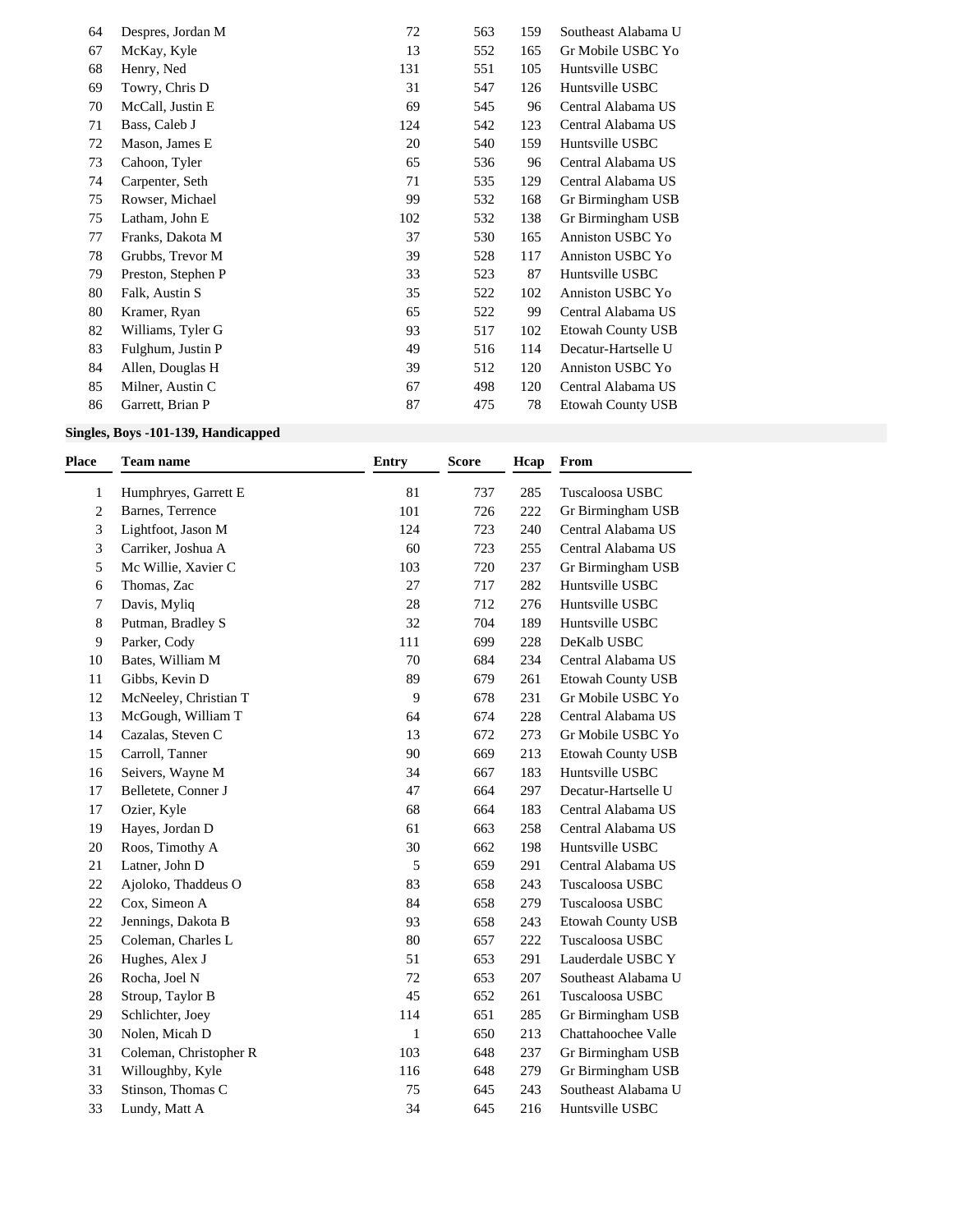| Place | Team name | Entry | Score | Hcap | From |
|---|---|---|---|---|---|
| 64 | Despres, Jordan M | 72 | 563 | 159 | Southeast Alabama U |
| 67 | McKay, Kyle | 13 | 552 | 165 | Gr Mobile USBC Yo |
| 68 | Henry, Ned | 131 | 551 | 105 | Huntsville USBC |
| 69 | Towry, Chris D | 31 | 547 | 126 | Huntsville USBC |
| 70 | McCall, Justin E | 69 | 545 | 96 | Central Alabama US |
| 71 | Bass, Caleb J | 124 | 542 | 123 | Central Alabama US |
| 72 | Mason, James E | 20 | 540 | 159 | Huntsville USBC |
| 73 | Cahoon, Tyler | 65 | 536 | 96 | Central Alabama US |
| 74 | Carpenter, Seth | 71 | 535 | 129 | Central Alabama US |
| 75 | Rowser, Michael | 99 | 532 | 168 | Gr Birmingham USB |
| 75 | Latham, John E | 102 | 532 | 138 | Gr Birmingham USB |
| 77 | Franks, Dakota M | 37 | 530 | 165 | Anniston USBC Yo |
| 78 | Grubbs, Trevor M | 39 | 528 | 117 | Anniston USBC Yo |
| 79 | Preston, Stephen P | 33 | 523 | 87 | Huntsville USBC |
| 80 | Falk, Austin S | 35 | 522 | 102 | Anniston USBC Yo |
| 80 | Kramer, Ryan | 65 | 522 | 99 | Central Alabama US |
| 82 | Williams, Tyler G | 93 | 517 | 102 | Etowah County USB |
| 83 | Fulghum, Justin P | 49 | 516 | 114 | Decatur-Hartselle U |
| 84 | Allen, Douglas H | 39 | 512 | 120 | Anniston USBC Yo |
| 85 | Milner, Austin C | 67 | 498 | 120 | Central Alabama US |
| 86 | Garrett, Brian P | 87 | 475 | 78 | Etowah County USB |

**Singles, Boys -101-139, Handicapped**

| Place | Team name | Entry | Score | Hcap | From |
|---|---|---|---|---|---|
| 1 | Humphryes, Garrett E | 81 | 737 | 285 | Tuscaloosa USBC |
| 2 | Barnes, Terrence | 101 | 726 | 222 | Gr Birmingham USB |
| 3 | Lightfoot, Jason M | 124 | 723 | 240 | Central Alabama US |
| 3 | Carriker, Joshua A | 60 | 723 | 255 | Central Alabama US |
| 5 | Mc Willie, Xavier C | 103 | 720 | 237 | Gr Birmingham USB |
| 6 | Thomas, Zac | 27 | 717 | 282 | Huntsville USBC |
| 7 | Davis, Myliq | 28 | 712 | 276 | Huntsville USBC |
| 8 | Putman, Bradley S | 32 | 704 | 189 | Huntsville USBC |
| 9 | Parker, Cody | 111 | 699 | 228 | DeKalb USBC |
| 10 | Bates, William M | 70 | 684 | 234 | Central Alabama US |
| 11 | Gibbs, Kevin D | 89 | 679 | 261 | Etowah County USB |
| 12 | McNeeley, Christian T | 9 | 678 | 231 | Gr Mobile USBC Yo |
| 13 | McGough, William T | 64 | 674 | 228 | Central Alabama US |
| 14 | Cazalas, Steven C | 13 | 672 | 273 | Gr Mobile USBC Yo |
| 15 | Carroll, Tanner | 90 | 669 | 213 | Etowah County USB |
| 16 | Seivers, Wayne M | 34 | 667 | 183 | Huntsville USBC |
| 17 | Belletete, Conner J | 47 | 664 | 297 | Decatur-Hartselle U |
| 17 | Ozier, Kyle | 68 | 664 | 183 | Central Alabama US |
| 19 | Hayes, Jordan D | 61 | 663 | 258 | Central Alabama US |
| 20 | Roos, Timothy A | 30 | 662 | 198 | Huntsville USBC |
| 21 | Latner, John D | 5 | 659 | 291 | Central Alabama US |
| 22 | Ajoloko, Thaddeus O | 83 | 658 | 243 | Tuscaloosa USBC |
| 22 | Cox, Simeon A | 84 | 658 | 279 | Tuscaloosa USBC |
| 22 | Jennings, Dakota B | 93 | 658 | 243 | Etowah County USB |
| 25 | Coleman, Charles L | 80 | 657 | 222 | Tuscaloosa USBC |
| 26 | Hughes, Alex J | 51 | 653 | 291 | Lauderdale USBC Y |
| 26 | Rocha, Joel N | 72 | 653 | 207 | Southeast Alabama U |
| 28 | Stroup, Taylor B | 45 | 652 | 261 | Tuscaloosa USBC |
| 29 | Schlichter, Joey | 114 | 651 | 285 | Gr Birmingham USB |
| 30 | Nolen, Micah D | 1 | 650 | 213 | Chattahoochee Valle |
| 31 | Coleman, Christopher R | 103 | 648 | 237 | Gr Birmingham USB |
| 31 | Willoughby, Kyle | 116 | 648 | 279 | Gr Birmingham USB |
| 33 | Stinson, Thomas C | 75 | 645 | 243 | Southeast Alabama U |
| 33 | Lundy, Matt A | 34 | 645 | 216 | Huntsville USBC |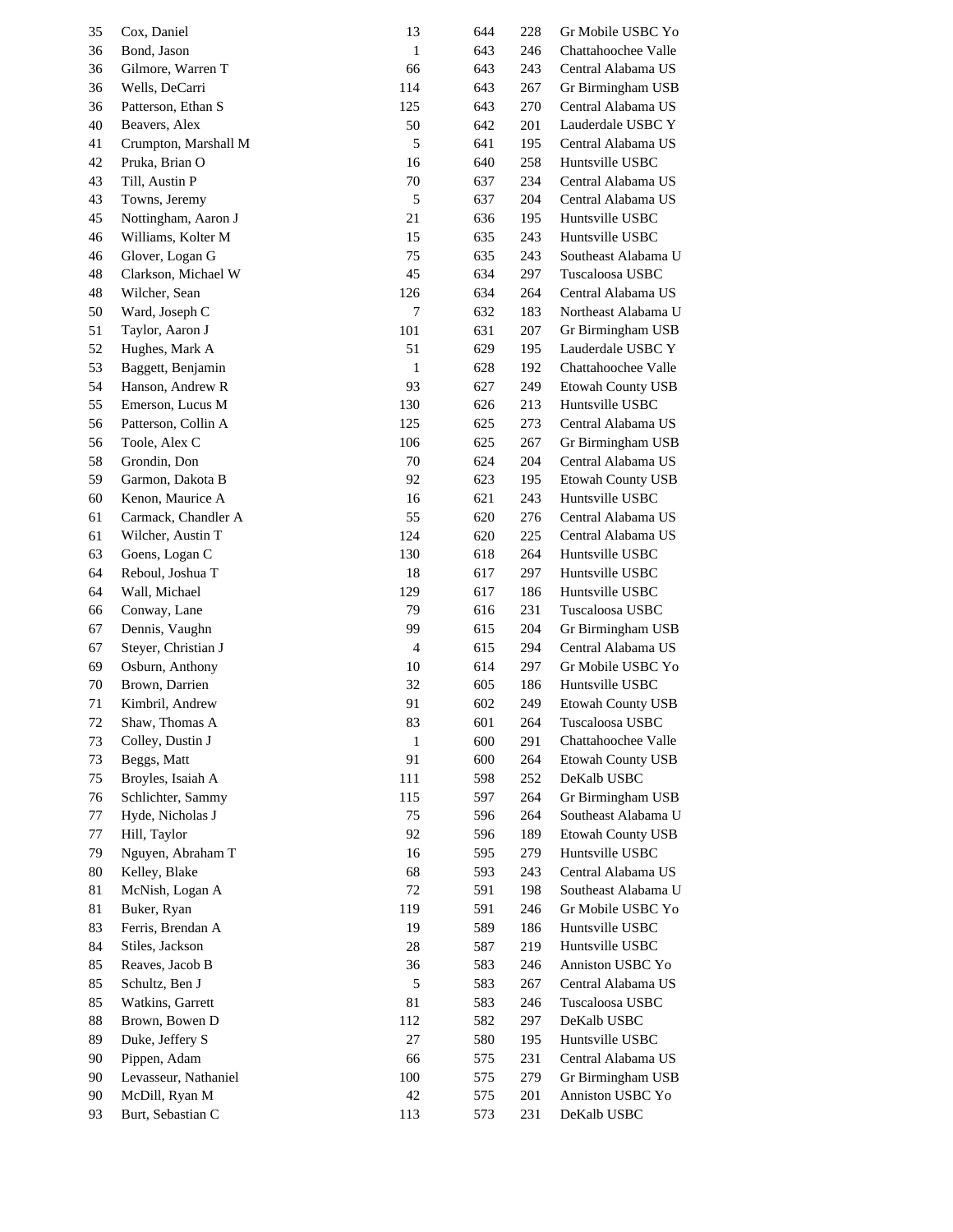| | | | | | |
|---|---|---|---|---|---|
| 35 | Cox, Daniel | 13 | 644 | 228 | Gr Mobile USBC Yo |
| 36 | Bond, Jason | 1 | 643 | 246 | Chattahoochee Valle |
| 36 | Gilmore, Warren T | 66 | 643 | 243 | Central Alabama US |
| 36 | Wells, DeCarri | 114 | 643 | 267 | Gr Birmingham USB |
| 36 | Patterson, Ethan S | 125 | 643 | 270 | Central Alabama US |
| 40 | Beavers, Alex | 50 | 642 | 201 | Lauderdale USBC Y |
| 41 | Crumpton, Marshall M | 5 | 641 | 195 | Central Alabama US |
| 42 | Pruka, Brian O | 16 | 640 | 258 | Huntsville USBC |
| 43 | Till, Austin P | 70 | 637 | 234 | Central Alabama US |
| 43 | Towns, Jeremy | 5 | 637 | 204 | Central Alabama US |
| 45 | Nottingham, Aaron J | 21 | 636 | 195 | Huntsville USBC |
| 46 | Williams, Kolter M | 15 | 635 | 243 | Huntsville USBC |
| 46 | Glover, Logan G | 75 | 635 | 243 | Southeast Alabama U |
| 48 | Clarkson, Michael W | 45 | 634 | 297 | Tuscaloosa USBC |
| 48 | Wilcher, Sean | 126 | 634 | 264 | Central Alabama US |
| 50 | Ward, Joseph C | 7 | 632 | 183 | Northeast Alabama U |
| 51 | Taylor, Aaron J | 101 | 631 | 207 | Gr Birmingham USB |
| 52 | Hughes, Mark A | 51 | 629 | 195 | Lauderdale USBC Y |
| 53 | Baggett, Benjamin | 1 | 628 | 192 | Chattahoochee Valle |
| 54 | Hanson, Andrew R | 93 | 627 | 249 | Etowah County USB |
| 55 | Emerson, Lucus M | 130 | 626 | 213 | Huntsville USBC |
| 56 | Patterson, Collin A | 125 | 625 | 273 | Central Alabama US |
| 56 | Toole, Alex C | 106 | 625 | 267 | Gr Birmingham USB |
| 58 | Grondin, Don | 70 | 624 | 204 | Central Alabama US |
| 59 | Garmon, Dakota B | 92 | 623 | 195 | Etowah County USB |
| 60 | Kenon, Maurice A | 16 | 621 | 243 | Huntsville USBC |
| 61 | Carmack, Chandler A | 55 | 620 | 276 | Central Alabama US |
| 61 | Wilcher, Austin T | 124 | 620 | 225 | Central Alabama US |
| 63 | Goens, Logan C | 130 | 618 | 264 | Huntsville USBC |
| 64 | Reboul, Joshua T | 18 | 617 | 297 | Huntsville USBC |
| 64 | Wall, Michael | 129 | 617 | 186 | Huntsville USBC |
| 66 | Conway, Lane | 79 | 616 | 231 | Tuscaloosa USBC |
| 67 | Dennis, Vaughn | 99 | 615 | 204 | Gr Birmingham USB |
| 67 | Steyer, Christian J | 4 | 615 | 294 | Central Alabama US |
| 69 | Osburn, Anthony | 10 | 614 | 297 | Gr Mobile USBC Yo |
| 70 | Brown, Darrien | 32 | 605 | 186 | Huntsville USBC |
| 71 | Kimbril, Andrew | 91 | 602 | 249 | Etowah County USB |
| 72 | Shaw, Thomas A | 83 | 601 | 264 | Tuscaloosa USBC |
| 73 | Colley, Dustin J | 1 | 600 | 291 | Chattahoochee Valle |
| 73 | Beggs, Matt | 91 | 600 | 264 | Etowah County USB |
| 75 | Broyles, Isaiah A | 111 | 598 | 252 | DeKalb USBC |
| 76 | Schlichter, Sammy | 115 | 597 | 264 | Gr Birmingham USB |
| 77 | Hyde, Nicholas J | 75 | 596 | 264 | Southeast Alabama U |
| 77 | Hill, Taylor | 92 | 596 | 189 | Etowah County USB |
| 79 | Nguyen, Abraham T | 16 | 595 | 279 | Huntsville USBC |
| 80 | Kelley, Blake | 68 | 593 | 243 | Central Alabama US |
| 81 | McNish, Logan A | 72 | 591 | 198 | Southeast Alabama U |
| 81 | Buker, Ryan | 119 | 591 | 246 | Gr Mobile USBC Yo |
| 83 | Ferris, Brendan A | 19 | 589 | 186 | Huntsville USBC |
| 84 | Stiles, Jackson | 28 | 587 | 219 | Huntsville USBC |
| 85 | Reaves, Jacob B | 36 | 583 | 246 | Anniston USBC Yo |
| 85 | Schultz, Ben J | 5 | 583 | 267 | Central Alabama US |
| 85 | Watkins, Garrett | 81 | 583 | 246 | Tuscaloosa USBC |
| 88 | Brown, Bowen D | 112 | 582 | 297 | DeKalb USBC |
| 89 | Duke, Jeffery S | 27 | 580 | 195 | Huntsville USBC |
| 90 | Pippen, Adam | 66 | 575 | 231 | Central Alabama US |
| 90 | Levasseur, Nathaniel | 100 | 575 | 279 | Gr Birmingham USB |
| 90 | McDill, Ryan M | 42 | 575 | 201 | Anniston USBC Yo |
| 93 | Burt, Sebastian C | 113 | 573 | 231 | DeKalb USBC |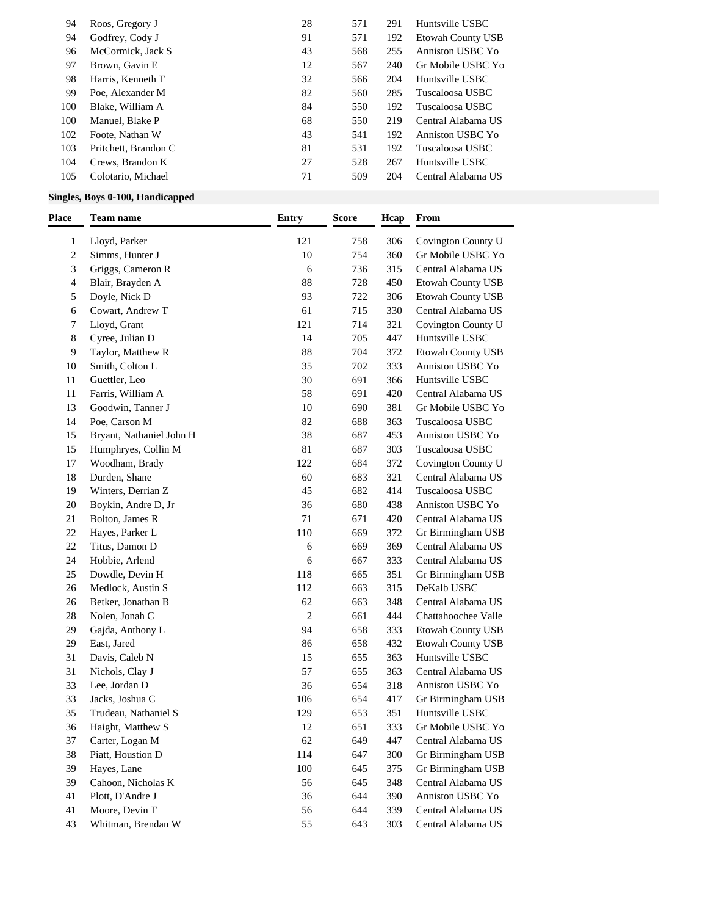| | | | | | |
|---|---|---|---|---|---|
| 94 | Roos, Gregory J | 28 | 571 | 291 | Huntsville USBC |
| 94 | Godfrey, Cody J | 91 | 571 | 192 | Etowah County USB |
| 96 | McCormick, Jack S | 43 | 568 | 255 | Anniston USBC Yo |
| 97 | Brown, Gavin E | 12 | 567 | 240 | Gr Mobile USBC Yo |
| 98 | Harris, Kenneth T | 32 | 566 | 204 | Huntsville USBC |
| 99 | Poe, Alexander M | 82 | 560 | 285 | Tuscaloosa USBC |
| 100 | Blake, William A | 84 | 550 | 192 | Tuscaloosa USBC |
| 100 | Manuel, Blake P | 68 | 550 | 219 | Central Alabama US |
| 102 | Foote, Nathan W | 43 | 541 | 192 | Anniston USBC Yo |
| 103 | Pritchett, Brandon C | 81 | 531 | 192 | Tuscaloosa USBC |
| 104 | Crews, Brandon K | 27 | 528 | 267 | Huntsville USBC |
| 105 | Colotario, Michael | 71 | 509 | 204 | Central Alabama US |

**Singles, Boys 0-100, Handicapped**

| Place | Team name | Entry | Score | Hcap | From |
|---|---|---|---|---|---|
| 1 | Lloyd, Parker | 121 | 758 | 306 | Covington County U |
| 2 | Simms, Hunter J | 10 | 754 | 360 | Gr Mobile USBC Yo |
| 3 | Griggs, Cameron R | 6 | 736 | 315 | Central Alabama US |
| 4 | Blair, Brayden A | 88 | 728 | 450 | Etowah County USB |
| 5 | Doyle, Nick D | 93 | 722 | 306 | Etowah County USB |
| 6 | Cowart, Andrew T | 61 | 715 | 330 | Central Alabama US |
| 7 | Lloyd, Grant | 121 | 714 | 321 | Covington County U |
| 8 | Cyree, Julian D | 14 | 705 | 447 | Huntsville USBC |
| 9 | Taylor, Matthew R | 88 | 704 | 372 | Etowah County USB |
| 10 | Smith, Colton L | 35 | 702 | 333 | Anniston USBC Yo |
| 11 | Guettler, Leo | 30 | 691 | 366 | Huntsville USBC |
| 11 | Farris, William A | 58 | 691 | 420 | Central Alabama US |
| 13 | Goodwin, Tanner J | 10 | 690 | 381 | Gr Mobile USBC Yo |
| 14 | Poe, Carson M | 82 | 688 | 363 | Tuscaloosa USBC |
| 15 | Bryant, Nathaniel John H | 38 | 687 | 453 | Anniston USBC Yo |
| 15 | Humphryes, Collin M | 81 | 687 | 303 | Tuscaloosa USBC |
| 17 | Woodham, Brady | 122 | 684 | 372 | Covington County U |
| 18 | Durden, Shane | 60 | 683 | 321 | Central Alabama US |
| 19 | Winters, Derrian Z | 45 | 682 | 414 | Tuscaloosa USBC |
| 20 | Boykin, Andre D, Jr | 36 | 680 | 438 | Anniston USBC Yo |
| 21 | Bolton, James R | 71 | 671 | 420 | Central Alabama US |
| 22 | Hayes, Parker L | 110 | 669 | 372 | Gr Birmingham USB |
| 22 | Titus, Damon D | 6 | 669 | 369 | Central Alabama US |
| 24 | Hobbie, Arlend | 6 | 667 | 333 | Central Alabama US |
| 25 | Dowdle, Devin H | 118 | 665 | 351 | Gr Birmingham USB |
| 26 | Medlock, Austin S | 112 | 663 | 315 | DeKalb USBC |
| 26 | Betker, Jonathan B | 62 | 663 | 348 | Central Alabama US |
| 28 | Nolen, Jonah C | 2 | 661 | 444 | Chattahoochee Valle |
| 29 | Gajda, Anthony L | 94 | 658 | 333 | Etowah County USB |
| 29 | East, Jared | 86 | 658 | 432 | Etowah County USB |
| 31 | Davis, Caleb N | 15 | 655 | 363 | Huntsville USBC |
| 31 | Nichols, Clay J | 57 | 655 | 363 | Central Alabama US |
| 33 | Lee, Jordan D | 36 | 654 | 318 | Anniston USBC Yo |
| 33 | Jacks, Joshua C | 106 | 654 | 417 | Gr Birmingham USB |
| 35 | Trudeau, Nathaniel S | 129 | 653 | 351 | Huntsville USBC |
| 36 | Haight, Matthew S | 12 | 651 | 333 | Gr Mobile USBC Yo |
| 37 | Carter, Logan M | 62 | 649 | 447 | Central Alabama US |
| 38 | Piatt, Houstion D | 114 | 647 | 300 | Gr Birmingham USB |
| 39 | Hayes, Lane | 100 | 645 | 375 | Gr Birmingham USB |
| 39 | Cahoon, Nicholas K | 56 | 645 | 348 | Central Alabama US |
| 41 | Plott, D'Andre J | 36 | 644 | 390 | Anniston USBC Yo |
| 41 | Moore, Devin T | 56 | 644 | 339 | Central Alabama US |
| 43 | Whitman, Brendan W | 55 | 643 | 303 | Central Alabama US |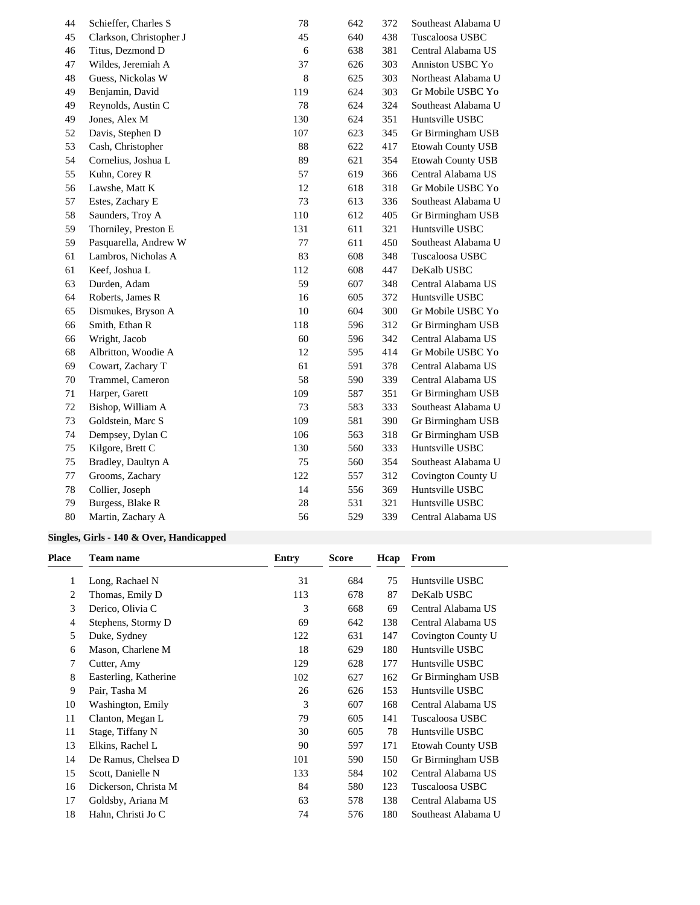| Place | Team name | Entry | Score | Hcap | From |
|---|---|---|---|---|---|
| 44 | Schieffer, Charles S | 78 | 642 | 372 | Southeast Alabama U |
| 45 | Clarkson, Christopher J | 45 | 640 | 438 | Tuscaloosa USBC |
| 46 | Titus, Dezmond D | 6 | 638 | 381 | Central Alabama US |
| 47 | Wildes, Jeremiah A | 37 | 626 | 303 | Anniston USBC Yo |
| 48 | Guess, Nickolas W | 8 | 625 | 303 | Northeast Alabama U |
| 49 | Benjamin, David | 119 | 624 | 303 | Gr Mobile USBC Yo |
| 49 | Reynolds, Austin C | 78 | 624 | 324 | Southeast Alabama U |
| 49 | Jones, Alex M | 130 | 624 | 351 | Huntsville USBC |
| 52 | Davis, Stephen D | 107 | 623 | 345 | Gr Birmingham USB |
| 53 | Cash, Christopher | 88 | 622 | 417 | Etowah County USB |
| 54 | Cornelius, Joshua L | 89 | 621 | 354 | Etowah County USB |
| 55 | Kuhn, Corey R | 57 | 619 | 366 | Central Alabama US |
| 56 | Lawshe, Matt K | 12 | 618 | 318 | Gr Mobile USBC Yo |
| 57 | Estes, Zachary E | 73 | 613 | 336 | Southeast Alabama U |
| 58 | Saunders, Troy A | 110 | 612 | 405 | Gr Birmingham USB |
| 59 | Thorniley, Preston E | 131 | 611 | 321 | Huntsville USBC |
| 59 | Pasquarella, Andrew W | 77 | 611 | 450 | Southeast Alabama U |
| 61 | Lambros, Nicholas A | 83 | 608 | 348 | Tuscaloosa USBC |
| 61 | Keef, Joshua L | 112 | 608 | 447 | DeKalb USBC |
| 63 | Durden, Adam | 59 | 607 | 348 | Central Alabama US |
| 64 | Roberts, James R | 16 | 605 | 372 | Huntsville USBC |
| 65 | Dismukes, Bryson A | 10 | 604 | 300 | Gr Mobile USBC Yo |
| 66 | Smith, Ethan R | 118 | 596 | 312 | Gr Birmingham USB |
| 66 | Wright, Jacob | 60 | 596 | 342 | Central Alabama US |
| 68 | Albritton, Woodie A | 12 | 595 | 414 | Gr Mobile USBC Yo |
| 69 | Cowart, Zachary T | 61 | 591 | 378 | Central Alabama US |
| 70 | Trammel, Cameron | 58 | 590 | 339 | Central Alabama US |
| 71 | Harper, Garett | 109 | 587 | 351 | Gr Birmingham USB |
| 72 | Bishop, William A | 73 | 583 | 333 | Southeast Alabama U |
| 73 | Goldstein, Marc S | 109 | 581 | 390 | Gr Birmingham USB |
| 74 | Dempsey, Dylan C | 106 | 563 | 318 | Gr Birmingham USB |
| 75 | Kilgore, Brett C | 130 | 560 | 333 | Huntsville USBC |
| 75 | Bradley, Daultyn A | 75 | 560 | 354 | Southeast Alabama U |
| 77 | Grooms, Zachary | 122 | 557 | 312 | Covington County U |
| 78 | Collier, Joseph | 14 | 556 | 369 | Huntsville USBC |
| 79 | Burgess, Blake R | 28 | 531 | 321 | Huntsville USBC |
| 80 | Martin, Zachary A | 56 | 529 | 339 | Central Alabama US |

**Singles, Girls - 140 & Over, Handicapped**

| Place | Team name | Entry | Score | Hcap | From |
|---|---|---|---|---|---|
| 1 | Long, Rachael N | 31 | 684 | 75 | Huntsville USBC |
| 2 | Thomas, Emily D | 113 | 678 | 87 | DeKalb USBC |
| 3 | Derico, Olivia C | 3 | 668 | 69 | Central Alabama US |
| 4 | Stephens, Stormy D | 69 | 642 | 138 | Central Alabama US |
| 5 | Duke, Sydney | 122 | 631 | 147 | Covington County U |
| 6 | Mason, Charlene M | 18 | 629 | 180 | Huntsville USBC |
| 7 | Cutter, Amy | 129 | 628 | 177 | Huntsville USBC |
| 8 | Easterling, Katherine | 102 | 627 | 162 | Gr Birmingham USB |
| 9 | Pair, Tasha M | 26 | 626 | 153 | Huntsville USBC |
| 10 | Washington, Emily | 3 | 607 | 168 | Central Alabama US |
| 11 | Clanton, Megan L | 79 | 605 | 141 | Tuscaloosa USBC |
| 11 | Stage, Tiffany N | 30 | 605 | 78 | Huntsville USBC |
| 13 | Elkins, Rachel L | 90 | 597 | 171 | Etowah County USB |
| 14 | De Ramus, Chelsea D | 101 | 590 | 150 | Gr Birmingham USB |
| 15 | Scott, Danielle N | 133 | 584 | 102 | Central Alabama US |
| 16 | Dickerson, Christa M | 84 | 580 | 123 | Tuscaloosa USBC |
| 17 | Goldsby, Ariana M | 63 | 578 | 138 | Central Alabama US |
| 18 | Hahn, Christi Jo C | 74 | 576 | 180 | Southeast Alabama U |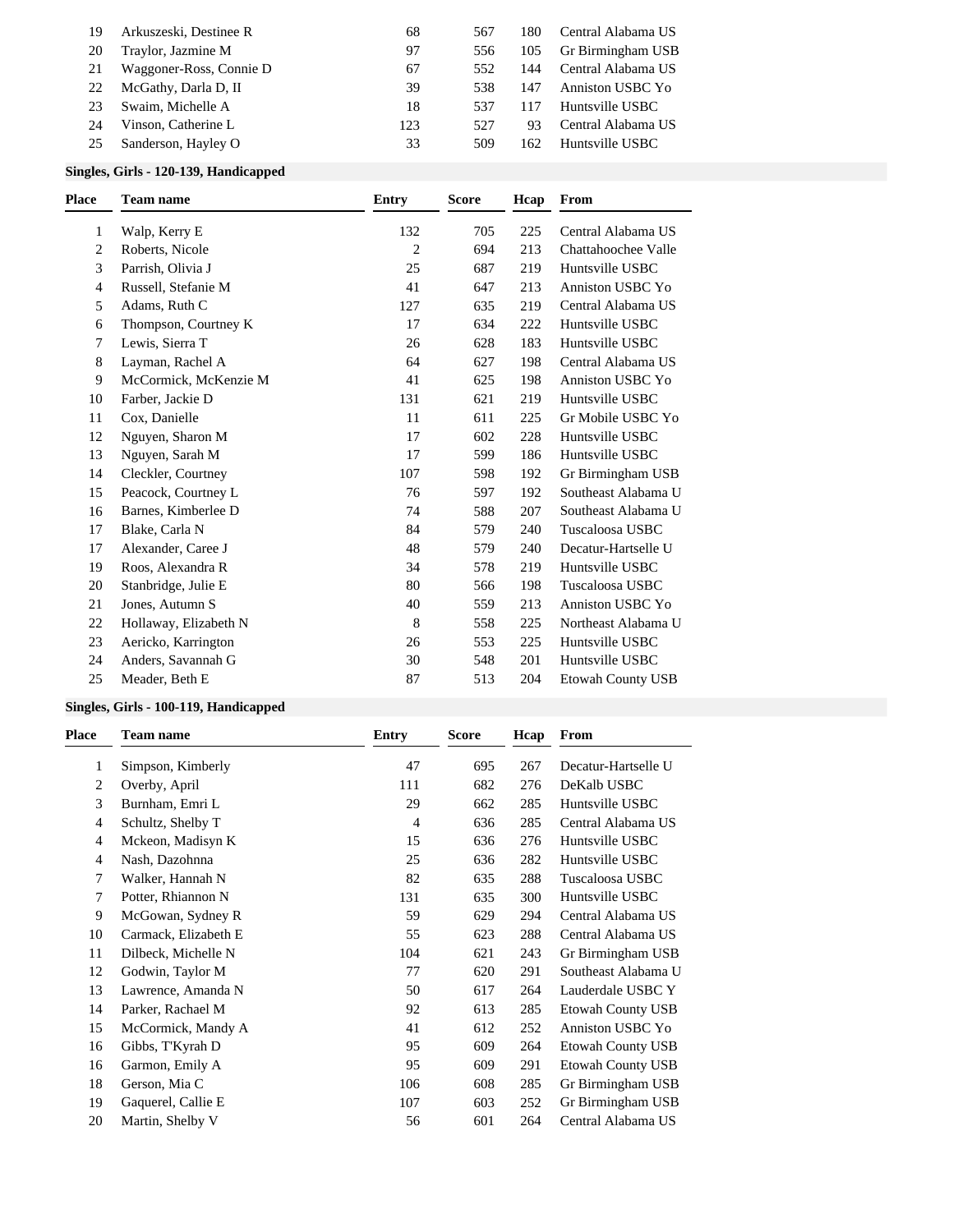| Place | Team name | Entry | Score | Hcap | From |
|---|---|---|---|---|---|
| 19 | Arkuszeski, Destinee R | 68 | 567 | 180 | Central Alabama US |
| 20 | Traylor, Jazmine M | 97 | 556 | 105 | Gr Birmingham USB |
| 21 | Waggoner-Ross, Connie D | 67 | 552 | 144 | Central Alabama US |
| 22 | McGathy, Darla D, II | 39 | 538 | 147 | Anniston USBC Yo |
| 23 | Swaim, Michelle A | 18 | 537 | 117 | Huntsville USBC |
| 24 | Vinson, Catherine L | 123 | 527 | 93 | Central Alabama US |
| 25 | Sanderson, Hayley O | 33 | 509 | 162 | Huntsville USBC |

**Singles, Girls - 120-139, Handicapped**

| Place | Team name | Entry | Score | Hcap | From |
|---|---|---|---|---|---|
| 1 | Walp, Kerry E | 132 | 705 | 225 | Central Alabama US |
| 2 | Roberts, Nicole | 2 | 694 | 213 | Chattahoochee Valle |
| 3 | Parrish, Olivia J | 25 | 687 | 219 | Huntsville USBC |
| 4 | Russell, Stefanie M | 41 | 647 | 213 | Anniston USBC Yo |
| 5 | Adams, Ruth C | 127 | 635 | 219 | Central Alabama US |
| 6 | Thompson, Courtney K | 17 | 634 | 222 | Huntsville USBC |
| 7 | Lewis, Sierra T | 26 | 628 | 183 | Huntsville USBC |
| 8 | Layman, Rachel A | 64 | 627 | 198 | Central Alabama US |
| 9 | McCormick, McKenzie M | 41 | 625 | 198 | Anniston USBC Yo |
| 10 | Farber, Jackie D | 131 | 621 | 219 | Huntsville USBC |
| 11 | Cox, Danielle | 11 | 611 | 225 | Gr Mobile USBC Yo |
| 12 | Nguyen, Sharon M | 17 | 602 | 228 | Huntsville USBC |
| 13 | Nguyen, Sarah M | 17 | 599 | 186 | Huntsville USBC |
| 14 | Cleckler, Courtney | 107 | 598 | 192 | Gr Birmingham USB |
| 15 | Peacock, Courtney L | 76 | 597 | 192 | Southeast Alabama U |
| 16 | Barnes, Kimberlee D | 74 | 588 | 207 | Southeast Alabama U |
| 17 | Blake, Carla N | 84 | 579 | 240 | Tuscaloosa USBC |
| 17 | Alexander, Caree J | 48 | 579 | 240 | Decatur-Hartselle U |
| 19 | Roos, Alexandra R | 34 | 578 | 219 | Huntsville USBC |
| 20 | Stanbridge, Julie E | 80 | 566 | 198 | Tuscaloosa USBC |
| 21 | Jones, Autumn S | 40 | 559 | 213 | Anniston USBC Yo |
| 22 | Hollaway, Elizabeth N | 8 | 558 | 225 | Northeast Alabama U |
| 23 | Aericko, Karrington | 26 | 553 | 225 | Huntsville USBC |
| 24 | Anders, Savannah G | 30 | 548 | 201 | Huntsville USBC |
| 25 | Meader, Beth E | 87 | 513 | 204 | Etowah County USB |

**Singles, Girls - 100-119, Handicapped**

| Place | Team name | Entry | Score | Hcap | From |
|---|---|---|---|---|---|
| 1 | Simpson, Kimberly | 47 | 695 | 267 | Decatur-Hartselle U |
| 2 | Overby, April | 111 | 682 | 276 | DeKalb USBC |
| 3 | Burnham, Emri L | 29 | 662 | 285 | Huntsville USBC |
| 4 | Schultz, Shelby T | 4 | 636 | 285 | Central Alabama US |
| 4 | Mckeon, Madisyn K | 15 | 636 | 276 | Huntsville USBC |
| 4 | Nash, Dazohnna | 25 | 636 | 282 | Huntsville USBC |
| 7 | Walker, Hannah N | 82 | 635 | 288 | Tuscaloosa USBC |
| 7 | Potter, Rhiannon N | 131 | 635 | 300 | Huntsville USBC |
| 9 | McGowan, Sydney R | 59 | 629 | 294 | Central Alabama US |
| 10 | Carmack, Elizabeth E | 55 | 623 | 288 | Central Alabama US |
| 11 | Dilbeck, Michelle N | 104 | 621 | 243 | Gr Birmingham USB |
| 12 | Godwin, Taylor M | 77 | 620 | 291 | Southeast Alabama U |
| 13 | Lawrence, Amanda N | 50 | 617 | 264 | Lauderdale USBC Y |
| 14 | Parker, Rachael M | 92 | 613 | 285 | Etowah County USB |
| 15 | McCormick, Mandy A | 41 | 612 | 252 | Anniston USBC Yo |
| 16 | Gibbs, T'Kyrah D | 95 | 609 | 264 | Etowah County USB |
| 16 | Garmon, Emily A | 95 | 609 | 291 | Etowah County USB |
| 18 | Gerson, Mia C | 106 | 608 | 285 | Gr Birmingham USB |
| 19 | Gaquerel, Callie E | 107 | 603 | 252 | Gr Birmingham USB |
| 20 | Martin, Shelby V | 56 | 601 | 264 | Central Alabama US |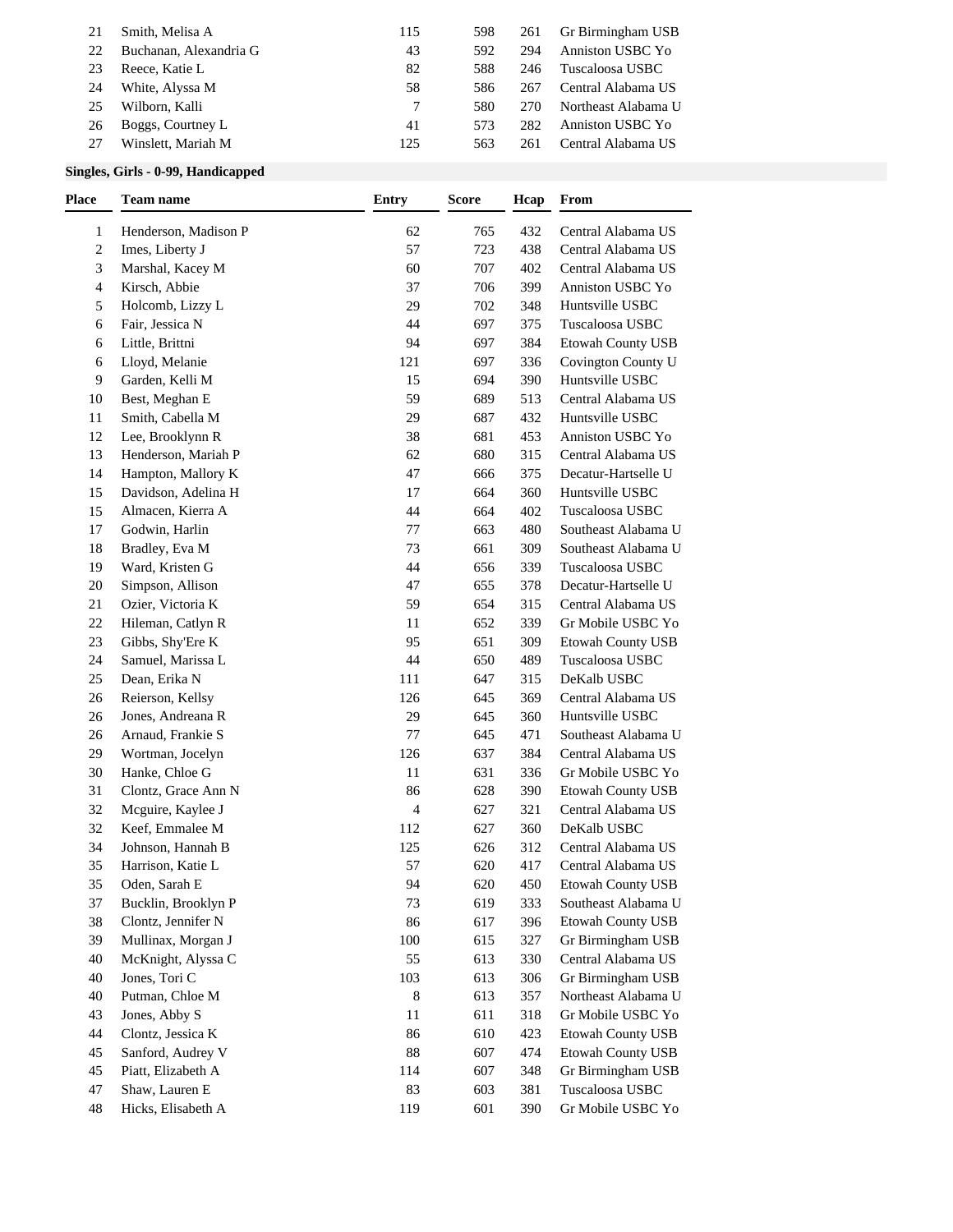| | | | | | |
|---|---|---|---|---|---|
| 21 | Smith, Melisa A | 115 | 598 | 261 | Gr Birmingham USB |
| 22 | Buchanan, Alexandria G | 43 | 592 | 294 | Anniston USBC Yo |
| 23 | Reece, Katie L | 82 | 588 | 246 | Tuscaloosa USBC |
| 24 | White, Alyssa M | 58 | 586 | 267 | Central Alabama US |
| 25 | Wilborn, Kalli | 7 | 580 | 270 | Northeast Alabama U |
| 26 | Boggs, Courtney L | 41 | 573 | 282 | Anniston USBC Yo |
| 27 | Winslett, Mariah M | 125 | 563 | 261 | Central Alabama US |

**Singles, Girls - 0-99, Handicapped**

| Place | Team name | Entry | Score | Hcap | From |
|---|---|---|---|---|---|
| 1 | Henderson, Madison P | 62 | 765 | 432 | Central Alabama US |
| 2 | Imes, Liberty J | 57 | 723 | 438 | Central Alabama US |
| 3 | Marshal, Kacey M | 60 | 707 | 402 | Central Alabama US |
| 4 | Kirsch, Abbie | 37 | 706 | 399 | Anniston USBC Yo |
| 5 | Holcomb, Lizzy L | 29 | 702 | 348 | Huntsville USBC |
| 6 | Fair, Jessica N | 44 | 697 | 375 | Tuscaloosa USBC |
| 6 | Little, Brittni | 94 | 697 | 384 | Etowah County USB |
| 6 | Lloyd, Melanie | 121 | 697 | 336 | Covington County U |
| 9 | Garden, Kelli M | 15 | 694 | 390 | Huntsville USBC |
| 10 | Best, Meghan E | 59 | 689 | 513 | Central Alabama US |
| 11 | Smith, Cabella M | 29 | 687 | 432 | Huntsville USBC |
| 12 | Lee, Brooklynn R | 38 | 681 | 453 | Anniston USBC Yo |
| 13 | Henderson, Mariah P | 62 | 680 | 315 | Central Alabama US |
| 14 | Hampton, Mallory K | 47 | 666 | 375 | Decatur-Hartselle U |
| 15 | Davidson, Adelina H | 17 | 664 | 360 | Huntsville USBC |
| 15 | Almacen, Kierra A | 44 | 664 | 402 | Tuscaloosa USBC |
| 17 | Godwin, Harlin | 77 | 663 | 480 | Southeast Alabama U |
| 18 | Bradley, Eva M | 73 | 661 | 309 | Southeast Alabama U |
| 19 | Ward, Kristen G | 44 | 656 | 339 | Tuscaloosa USBC |
| 20 | Simpson, Allison | 47 | 655 | 378 | Decatur-Hartselle U |
| 21 | Ozier, Victoria K | 59 | 654 | 315 | Central Alabama US |
| 22 | Hileman, Catlyn R | 11 | 652 | 339 | Gr Mobile USBC Yo |
| 23 | Gibbs, Shy'Ere K | 95 | 651 | 309 | Etowah County USB |
| 24 | Samuel, Marissa L | 44 | 650 | 489 | Tuscaloosa USBC |
| 25 | Dean, Erika N | 111 | 647 | 315 | DeKalb USBC |
| 26 | Reierson, Kellsy | 126 | 645 | 369 | Central Alabama US |
| 26 | Jones, Andreana R | 29 | 645 | 360 | Huntsville USBC |
| 26 | Arnaud, Frankie S | 77 | 645 | 471 | Southeast Alabama U |
| 29 | Wortman, Jocelyn | 126 | 637 | 384 | Central Alabama US |
| 30 | Hanke, Chloe G | 11 | 631 | 336 | Gr Mobile USBC Yo |
| 31 | Clontz, Grace Ann N | 86 | 628 | 390 | Etowah County USB |
| 32 | Mcguire, Kaylee J | 4 | 627 | 321 | Central Alabama US |
| 32 | Keef, Emmalee M | 112 | 627 | 360 | DeKalb USBC |
| 34 | Johnson, Hannah B | 125 | 626 | 312 | Central Alabama US |
| 35 | Harrison, Katie L | 57 | 620 | 417 | Central Alabama US |
| 35 | Oden, Sarah E | 94 | 620 | 450 | Etowah County USB |
| 37 | Bucklin, Brooklyn P | 73 | 619 | 333 | Southeast Alabama U |
| 38 | Clontz, Jennifer N | 86 | 617 | 396 | Etowah County USB |
| 39 | Mullinax, Morgan J | 100 | 615 | 327 | Gr Birmingham USB |
| 40 | McKnight, Alyssa C | 55 | 613 | 330 | Central Alabama US |
| 40 | Jones, Tori C | 103 | 613 | 306 | Gr Birmingham USB |
| 40 | Putman, Chloe M | 8 | 613 | 357 | Northeast Alabama U |
| 43 | Jones, Abby S | 11 | 611 | 318 | Gr Mobile USBC Yo |
| 44 | Clontz, Jessica K | 86 | 610 | 423 | Etowah County USB |
| 45 | Sanford, Audrey V | 88 | 607 | 474 | Etowah County USB |
| 45 | Piatt, Elizabeth A | 114 | 607 | 348 | Gr Birmingham USB |
| 47 | Shaw, Lauren E | 83 | 603 | 381 | Tuscaloosa USBC |
| 48 | Hicks, Elisabeth A | 119 | 601 | 390 | Gr Mobile USBC Yo |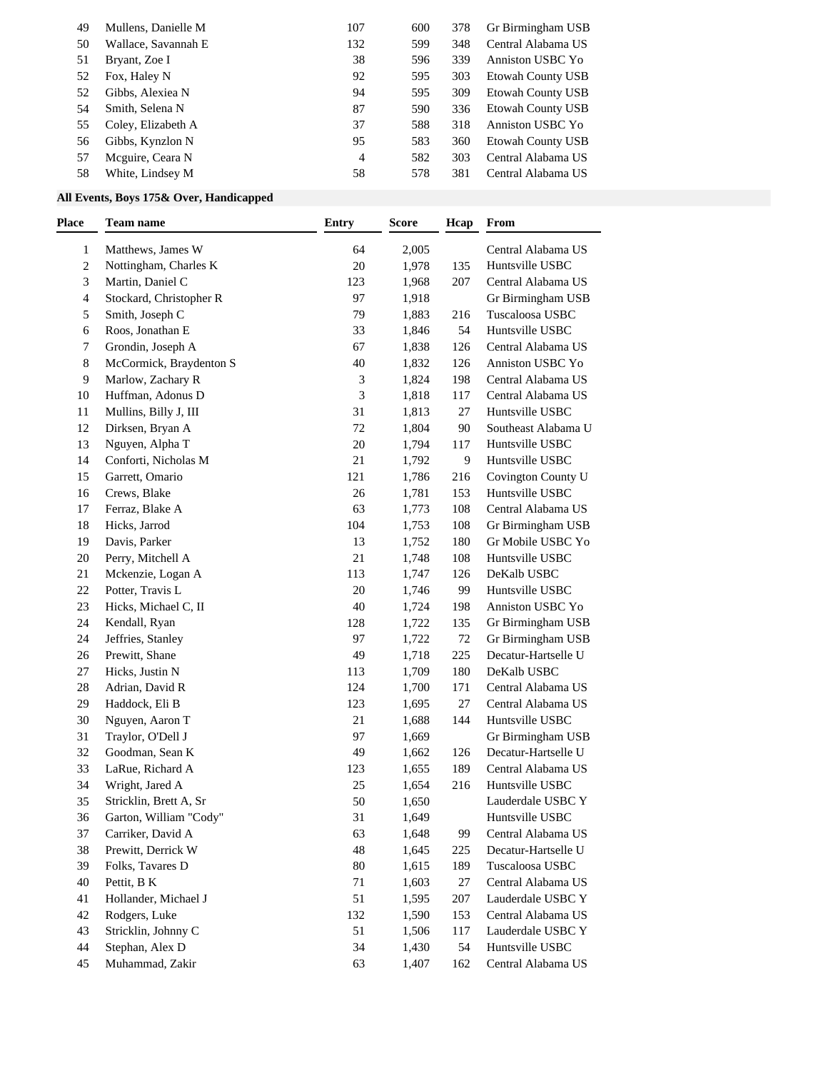| | | | | | |
|---|---|---|---|---|---|
| 49 | Mullens, Danielle M | 107 | 600 | 378 | Gr Birmingham USB |
| 50 | Wallace, Savannah E | 132 | 599 | 348 | Central Alabama US |
| 51 | Bryant, Zoe I | 38 | 596 | 339 | Anniston USBC Yo |
| 52 | Fox, Haley N | 92 | 595 | 303 | Etowah County USB |
| 52 | Gibbs, Alexiea N | 94 | 595 | 309 | Etowah County USB |
| 54 | Smith, Selena N | 87 | 590 | 336 | Etowah County USB |
| 55 | Coley, Elizabeth A | 37 | 588 | 318 | Anniston USBC Yo |
| 56 | Gibbs, Kynzlon N | 95 | 583 | 360 | Etowah County USB |
| 57 | Mcguire, Ceara N | 4 | 582 | 303 | Central Alabama US |
| 58 | White, Lindsey M | 58 | 578 | 381 | Central Alabama US |

**All Events, Boys 175& Over, Handicapped**

| Place | Team name | Entry | Score | Hcap | From |
|---|---|---|---|---|---|
| 1 | Matthews, James W | 64 | 2,005 | | Central Alabama US |
| 2 | Nottingham, Charles K | 20 | 1,978 | 135 | Huntsville USBC |
| 3 | Martin, Daniel C | 123 | 1,968 | 207 | Central Alabama US |
| 4 | Stockard, Christopher R | 97 | 1,918 | | Gr Birmingham USB |
| 5 | Smith, Joseph C | 79 | 1,883 | 216 | Tuscaloosa USBC |
| 6 | Roos, Jonathan E | 33 | 1,846 | 54 | Huntsville USBC |
| 7 | Grondin, Joseph A | 67 | 1,838 | 126 | Central Alabama US |
| 8 | McCormick, Braydenton S | 40 | 1,832 | 126 | Anniston USBC Yo |
| 9 | Marlow, Zachary R | 3 | 1,824 | 198 | Central Alabama US |
| 10 | Huffman, Adonus D | 3 | 1,818 | 117 | Central Alabama US |
| 11 | Mullins, Billy J, III | 31 | 1,813 | 27 | Huntsville USBC |
| 12 | Dirksen, Bryan A | 72 | 1,804 | 90 | Southeast Alabama U |
| 13 | Nguyen, Alpha T | 20 | 1,794 | 117 | Huntsville USBC |
| 14 | Conforti, Nicholas M | 21 | 1,792 | 9 | Huntsville USBC |
| 15 | Garrett, Omario | 121 | 1,786 | 216 | Covington County U |
| 16 | Crews, Blake | 26 | 1,781 | 153 | Huntsville USBC |
| 17 | Ferraz, Blake A | 63 | 1,773 | 108 | Central Alabama US |
| 18 | Hicks, Jarrod | 104 | 1,753 | 108 | Gr Birmingham USB |
| 19 | Davis, Parker | 13 | 1,752 | 180 | Gr Mobile USBC Yo |
| 20 | Perry, Mitchell A | 21 | 1,748 | 108 | Huntsville USBC |
| 21 | Mckenzie, Logan A | 113 | 1,747 | 126 | DeKalb USBC |
| 22 | Potter, Travis L | 20 | 1,746 | 99 | Huntsville USBC |
| 23 | Hicks, Michael C, II | 40 | 1,724 | 198 | Anniston USBC Yo |
| 24 | Kendall, Ryan | 128 | 1,722 | 135 | Gr Birmingham USB |
| 24 | Jeffries, Stanley | 97 | 1,722 | 72 | Gr Birmingham USB |
| 26 | Prewitt, Shane | 49 | 1,718 | 225 | Decatur-Hartselle U |
| 27 | Hicks, Justin N | 113 | 1,709 | 180 | DeKalb USBC |
| 28 | Adrian, David R | 124 | 1,700 | 171 | Central Alabama US |
| 29 | Haddock, Eli B | 123 | 1,695 | 27 | Central Alabama US |
| 30 | Nguyen, Aaron T | 21 | 1,688 | 144 | Huntsville USBC |
| 31 | Traylor, O'Dell J | 97 | 1,669 | | Gr Birmingham USB |
| 32 | Goodman, Sean K | 49 | 1,662 | 126 | Decatur-Hartselle U |
| 33 | LaRue, Richard A | 123 | 1,655 | 189 | Central Alabama US |
| 34 | Wright, Jared A | 25 | 1,654 | 216 | Huntsville USBC |
| 35 | Stricklin, Brett A, Sr | 50 | 1,650 | | Lauderdale USBC Y |
| 36 | Garton, William "Cody" | 31 | 1,649 | | Huntsville USBC |
| 37 | Carriker, David A | 63 | 1,648 | 99 | Central Alabama US |
| 38 | Prewitt, Derrick W | 48 | 1,645 | 225 | Decatur-Hartselle U |
| 39 | Folks, Tavares D | 80 | 1,615 | 189 | Tuscaloosa USBC |
| 40 | Pettit, B K | 71 | 1,603 | 27 | Central Alabama US |
| 41 | Hollander, Michael J | 51 | 1,595 | 207 | Lauderdale USBC Y |
| 42 | Rodgers, Luke | 132 | 1,590 | 153 | Central Alabama US |
| 43 | Stricklin, Johnny C | 51 | 1,506 | 117 | Lauderdale USBC Y |
| 44 | Stephan, Alex D | 34 | 1,430 | 54 | Huntsville USBC |
| 45 | Muhammad, Zakir | 63 | 1,407 | 162 | Central Alabama US |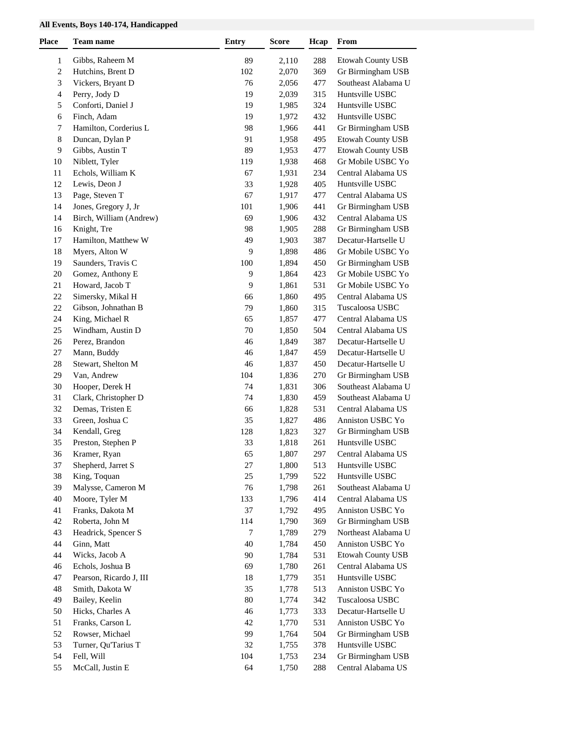**All Events, Boys 140-174, Handicapped**

| Place | Team name | Entry | Score | Hcap | From |
|---|---|---|---|---|---|
| 1 | Gibbs, Raheem M | 89 | 2,110 | 288 | Etowah County USB |
| 2 | Hutchins, Brent D | 102 | 2,070 | 369 | Gr Birmingham USB |
| 3 | Vickers, Bryant D | 76 | 2,056 | 477 | Southeast Alabama U |
| 4 | Perry, Jody D | 19 | 2,039 | 315 | Huntsville USBC |
| 5 | Conforti, Daniel J | 19 | 1,985 | 324 | Huntsville USBC |
| 6 | Finch, Adam | 19 | 1,972 | 432 | Huntsville USBC |
| 7 | Hamilton, Corderius L | 98 | 1,966 | 441 | Gr Birmingham USB |
| 8 | Duncan, Dylan P | 91 | 1,958 | 495 | Etowah County USB |
| 9 | Gibbs, Austin T | 89 | 1,953 | 477 | Etowah County USB |
| 10 | Niblett, Tyler | 119 | 1,938 | 468 | Gr Mobile USBC Yo |
| 11 | Echols, William K | 67 | 1,931 | 234 | Central Alabama US |
| 12 | Lewis, Deon J | 33 | 1,928 | 405 | Huntsville USBC |
| 13 | Page, Steven T | 67 | 1,917 | 477 | Central Alabama US |
| 14 | Jones, Gregory J, Jr | 101 | 1,906 | 441 | Gr Birmingham USB |
| 14 | Birch, William (Andrew) | 69 | 1,906 | 432 | Central Alabama US |
| 16 | Knight, Tre | 98 | 1,905 | 288 | Gr Birmingham USB |
| 17 | Hamilton, Matthew W | 49 | 1,903 | 387 | Decatur-Hartselle U |
| 18 | Myers, Alton W | 9 | 1,898 | 486 | Gr Mobile USBC Yo |
| 19 | Saunders, Travis C | 100 | 1,894 | 450 | Gr Birmingham USB |
| 20 | Gomez, Anthony E | 9 | 1,864 | 423 | Gr Mobile USBC Yo |
| 21 | Howard, Jacob T | 9 | 1,861 | 531 | Gr Mobile USBC Yo |
| 22 | Simersky, Mikal H | 66 | 1,860 | 495 | Central Alabama US |
| 22 | Gibson, Johnathan B | 79 | 1,860 | 315 | Tuscaloosa USBC |
| 24 | King, Michael R | 65 | 1,857 | 477 | Central Alabama US |
| 25 | Windham, Austin D | 70 | 1,850 | 504 | Central Alabama US |
| 26 | Perez, Brandon | 46 | 1,849 | 387 | Decatur-Hartselle U |
| 27 | Mann, Buddy | 46 | 1,847 | 459 | Decatur-Hartselle U |
| 28 | Stewart, Shelton M | 46 | 1,837 | 450 | Decatur-Hartselle U |
| 29 | Van, Andrew | 104 | 1,836 | 270 | Gr Birmingham USB |
| 30 | Hooper, Derek H | 74 | 1,831 | 306 | Southeast Alabama U |
| 31 | Clark, Christopher D | 74 | 1,830 | 459 | Southeast Alabama U |
| 32 | Demas, Tristen E | 66 | 1,828 | 531 | Central Alabama US |
| 33 | Green, Joshua C | 35 | 1,827 | 486 | Anniston USBC Yo |
| 34 | Kendall, Greg | 128 | 1,823 | 327 | Gr Birmingham USB |
| 35 | Preston, Stephen P | 33 | 1,818 | 261 | Huntsville USBC |
| 36 | Kramer, Ryan | 65 | 1,807 | 297 | Central Alabama US |
| 37 | Shepherd, Jarret S | 27 | 1,800 | 513 | Huntsville USBC |
| 38 | King, Toquan | 25 | 1,799 | 522 | Huntsville USBC |
| 39 | Malysse, Cameron M | 76 | 1,798 | 261 | Southeast Alabama U |
| 40 | Moore, Tyler M | 133 | 1,796 | 414 | Central Alabama US |
| 41 | Franks, Dakota M | 37 | 1,792 | 495 | Anniston USBC Yo |
| 42 | Roberta, John M | 114 | 1,790 | 369 | Gr Birmingham USB |
| 43 | Headrick, Spencer S | 7 | 1,789 | 279 | Northeast Alabama U |
| 44 | Ginn, Matt | 40 | 1,784 | 450 | Anniston USBC Yo |
| 44 | Wicks, Jacob A | 90 | 1,784 | 531 | Etowah County USB |
| 46 | Echols, Joshua B | 69 | 1,780 | 261 | Central Alabama US |
| 47 | Pearson, Ricardo J, III | 18 | 1,779 | 351 | Huntsville USBC |
| 48 | Smith, Dakota W | 35 | 1,778 | 513 | Anniston USBC Yo |
| 49 | Bailey, Keelin | 80 | 1,774 | 342 | Tuscaloosa USBC |
| 50 | Hicks, Charles A | 46 | 1,773 | 333 | Decatur-Hartselle U |
| 51 | Franks, Carson L | 42 | 1,770 | 531 | Anniston USBC Yo |
| 52 | Rowser, Michael | 99 | 1,764 | 504 | Gr Birmingham USB |
| 53 | Turner, Qu'Tarius T | 32 | 1,755 | 378 | Huntsville USBC |
| 54 | Fell, Will | 104 | 1,753 | 234 | Gr Birmingham USB |
| 55 | McCall, Justin E | 64 | 1,750 | 288 | Central Alabama US |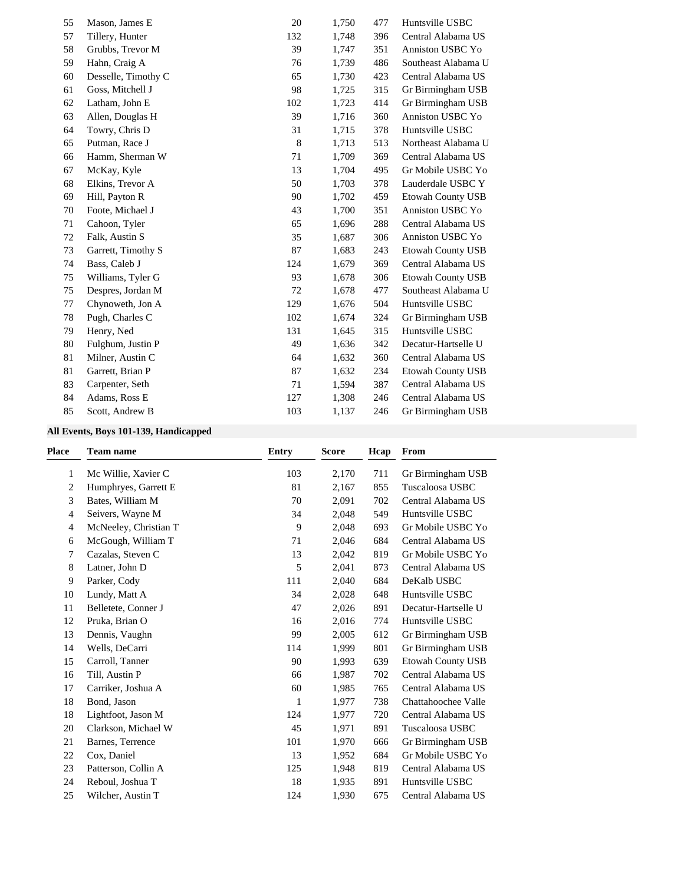| Place | Team name | Entry | Score | Hcap | From |
|---|---|---|---|---|---|
| 55 | Mason, James E | 20 | 1,750 | 477 | Huntsville USBC |
| 57 | Tillery, Hunter | 132 | 1,748 | 396 | Central Alabama US |
| 58 | Grubbs, Trevor M | 39 | 1,747 | 351 | Anniston USBC Yo |
| 59 | Hahn, Craig A | 76 | 1,739 | 486 | Southeast Alabama U |
| 60 | Desselle, Timothy C | 65 | 1,730 | 423 | Central Alabama US |
| 61 | Goss, Mitchell J | 98 | 1,725 | 315 | Gr Birmingham USB |
| 62 | Latham, John E | 102 | 1,723 | 414 | Gr Birmingham USB |
| 63 | Allen, Douglas H | 39 | 1,716 | 360 | Anniston USBC Yo |
| 64 | Towry, Chris D | 31 | 1,715 | 378 | Huntsville USBC |
| 65 | Putman, Race J | 8 | 1,713 | 513 | Northeast Alabama U |
| 66 | Hamm, Sherman W | 71 | 1,709 | 369 | Central Alabama US |
| 67 | McKay, Kyle | 13 | 1,704 | 495 | Gr Mobile USBC Yo |
| 68 | Elkins, Trevor A | 50 | 1,703 | 378 | Lauderdale USBC Y |
| 69 | Hill, Payton R | 90 | 1,702 | 459 | Etowah County USB |
| 70 | Foote, Michael J | 43 | 1,700 | 351 | Anniston USBC Yo |
| 71 | Cahoon, Tyler | 65 | 1,696 | 288 | Central Alabama US |
| 72 | Falk, Austin S | 35 | 1,687 | 306 | Anniston USBC Yo |
| 73 | Garrett, Timothy S | 87 | 1,683 | 243 | Etowah County USB |
| 74 | Bass, Caleb J | 124 | 1,679 | 369 | Central Alabama US |
| 75 | Williams, Tyler G | 93 | 1,678 | 306 | Etowah County USB |
| 75 | Despres, Jordan M | 72 | 1,678 | 477 | Southeast Alabama U |
| 77 | Chynoweth, Jon A | 129 | 1,676 | 504 | Huntsville USBC |
| 78 | Pugh, Charles C | 102 | 1,674 | 324 | Gr Birmingham USB |
| 79 | Henry, Ned | 131 | 1,645 | 315 | Huntsville USBC |
| 80 | Fulghum, Justin P | 49 | 1,636 | 342 | Decatur-Hartselle U |
| 81 | Milner, Austin C | 64 | 1,632 | 360 | Central Alabama US |
| 81 | Garrett, Brian P | 87 | 1,632 | 234 | Etowah County USB |
| 83 | Carpenter, Seth | 71 | 1,594 | 387 | Central Alabama US |
| 84 | Adams, Ross E | 127 | 1,308 | 246 | Central Alabama US |
| 85 | Scott, Andrew B | 103 | 1,137 | 246 | Gr Birmingham USB |

**All Events, Boys 101-139, Handicapped**

| Place | Team name | Entry | Score | Hcap | From |
|---|---|---|---|---|---|
| 1 | Mc Willie, Xavier C | 103 | 2,170 | 711 | Gr Birmingham USB |
| 2 | Humphryes, Garrett E | 81 | 2,167 | 855 | Tuscaloosa USBC |
| 3 | Bates, William M | 70 | 2,091 | 702 | Central Alabama US |
| 4 | Seivers, Wayne M | 34 | 2,048 | 549 | Huntsville USBC |
| 4 | McNeeley, Christian T | 9 | 2,048 | 693 | Gr Mobile USBC Yo |
| 6 | McGough, William T | 71 | 2,046 | 684 | Central Alabama US |
| 7 | Cazalas, Steven C | 13 | 2,042 | 819 | Gr Mobile USBC Yo |
| 8 | Latner, John D | 5 | 2,041 | 873 | Central Alabama US |
| 9 | Parker, Cody | 111 | 2,040 | 684 | DeKalb USBC |
| 10 | Lundy, Matt A | 34 | 2,028 | 648 | Huntsville USBC |
| 11 | Belletete, Conner J | 47 | 2,026 | 891 | Decatur-Hartselle U |
| 12 | Pruka, Brian O | 16 | 2,016 | 774 | Huntsville USBC |
| 13 | Dennis, Vaughn | 99 | 2,005 | 612 | Gr Birmingham USB |
| 14 | Wells, DeCarri | 114 | 1,999 | 801 | Gr Birmingham USB |
| 15 | Carroll, Tanner | 90 | 1,993 | 639 | Etowah County USB |
| 16 | Till, Austin P | 66 | 1,987 | 702 | Central Alabama US |
| 17 | Carriker, Joshua A | 60 | 1,985 | 765 | Central Alabama US |
| 18 | Bond, Jason | 1 | 1,977 | 738 | Chattahoochee Valle |
| 18 | Lightfoot, Jason M | 124 | 1,977 | 720 | Central Alabama US |
| 20 | Clarkson, Michael W | 45 | 1,971 | 891 | Tuscaloosa USBC |
| 21 | Barnes, Terrence | 101 | 1,970 | 666 | Gr Birmingham USB |
| 22 | Cox, Daniel | 13 | 1,952 | 684 | Gr Mobile USBC Yo |
| 23 | Patterson, Collin A | 125 | 1,948 | 819 | Central Alabama US |
| 24 | Reboul, Joshua T | 18 | 1,935 | 891 | Huntsville USBC |
| 25 | Wilcher, Austin T | 124 | 1,930 | 675 | Central Alabama US |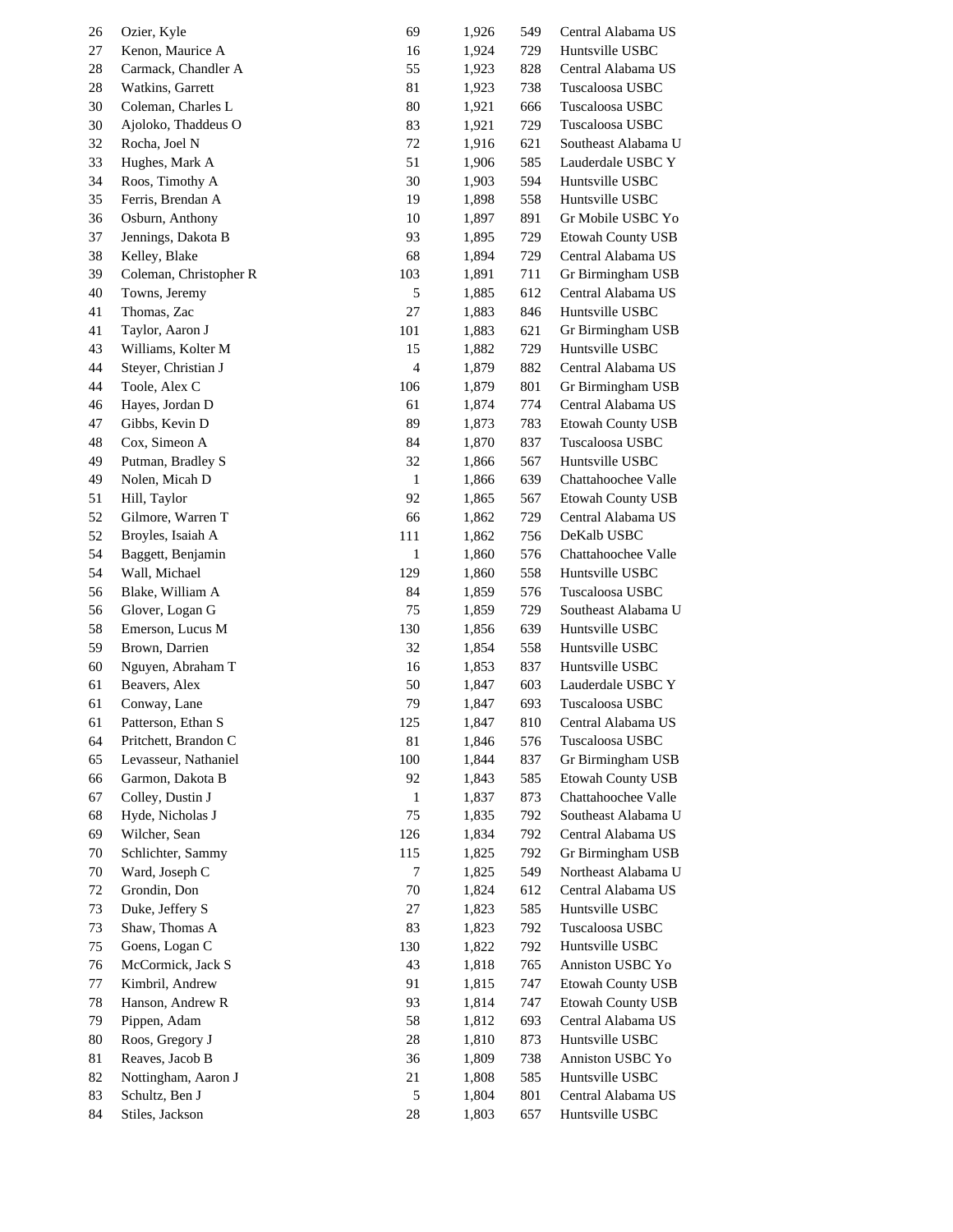| | | | | | |
|---|---|---|---|---|---|
| 26 | Ozier, Kyle | 69 | 1,926 | 549 | Central Alabama US |
| 27 | Kenon, Maurice A | 16 | 1,924 | 729 | Huntsville USBC |
| 28 | Carmack, Chandler A | 55 | 1,923 | 828 | Central Alabama US |
| 28 | Watkins, Garrett | 81 | 1,923 | 738 | Tuscaloosa USBC |
| 30 | Coleman, Charles L | 80 | 1,921 | 666 | Tuscaloosa USBC |
| 30 | Ajoloko, Thaddeus O | 83 | 1,921 | 729 | Tuscaloosa USBC |
| 32 | Rocha, Joel N | 72 | 1,916 | 621 | Southeast Alabama U |
| 33 | Hughes, Mark A | 51 | 1,906 | 585 | Lauderdale USBC Y |
| 34 | Roos, Timothy A | 30 | 1,903 | 594 | Huntsville USBC |
| 35 | Ferris, Brendan A | 19 | 1,898 | 558 | Huntsville USBC |
| 36 | Osburn, Anthony | 10 | 1,897 | 891 | Gr Mobile USBC Yo |
| 37 | Jennings, Dakota B | 93 | 1,895 | 729 | Etowah County USB |
| 38 | Kelley, Blake | 68 | 1,894 | 729 | Central Alabama US |
| 39 | Coleman, Christopher R | 103 | 1,891 | 711 | Gr Birmingham USB |
| 40 | Towns, Jeremy | 5 | 1,885 | 612 | Central Alabama US |
| 41 | Thomas, Zac | 27 | 1,883 | 846 | Huntsville USBC |
| 41 | Taylor, Aaron J | 101 | 1,883 | 621 | Gr Birmingham USB |
| 43 | Williams, Kolter M | 15 | 1,882 | 729 | Huntsville USBC |
| 44 | Steyer, Christian J | 4 | 1,879 | 882 | Central Alabama US |
| 44 | Toole, Alex C | 106 | 1,879 | 801 | Gr Birmingham USB |
| 46 | Hayes, Jordan D | 61 | 1,874 | 774 | Central Alabama US |
| 47 | Gibbs, Kevin D | 89 | 1,873 | 783 | Etowah County USB |
| 48 | Cox, Simeon A | 84 | 1,870 | 837 | Tuscaloosa USBC |
| 49 | Putman, Bradley S | 32 | 1,866 | 567 | Huntsville USBC |
| 49 | Nolen, Micah D | 1 | 1,866 | 639 | Chattahoochee Valle |
| 51 | Hill, Taylor | 92 | 1,865 | 567 | Etowah County USB |
| 52 | Gilmore, Warren T | 66 | 1,862 | 729 | Central Alabama US |
| 52 | Broyles, Isaiah A | 111 | 1,862 | 756 | DeKalb USBC |
| 54 | Baggett, Benjamin | 1 | 1,860 | 576 | Chattahoochee Valle |
| 54 | Wall, Michael | 129 | 1,860 | 558 | Huntsville USBC |
| 56 | Blake, William A | 84 | 1,859 | 576 | Tuscaloosa USBC |
| 56 | Glover, Logan G | 75 | 1,859 | 729 | Southeast Alabama U |
| 58 | Emerson, Lucus M | 130 | 1,856 | 639 | Huntsville USBC |
| 59 | Brown, Darrien | 32 | 1,854 | 558 | Huntsville USBC |
| 60 | Nguyen, Abraham T | 16 | 1,853 | 837 | Huntsville USBC |
| 61 | Beavers, Alex | 50 | 1,847 | 603 | Lauderdale USBC Y |
| 61 | Conway, Lane | 79 | 1,847 | 693 | Tuscaloosa USBC |
| 61 | Patterson, Ethan S | 125 | 1,847 | 810 | Central Alabama US |
| 64 | Pritchett, Brandon C | 81 | 1,846 | 576 | Tuscaloosa USBC |
| 65 | Levasseur, Nathaniel | 100 | 1,844 | 837 | Gr Birmingham USB |
| 66 | Garmon, Dakota B | 92 | 1,843 | 585 | Etowah County USB |
| 67 | Colley, Dustin J | 1 | 1,837 | 873 | Chattahoochee Valle |
| 68 | Hyde, Nicholas J | 75 | 1,835 | 792 | Southeast Alabama U |
| 69 | Wilcher, Sean | 126 | 1,834 | 792 | Central Alabama US |
| 70 | Schlichter, Sammy | 115 | 1,825 | 792 | Gr Birmingham USB |
| 70 | Ward, Joseph C | 7 | 1,825 | 549 | Northeast Alabama U |
| 72 | Grondin, Don | 70 | 1,824 | 612 | Central Alabama US |
| 73 | Duke, Jeffery S | 27 | 1,823 | 585 | Huntsville USBC |
| 73 | Shaw, Thomas A | 83 | 1,823 | 792 | Tuscaloosa USBC |
| 75 | Goens, Logan C | 130 | 1,822 | 792 | Huntsville USBC |
| 76 | McCormick, Jack S | 43 | 1,818 | 765 | Anniston USBC Yo |
| 77 | Kimbril, Andrew | 91 | 1,815 | 747 | Etowah County USB |
| 78 | Hanson, Andrew R | 93 | 1,814 | 747 | Etowah County USB |
| 79 | Pippen, Adam | 58 | 1,812 | 693 | Central Alabama US |
| 80 | Roos, Gregory J | 28 | 1,810 | 873 | Huntsville USBC |
| 81 | Reaves, Jacob B | 36 | 1,809 | 738 | Anniston USBC Yo |
| 82 | Nottingham, Aaron J | 21 | 1,808 | 585 | Huntsville USBC |
| 83 | Schultz, Ben J | 5 | 1,804 | 801 | Central Alabama US |
| 84 | Stiles, Jackson | 28 | 1,803 | 657 | Huntsville USBC |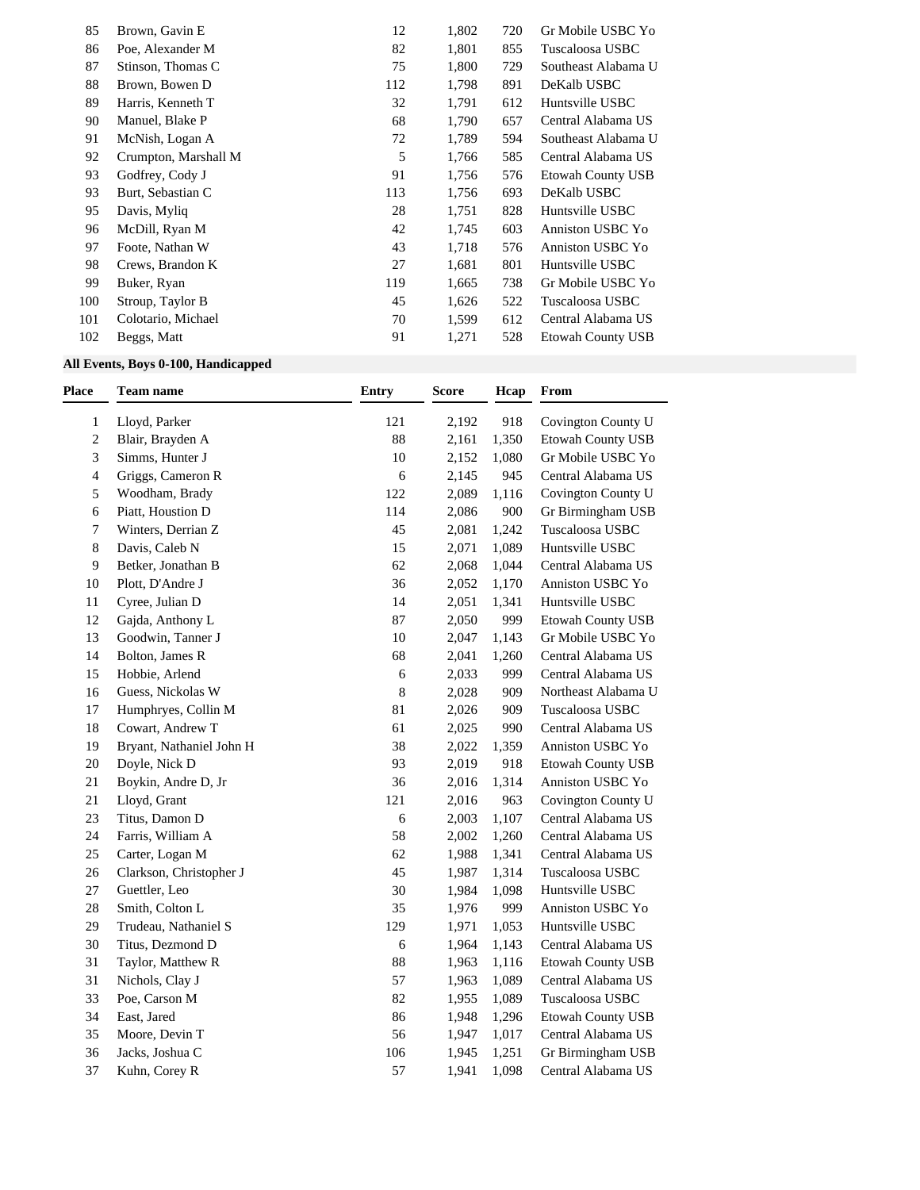| Place | Team name | Entry | Score | Hcap | From |
|---|---|---|---|---|---|
| 85 | Brown, Gavin E | 12 | 1,802 | 720 | Gr Mobile USBC Yo |
| 86 | Poe, Alexander M | 82 | 1,801 | 855 | Tuscaloosa USBC |
| 87 | Stinson, Thomas C | 75 | 1,800 | 729 | Southeast Alabama U |
| 88 | Brown, Bowen D | 112 | 1,798 | 891 | DeKalb USBC |
| 89 | Harris, Kenneth T | 32 | 1,791 | 612 | Huntsville USBC |
| 90 | Manuel, Blake P | 68 | 1,790 | 657 | Central Alabama US |
| 91 | McNish, Logan A | 72 | 1,789 | 594 | Southeast Alabama U |
| 92 | Crumpton, Marshall M | 5 | 1,766 | 585 | Central Alabama US |
| 93 | Godfrey, Cody J | 91 | 1,756 | 576 | Etowah County USB |
| 93 | Burt, Sebastian C | 113 | 1,756 | 693 | DeKalb USBC |
| 95 | Davis, Myliq | 28 | 1,751 | 828 | Huntsville USBC |
| 96 | McDill, Ryan M | 42 | 1,745 | 603 | Anniston USBC Yo |
| 97 | Foote, Nathan W | 43 | 1,718 | 576 | Anniston USBC Yo |
| 98 | Crews, Brandon K | 27 | 1,681 | 801 | Huntsville USBC |
| 99 | Buker, Ryan | 119 | 1,665 | 738 | Gr Mobile USBC Yo |
| 100 | Stroup, Taylor B | 45 | 1,626 | 522 | Tuscaloosa USBC |
| 101 | Colotario, Michael | 70 | 1,599 | 612 | Central Alabama US |
| 102 | Beggs, Matt | 91 | 1,271 | 528 | Etowah County USB |

**All Events, Boys 0-100, Handicapped**

| Place | Team name | Entry | Score | Hcap | From |
|---|---|---|---|---|---|
| 1 | Lloyd, Parker | 121 | 2,192 | 918 | Covington County U |
| 2 | Blair, Brayden A | 88 | 2,161 | 1,350 | Etowah County USB |
| 3 | Simms, Hunter J | 10 | 2,152 | 1,080 | Gr Mobile USBC Yo |
| 4 | Griggs, Cameron R | 6 | 2,145 | 945 | Central Alabama US |
| 5 | Woodham, Brady | 122 | 2,089 | 1,116 | Covington County U |
| 6 | Piatt, Houstion D | 114 | 2,086 | 900 | Gr Birmingham USB |
| 7 | Winters, Derrian Z | 45 | 2,081 | 1,242 | Tuscaloosa USBC |
| 8 | Davis, Caleb N | 15 | 2,071 | 1,089 | Huntsville USBC |
| 9 | Betker, Jonathan B | 62 | 2,068 | 1,044 | Central Alabama US |
| 10 | Plott, D'Andre J | 36 | 2,052 | 1,170 | Anniston USBC Yo |
| 11 | Cyree, Julian D | 14 | 2,051 | 1,341 | Huntsville USBC |
| 12 | Gajda, Anthony L | 87 | 2,050 | 999 | Etowah County USB |
| 13 | Goodwin, Tanner J | 10 | 2,047 | 1,143 | Gr Mobile USBC Yo |
| 14 | Bolton, James R | 68 | 2,041 | 1,260 | Central Alabama US |
| 15 | Hobbie, Arlend | 6 | 2,033 | 999 | Central Alabama US |
| 16 | Guess, Nickolas W | 8 | 2,028 | 909 | Northeast Alabama U |
| 17 | Humphryes, Collin M | 81 | 2,026 | 909 | Tuscaloosa USBC |
| 18 | Cowart, Andrew T | 61 | 2,025 | 990 | Central Alabama US |
| 19 | Bryant, Nathaniel John H | 38 | 2,022 | 1,359 | Anniston USBC Yo |
| 20 | Doyle, Nick D | 93 | 2,019 | 918 | Etowah County USB |
| 21 | Boykin, Andre D, Jr | 36 | 2,016 | 1,314 | Anniston USBC Yo |
| 21 | Lloyd, Grant | 121 | 2,016 | 963 | Covington County U |
| 23 | Titus, Damon D | 6 | 2,003 | 1,107 | Central Alabama US |
| 24 | Farris, William A | 58 | 2,002 | 1,260 | Central Alabama US |
| 25 | Carter, Logan M | 62 | 1,988 | 1,341 | Central Alabama US |
| 26 | Clarkson, Christopher J | 45 | 1,987 | 1,314 | Tuscaloosa USBC |
| 27 | Guettler, Leo | 30 | 1,984 | 1,098 | Huntsville USBC |
| 28 | Smith, Colton L | 35 | 1,976 | 999 | Anniston USBC Yo |
| 29 | Trudeau, Nathaniel S | 129 | 1,971 | 1,053 | Huntsville USBC |
| 30 | Titus, Dezmond D | 6 | 1,964 | 1,143 | Central Alabama US |
| 31 | Taylor, Matthew R | 88 | 1,963 | 1,116 | Etowah County USB |
| 31 | Nichols, Clay J | 57 | 1,963 | 1,089 | Central Alabama US |
| 33 | Poe, Carson M | 82 | 1,955 | 1,089 | Tuscaloosa USBC |
| 34 | East, Jared | 86 | 1,948 | 1,296 | Etowah County USB |
| 35 | Moore, Devin T | 56 | 1,947 | 1,017 | Central Alabama US |
| 36 | Jacks, Joshua C | 106 | 1,945 | 1,251 | Gr Birmingham USB |
| 37 | Kuhn, Corey R | 57 | 1,941 | 1,098 | Central Alabama US |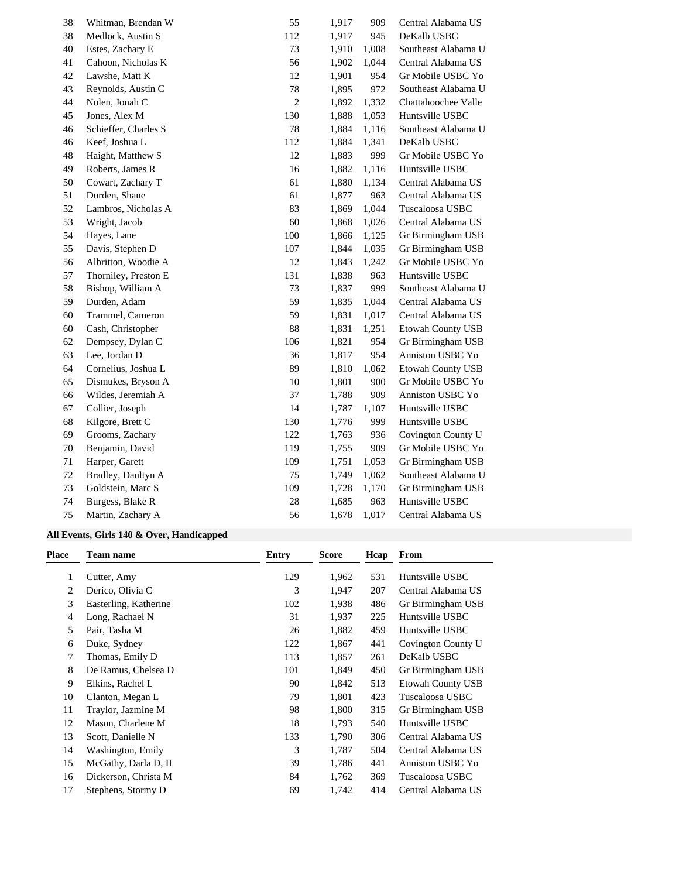| Place | Team name | Entry | Score | Hcap | From |
|---|---|---|---|---|---|
| 38 | Whitman, Brendan W | 55 | 1,917 | 909 | Central Alabama US |
| 38 | Medlock, Austin S | 112 | 1,917 | 945 | DeKalb USBC |
| 40 | Estes, Zachary E | 73 | 1,910 | 1,008 | Southeast Alabama U |
| 41 | Cahoon, Nicholas K | 56 | 1,902 | 1,044 | Central Alabama US |
| 42 | Lawshe, Matt K | 12 | 1,901 | 954 | Gr Mobile USBC Yo |
| 43 | Reynolds, Austin C | 78 | 1,895 | 972 | Southeast Alabama U |
| 44 | Nolen, Jonah C | 2 | 1,892 | 1,332 | Chattahoochee Valle |
| 45 | Jones, Alex M | 130 | 1,888 | 1,053 | Huntsville USBC |
| 46 | Schieffer, Charles S | 78 | 1,884 | 1,116 | Southeast Alabama U |
| 46 | Keef, Joshua L | 112 | 1,884 | 1,341 | DeKalb USBC |
| 48 | Haight, Matthew S | 12 | 1,883 | 999 | Gr Mobile USBC Yo |
| 49 | Roberts, James R | 16 | 1,882 | 1,116 | Huntsville USBC |
| 50 | Cowart, Zachary T | 61 | 1,880 | 1,134 | Central Alabama US |
| 51 | Durden, Shane | 61 | 1,877 | 963 | Central Alabama US |
| 52 | Lambros, Nicholas A | 83 | 1,869 | 1,044 | Tuscaloosa USBC |
| 53 | Wright, Jacob | 60 | 1,868 | 1,026 | Central Alabama US |
| 54 | Hayes, Lane | 100 | 1,866 | 1,125 | Gr Birmingham USB |
| 55 | Davis, Stephen D | 107 | 1,844 | 1,035 | Gr Birmingham USB |
| 56 | Albritton, Woodie A | 12 | 1,843 | 1,242 | Gr Mobile USBC Yo |
| 57 | Thorniley, Preston E | 131 | 1,838 | 963 | Huntsville USBC |
| 58 | Bishop, William A | 73 | 1,837 | 999 | Southeast Alabama U |
| 59 | Durden, Adam | 59 | 1,835 | 1,044 | Central Alabama US |
| 60 | Trammel, Cameron | 59 | 1,831 | 1,017 | Central Alabama US |
| 60 | Cash, Christopher | 88 | 1,831 | 1,251 | Etowah County USB |
| 62 | Dempsey, Dylan C | 106 | 1,821 | 954 | Gr Birmingham USB |
| 63 | Lee, Jordan D | 36 | 1,817 | 954 | Anniston USBC Yo |
| 64 | Cornelius, Joshua L | 89 | 1,810 | 1,062 | Etowah County USB |
| 65 | Dismukes, Bryson A | 10 | 1,801 | 900 | Gr Mobile USBC Yo |
| 66 | Wildes, Jeremiah A | 37 | 1,788 | 909 | Anniston USBC Yo |
| 67 | Collier, Joseph | 14 | 1,787 | 1,107 | Huntsville USBC |
| 68 | Kilgore, Brett C | 130 | 1,776 | 999 | Huntsville USBC |
| 69 | Grooms, Zachary | 122 | 1,763 | 936 | Covington County U |
| 70 | Benjamin, David | 119 | 1,755 | 909 | Gr Mobile USBC Yo |
| 71 | Harper, Garett | 109 | 1,751 | 1,053 | Gr Birmingham USB |
| 72 | Bradley, Daultyn A | 75 | 1,749 | 1,062 | Southeast Alabama U |
| 73 | Goldstein, Marc S | 109 | 1,728 | 1,170 | Gr Birmingham USB |
| 74 | Burgess, Blake R | 28 | 1,685 | 963 | Huntsville USBC |
| 75 | Martin, Zachary A | 56 | 1,678 | 1,017 | Central Alabama US |

**All Events, Girls 140 & Over, Handicapped**

| Place | Team name | Entry | Score | Hcap | From |
|---|---|---|---|---|---|
| 1 | Cutter, Amy | 129 | 1,962 | 531 | Huntsville USBC |
| 2 | Derico, Olivia C | 3 | 1,947 | 207 | Central Alabama US |
| 3 | Easterling, Katherine | 102 | 1,938 | 486 | Gr Birmingham USB |
| 4 | Long, Rachael N | 31 | 1,937 | 225 | Huntsville USBC |
| 5 | Pair, Tasha M | 26 | 1,882 | 459 | Huntsville USBC |
| 6 | Duke, Sydney | 122 | 1,867 | 441 | Covington County U |
| 7 | Thomas, Emily D | 113 | 1,857 | 261 | DeKalb USBC |
| 8 | De Ramus, Chelsea D | 101 | 1,849 | 450 | Gr Birmingham USB |
| 9 | Elkins, Rachel L | 90 | 1,842 | 513 | Etowah County USB |
| 10 | Clanton, Megan L | 79 | 1,801 | 423 | Tuscaloosa USBC |
| 11 | Traylor, Jazmine M | 98 | 1,800 | 315 | Gr Birmingham USB |
| 12 | Mason, Charlene M | 18 | 1,793 | 540 | Huntsville USBC |
| 13 | Scott, Danielle N | 133 | 1,790 | 306 | Central Alabama US |
| 14 | Washington, Emily | 3 | 1,787 | 504 | Central Alabama US |
| 15 | McGathy, Darla D, II | 39 | 1,786 | 441 | Anniston USBC Yo |
| 16 | Dickerson, Christa M | 84 | 1,762 | 369 | Tuscaloosa USBC |
| 17 | Stephens, Stormy D | 69 | 1,742 | 414 | Central Alabama US |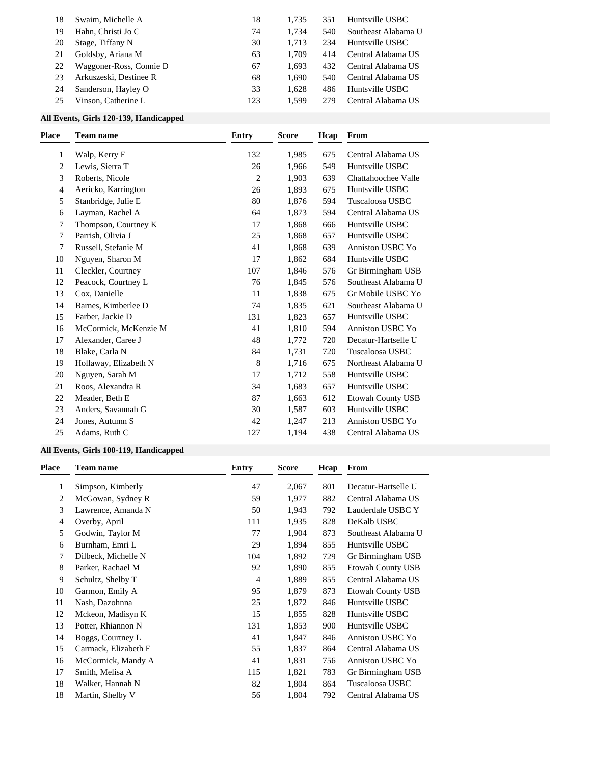| Place | Team name | Entry | Score | Hcap | From |
|---|---|---|---|---|---|
| 18 | Swaim, Michelle A | 18 | 1,735 | 351 | Huntsville USBC |
| 19 | Hahn, Christi Jo C | 74 | 1,734 | 540 | Southeast Alabama U |
| 20 | Stage, Tiffany N | 30 | 1,713 | 234 | Huntsville USBC |
| 21 | Goldsby, Ariana M | 63 | 1,709 | 414 | Central Alabama US |
| 22 | Waggoner-Ross, Connie D | 67 | 1,693 | 432 | Central Alabama US |
| 23 | Arkuszeski, Destinee R | 68 | 1,690 | 540 | Central Alabama US |
| 24 | Sanderson, Hayley O | 33 | 1,628 | 486 | Huntsville USBC |
| 25 | Vinson, Catherine L | 123 | 1,599 | 279 | Central Alabama US |

**All Events, Girls 120-139, Handicapped**

| Place | Team name | Entry | Score | Hcap | From |
|---|---|---|---|---|---|
| 1 | Walp, Kerry E | 132 | 1,985 | 675 | Central Alabama US |
| 2 | Lewis, Sierra T | 26 | 1,966 | 549 | Huntsville USBC |
| 3 | Roberts, Nicole | 2 | 1,903 | 639 | Chattahoochee Valle |
| 4 | Aericko, Karrington | 26 | 1,893 | 675 | Huntsville USBC |
| 5 | Stanbridge, Julie E | 80 | 1,876 | 594 | Tuscaloosa USBC |
| 6 | Layman, Rachel A | 64 | 1,873 | 594 | Central Alabama US |
| 7 | Thompson, Courtney K | 17 | 1,868 | 666 | Huntsville USBC |
| 7 | Parrish, Olivia J | 25 | 1,868 | 657 | Huntsville USBC |
| 7 | Russell, Stefanie M | 41 | 1,868 | 639 | Anniston USBC Yo |
| 10 | Nguyen, Sharon M | 17 | 1,862 | 684 | Huntsville USBC |
| 11 | Cleckler, Courtney | 107 | 1,846 | 576 | Gr Birmingham USB |
| 12 | Peacock, Courtney L | 76 | 1,845 | 576 | Southeast Alabama U |
| 13 | Cox, Danielle | 11 | 1,838 | 675 | Gr Mobile USBC Yo |
| 14 | Barnes, Kimberlee D | 74 | 1,835 | 621 | Southeast Alabama U |
| 15 | Farber, Jackie D | 131 | 1,823 | 657 | Huntsville USBC |
| 16 | McCormick, McKenzie M | 41 | 1,810 | 594 | Anniston USBC Yo |
| 17 | Alexander, Caree J | 48 | 1,772 | 720 | Decatur-Hartselle U |
| 18 | Blake, Carla N | 84 | 1,731 | 720 | Tuscaloosa USBC |
| 19 | Hollaway, Elizabeth N | 8 | 1,716 | 675 | Northeast Alabama U |
| 20 | Nguyen, Sarah M | 17 | 1,712 | 558 | Huntsville USBC |
| 21 | Roos, Alexandra R | 34 | 1,683 | 657 | Huntsville USBC |
| 22 | Meader, Beth E | 87 | 1,663 | 612 | Etowah County USB |
| 23 | Anders, Savannah G | 30 | 1,587 | 603 | Huntsville USBC |
| 24 | Jones, Autumn S | 42 | 1,247 | 213 | Anniston USBC Yo |
| 25 | Adams, Ruth C | 127 | 1,194 | 438 | Central Alabama US |

**All Events, Girls 100-119, Handicapped**

| Place | Team name | Entry | Score | Hcap | From |
|---|---|---|---|---|---|
| 1 | Simpson, Kimberly | 47 | 2,067 | 801 | Decatur-Hartselle U |
| 2 | McGowan, Sydney R | 59 | 1,977 | 882 | Central Alabama US |
| 3 | Lawrence, Amanda N | 50 | 1,943 | 792 | Lauderdale USBC Y |
| 4 | Overby, April | 111 | 1,935 | 828 | DeKalb USBC |
| 5 | Godwin, Taylor M | 77 | 1,904 | 873 | Southeast Alabama U |
| 6 | Burnham, Emri L | 29 | 1,894 | 855 | Huntsville USBC |
| 7 | Dilbeck, Michelle N | 104 | 1,892 | 729 | Gr Birmingham USB |
| 8 | Parker, Rachael M | 92 | 1,890 | 855 | Etowah County USB |
| 9 | Schultz, Shelby T | 4 | 1,889 | 855 | Central Alabama US |
| 10 | Garmon, Emily A | 95 | 1,879 | 873 | Etowah County USB |
| 11 | Nash, Dazohnna | 25 | 1,872 | 846 | Huntsville USBC |
| 12 | Mckeon, Madisyn K | 15 | 1,855 | 828 | Huntsville USBC |
| 13 | Potter, Rhiannon N | 131 | 1,853 | 900 | Huntsville USBC |
| 14 | Boggs, Courtney L | 41 | 1,847 | 846 | Anniston USBC Yo |
| 15 | Carmack, Elizabeth E | 55 | 1,837 | 864 | Central Alabama US |
| 16 | McCormick, Mandy A | 41 | 1,831 | 756 | Anniston USBC Yo |
| 17 | Smith, Melisa A | 115 | 1,821 | 783 | Gr Birmingham USB |
| 18 | Walker, Hannah N | 82 | 1,804 | 864 | Tuscaloosa USBC |
| 18 | Martin, Shelby V | 56 | 1,804 | 792 | Central Alabama US |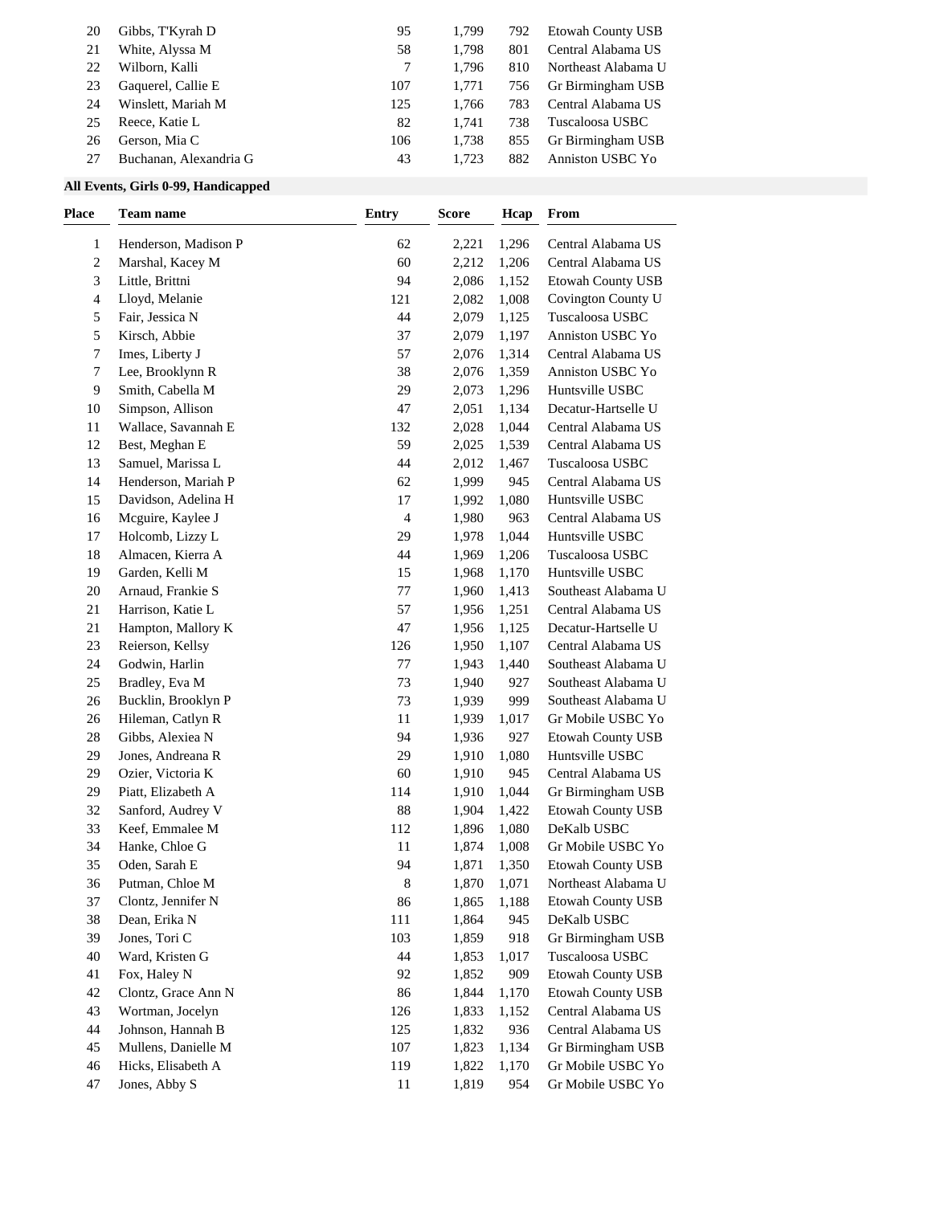| Place | Team name | Entry | Score | Hcap | From |
|---|---|---|---|---|---|
| 20 | Gibbs, T'Kyrah D | 95 | 1,799 | 792 | Etowah County USB |
| 21 | White, Alyssa M | 58 | 1,798 | 801 | Central Alabama US |
| 22 | Wilborn, Kalli | 7 | 1,796 | 810 | Northeast Alabama U |
| 23 | Gaquerel, Callie E | 107 | 1,771 | 756 | Gr Birmingham USB |
| 24 | Winslett, Mariah M | 125 | 1,766 | 783 | Central Alabama US |
| 25 | Reece, Katie L | 82 | 1,741 | 738 | Tuscaloosa USBC |
| 26 | Gerson, Mia C | 106 | 1,738 | 855 | Gr Birmingham USB |
| 27 | Buchanan, Alexandria G | 43 | 1,723 | 882 | Anniston USBC Yo |

**All Events, Girls 0-99, Handicapped**

| Place | Team name | Entry | Score | Hcap | From |
|---|---|---|---|---|---|
| 1 | Henderson, Madison P | 62 | 2,221 | 1,296 | Central Alabama US |
| 2 | Marshal, Kacey M | 60 | 2,212 | 1,206 | Central Alabama US |
| 3 | Little, Brittni | 94 | 2,086 | 1,152 | Etowah County USB |
| 4 | Lloyd, Melanie | 121 | 2,082 | 1,008 | Covington County U |
| 5 | Fair, Jessica N | 44 | 2,079 | 1,125 | Tuscaloosa USBC |
| 5 | Kirsch, Abbie | 37 | 2,079 | 1,197 | Anniston USBC Yo |
| 7 | Imes, Liberty J | 57 | 2,076 | 1,314 | Central Alabama US |
| 7 | Lee, Brooklynn R | 38 | 2,076 | 1,359 | Anniston USBC Yo |
| 9 | Smith, Cabella M | 29 | 2,073 | 1,296 | Huntsville USBC |
| 10 | Simpson, Allison | 47 | 2,051 | 1,134 | Decatur-Hartselle U |
| 11 | Wallace, Savannah E | 132 | 2,028 | 1,044 | Central Alabama US |
| 12 | Best, Meghan E | 59 | 2,025 | 1,539 | Central Alabama US |
| 13 | Samuel, Marissa L | 44 | 2,012 | 1,467 | Tuscaloosa USBC |
| 14 | Henderson, Mariah P | 62 | 1,999 | 945 | Central Alabama US |
| 15 | Davidson, Adelina H | 17 | 1,992 | 1,080 | Huntsville USBC |
| 16 | Mcguire, Kaylee J | 4 | 1,980 | 963 | Central Alabama US |
| 17 | Holcomb, Lizzy L | 29 | 1,978 | 1,044 | Huntsville USBC |
| 18 | Almacen, Kierra A | 44 | 1,969 | 1,206 | Tuscaloosa USBC |
| 19 | Garden, Kelli M | 15 | 1,968 | 1,170 | Huntsville USBC |
| 20 | Arnaud, Frankie S | 77 | 1,960 | 1,413 | Southeast Alabama U |
| 21 | Harrison, Katie L | 57 | 1,956 | 1,251 | Central Alabama US |
| 21 | Hampton, Mallory K | 47 | 1,956 | 1,125 | Decatur-Hartselle U |
| 23 | Reierson, Kellsy | 126 | 1,950 | 1,107 | Central Alabama US |
| 24 | Godwin, Harlin | 77 | 1,943 | 1,440 | Southeast Alabama U |
| 25 | Bradley, Eva M | 73 | 1,940 | 927 | Southeast Alabama U |
| 26 | Bucklin, Brooklyn P | 73 | 1,939 | 999 | Southeast Alabama U |
| 26 | Hileman, Catlyn R | 11 | 1,939 | 1,017 | Gr Mobile USBC Yo |
| 28 | Gibbs, Alexiea N | 94 | 1,936 | 927 | Etowah County USB |
| 29 | Jones, Andreana R | 29 | 1,910 | 1,080 | Huntsville USBC |
| 29 | Ozier, Victoria K | 60 | 1,910 | 945 | Central Alabama US |
| 29 | Piatt, Elizabeth A | 114 | 1,910 | 1,044 | Gr Birmingham USB |
| 32 | Sanford, Audrey V | 88 | 1,904 | 1,422 | Etowah County USB |
| 33 | Keef, Emmalee M | 112 | 1,896 | 1,080 | DeKalb USBC |
| 34 | Hanke, Chloe G | 11 | 1,874 | 1,008 | Gr Mobile USBC Yo |
| 35 | Oden, Sarah E | 94 | 1,871 | 1,350 | Etowah County USB |
| 36 | Putman, Chloe M | 8 | 1,870 | 1,071 | Northeast Alabama U |
| 37 | Clontz, Jennifer N | 86 | 1,865 | 1,188 | Etowah County USB |
| 38 | Dean, Erika N | 111 | 1,864 | 945 | DeKalb USBC |
| 39 | Jones, Tori C | 103 | 1,859 | 918 | Gr Birmingham USB |
| 40 | Ward, Kristen G | 44 | 1,853 | 1,017 | Tuscaloosa USBC |
| 41 | Fox, Haley N | 92 | 1,852 | 909 | Etowah County USB |
| 42 | Clontz, Grace Ann N | 86 | 1,844 | 1,170 | Etowah County USB |
| 43 | Wortman, Jocelyn | 126 | 1,833 | 1,152 | Central Alabama US |
| 44 | Johnson, Hannah B | 125 | 1,832 | 936 | Central Alabama US |
| 45 | Mullens, Danielle M | 107 | 1,823 | 1,134 | Gr Birmingham USB |
| 46 | Hicks, Elisabeth A | 119 | 1,822 | 1,170 | Gr Mobile USBC Yo |
| 47 | Jones, Abby S | 11 | 1,819 | 954 | Gr Mobile USBC Yo |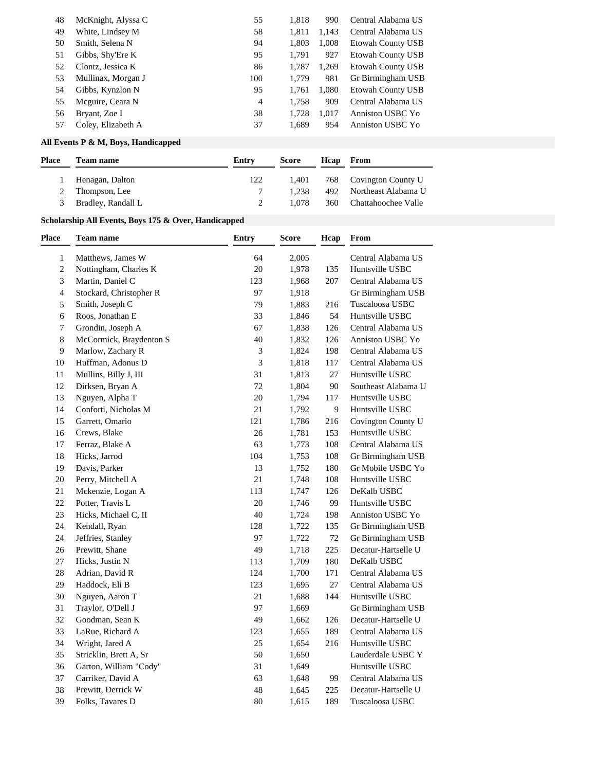| Place | Team name | Entry | Score | Hcap | From |
|---|---|---|---|---|---|
| 48 | McKnight, Alyssa C | 55 | 1,818 | 990 | Central Alabama US |
| 49 | White, Lindsey M | 58 | 1,811 | 1,143 | Central Alabama US |
| 50 | Smith, Selena N | 94 | 1,803 | 1,008 | Etowah County USB |
| 51 | Gibbs, Shy'Ere K | 95 | 1,791 | 927 | Etowah County USB |
| 52 | Clontz, Jessica K | 86 | 1,787 | 1,269 | Etowah County USB |
| 53 | Mullinax, Morgan J | 100 | 1,779 | 981 | Gr Birmingham USB |
| 54 | Gibbs, Kynzlon N | 95 | 1,761 | 1,080 | Etowah County USB |
| 55 | Mcguire, Ceara N | 4 | 1,758 | 909 | Central Alabama US |
| 56 | Bryant, Zoe I | 38 | 1,728 | 1,017 | Anniston USBC Yo |
| 57 | Coley, Elizabeth A | 37 | 1,689 | 954 | Anniston USBC Yo |

**All Events P & M, Boys, Handicapped**

| Place | Team name | Entry | Score | Hcap | From |
|---|---|---|---|---|---|
| 1 | Henagan, Dalton | 122 | 1,401 | 768 | Covington County U |
| 2 | Thompson, Lee | 7 | 1,238 | 492 | Northeast Alabama U |
| 3 | Bradley, Randall L | 2 | 1,078 | 360 | Chattahoochee Valle |

**Scholarship All Events, Boys 175 & Over, Handicapped**

| Place | Team name | Entry | Score | Hcap | From |
|---|---|---|---|---|---|
| 1 | Matthews, James W | 64 | 2,005 | | Central Alabama US |
| 2 | Nottingham, Charles K | 20 | 1,978 | 135 | Huntsville USBC |
| 3 | Martin, Daniel C | 123 | 1,968 | 207 | Central Alabama US |
| 4 | Stockard, Christopher R | 97 | 1,918 | | Gr Birmingham USB |
| 5 | Smith, Joseph C | 79 | 1,883 | 216 | Tuscaloosa USBC |
| 6 | Roos, Jonathan E | 33 | 1,846 | 54 | Huntsville USBC |
| 7 | Grondin, Joseph A | 67 | 1,838 | 126 | Central Alabama US |
| 8 | McCormick, Braydenton S | 40 | 1,832 | 126 | Anniston USBC Yo |
| 9 | Marlow, Zachary R | 3 | 1,824 | 198 | Central Alabama US |
| 10 | Huffman, Adonus D | 3 | 1,818 | 117 | Central Alabama US |
| 11 | Mullins, Billy J, III | 31 | 1,813 | 27 | Huntsville USBC |
| 12 | Dirksen, Bryan A | 72 | 1,804 | 90 | Southeast Alabama U |
| 13 | Nguyen, Alpha T | 20 | 1,794 | 117 | Huntsville USBC |
| 14 | Conforti, Nicholas M | 21 | 1,792 | 9 | Huntsville USBC |
| 15 | Garrett, Omario | 121 | 1,786 | 216 | Covington County U |
| 16 | Crews, Blake | 26 | 1,781 | 153 | Huntsville USBC |
| 17 | Ferraz, Blake A | 63 | 1,773 | 108 | Central Alabama US |
| 18 | Hicks, Jarrod | 104 | 1,753 | 108 | Gr Birmingham USB |
| 19 | Davis, Parker | 13 | 1,752 | 180 | Gr Mobile USBC Yo |
| 20 | Perry, Mitchell A | 21 | 1,748 | 108 | Huntsville USBC |
| 21 | Mckenzie, Logan A | 113 | 1,747 | 126 | DeKalb USBC |
| 22 | Potter, Travis L | 20 | 1,746 | 99 | Huntsville USBC |
| 23 | Hicks, Michael C, II | 40 | 1,724 | 198 | Anniston USBC Yo |
| 24 | Kendall, Ryan | 128 | 1,722 | 135 | Gr Birmingham USB |
| 24 | Jeffries, Stanley | 97 | 1,722 | 72 | Gr Birmingham USB |
| 26 | Prewitt, Shane | 49 | 1,718 | 225 | Decatur-Hartselle U |
| 27 | Hicks, Justin N | 113 | 1,709 | 180 | DeKalb USBC |
| 28 | Adrian, David R | 124 | 1,700 | 171 | Central Alabama US |
| 29 | Haddock, Eli B | 123 | 1,695 | 27 | Central Alabama US |
| 30 | Nguyen, Aaron T | 21 | 1,688 | 144 | Huntsville USBC |
| 31 | Traylor, O'Dell J | 97 | 1,669 | | Gr Birmingham USB |
| 32 | Goodman, Sean K | 49 | 1,662 | 126 | Decatur-Hartselle U |
| 33 | LaRue, Richard A | 123 | 1,655 | 189 | Central Alabama US |
| 34 | Wright, Jared A | 25 | 1,654 | 216 | Huntsville USBC |
| 35 | Stricklin, Brett A, Sr | 50 | 1,650 | | Lauderdale USBC Y |
| 36 | Garton, William "Cody" | 31 | 1,649 | | Huntsville USBC |
| 37 | Carriker, David A | 63 | 1,648 | 99 | Central Alabama US |
| 38 | Prewitt, Derrick W | 48 | 1,645 | 225 | Decatur-Hartselle U |
| 39 | Folks, Tavares D | 80 | 1,615 | 189 | Tuscaloosa USBC |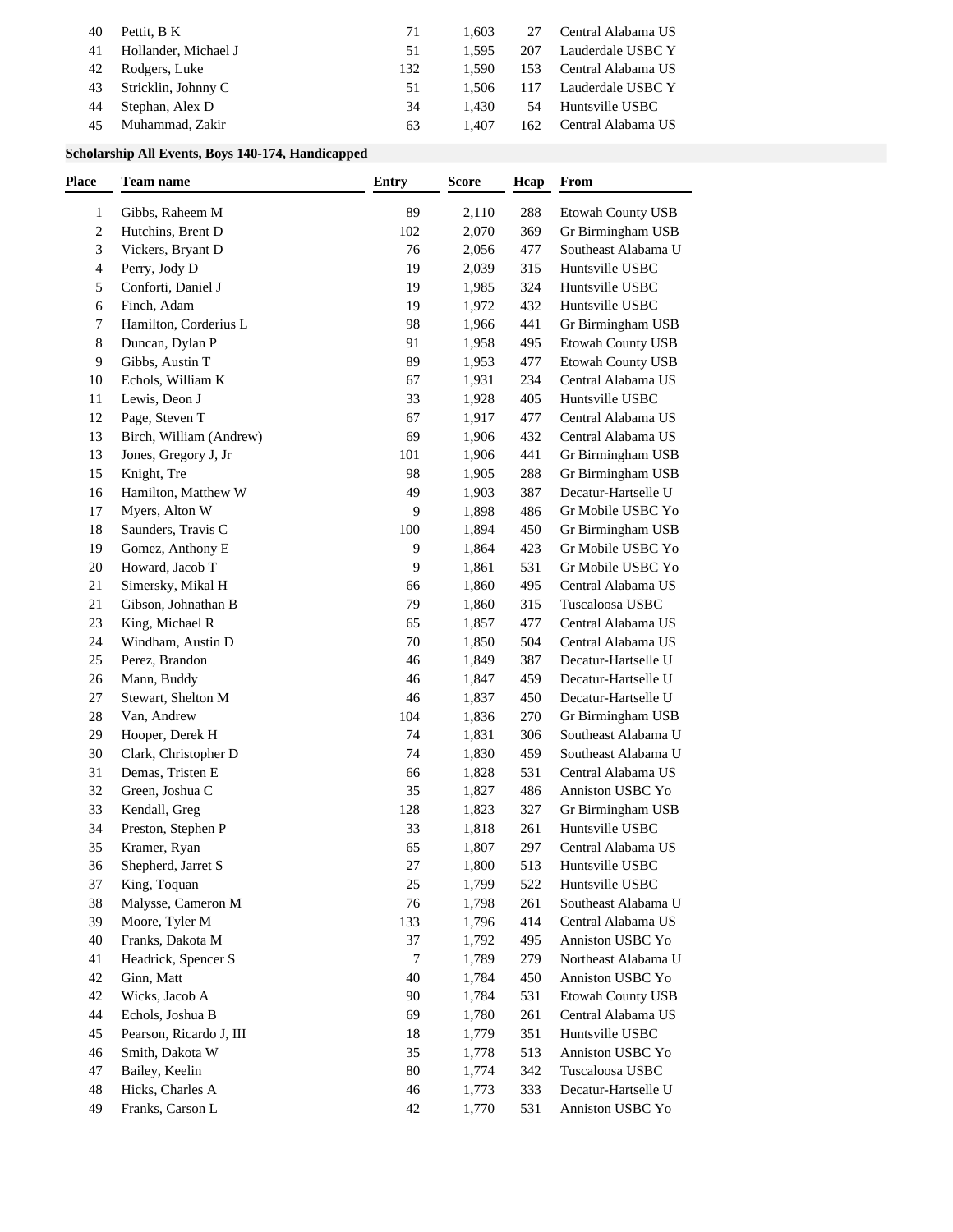| Place | Team name | Entry | Score | Hcap | From |
|---|---|---|---|---|---|
| 40 | Pettit, B K | 71 | 1,603 | 27 | Central Alabama US |
| 41 | Hollander, Michael J | 51 | 1,595 | 207 | Lauderdale USBC Y |
| 42 | Rodgers, Luke | 132 | 1,590 | 153 | Central Alabama US |
| 43 | Stricklin, Johnny C | 51 | 1,506 | 117 | Lauderdale USBC Y |
| 44 | Stephan, Alex D | 34 | 1,430 | 54 | Huntsville USBC |
| 45 | Muhammad, Zakir | 63 | 1,407 | 162 | Central Alabama US |

**Scholarship All Events, Boys 140-174, Handicapped**

| Place | Team name | Entry | Score | Hcap | From |
|---|---|---|---|---|---|
| 1 | Gibbs, Raheem M | 89 | 2,110 | 288 | Etowah County USB |
| 2 | Hutchins, Brent D | 102 | 2,070 | 369 | Gr Birmingham USB |
| 3 | Vickers, Bryant D | 76 | 2,056 | 477 | Southeast Alabama U |
| 4 | Perry, Jody D | 19 | 2,039 | 315 | Huntsville USBC |
| 5 | Conforti, Daniel J | 19 | 1,985 | 324 | Huntsville USBC |
| 6 | Finch, Adam | 19 | 1,972 | 432 | Huntsville USBC |
| 7 | Hamilton, Corderius L | 98 | 1,966 | 441 | Gr Birmingham USB |
| 8 | Duncan, Dylan P | 91 | 1,958 | 495 | Etowah County USB |
| 9 | Gibbs, Austin T | 89 | 1,953 | 477 | Etowah County USB |
| 10 | Echols, William K | 67 | 1,931 | 234 | Central Alabama US |
| 11 | Lewis, Deon J | 33 | 1,928 | 405 | Huntsville USBC |
| 12 | Page, Steven T | 67 | 1,917 | 477 | Central Alabama US |
| 13 | Birch, William (Andrew) | 69 | 1,906 | 432 | Central Alabama US |
| 13 | Jones, Gregory J, Jr | 101 | 1,906 | 441 | Gr Birmingham USB |
| 15 | Knight, Tre | 98 | 1,905 | 288 | Gr Birmingham USB |
| 16 | Hamilton, Matthew W | 49 | 1,903 | 387 | Decatur-Hartselle U |
| 17 | Myers, Alton W | 9 | 1,898 | 486 | Gr Mobile USBC Yo |
| 18 | Saunders, Travis C | 100 | 1,894 | 450 | Gr Birmingham USB |
| 19 | Gomez, Anthony E | 9 | 1,864 | 423 | Gr Mobile USBC Yo |
| 20 | Howard, Jacob T | 9 | 1,861 | 531 | Gr Mobile USBC Yo |
| 21 | Simersky, Mikal H | 66 | 1,860 | 495 | Central Alabama US |
| 21 | Gibson, Johnathan B | 79 | 1,860 | 315 | Tuscaloosa USBC |
| 23 | King, Michael R | 65 | 1,857 | 477 | Central Alabama US |
| 24 | Windham, Austin D | 70 | 1,850 | 504 | Central Alabama US |
| 25 | Perez, Brandon | 46 | 1,849 | 387 | Decatur-Hartselle U |
| 26 | Mann, Buddy | 46 | 1,847 | 459 | Decatur-Hartselle U |
| 27 | Stewart, Shelton M | 46 | 1,837 | 450 | Decatur-Hartselle U |
| 28 | Van, Andrew | 104 | 1,836 | 270 | Gr Birmingham USB |
| 29 | Hooper, Derek H | 74 | 1,831 | 306 | Southeast Alabama U |
| 30 | Clark, Christopher D | 74 | 1,830 | 459 | Southeast Alabama U |
| 31 | Demas, Tristen E | 66 | 1,828 | 531 | Central Alabama US |
| 32 | Green, Joshua C | 35 | 1,827 | 486 | Anniston USBC Yo |
| 33 | Kendall, Greg | 128 | 1,823 | 327 | Gr Birmingham USB |
| 34 | Preston, Stephen P | 33 | 1,818 | 261 | Huntsville USBC |
| 35 | Kramer, Ryan | 65 | 1,807 | 297 | Central Alabama US |
| 36 | Shepherd, Jarret S | 27 | 1,800 | 513 | Huntsville USBC |
| 37 | King, Toquan | 25 | 1,799 | 522 | Huntsville USBC |
| 38 | Malysse, Cameron M | 76 | 1,798 | 261 | Southeast Alabama U |
| 39 | Moore, Tyler M | 133 | 1,796 | 414 | Central Alabama US |
| 40 | Franks, Dakota M | 37 | 1,792 | 495 | Anniston USBC Yo |
| 41 | Headrick, Spencer S | 7 | 1,789 | 279 | Northeast Alabama U |
| 42 | Ginn, Matt | 40 | 1,784 | 450 | Anniston USBC Yo |
| 42 | Wicks, Jacob A | 90 | 1,784 | 531 | Etowah County USB |
| 44 | Echols, Joshua B | 69 | 1,780 | 261 | Central Alabama US |
| 45 | Pearson, Ricardo J, III | 18 | 1,779 | 351 | Huntsville USBC |
| 46 | Smith, Dakota W | 35 | 1,778 | 513 | Anniston USBC Yo |
| 47 | Bailey, Keelin | 80 | 1,774 | 342 | Tuscaloosa USBC |
| 48 | Hicks, Charles A | 46 | 1,773 | 333 | Decatur-Hartselle U |
| 49 | Franks, Carson L | 42 | 1,770 | 531 | Anniston USBC Yo |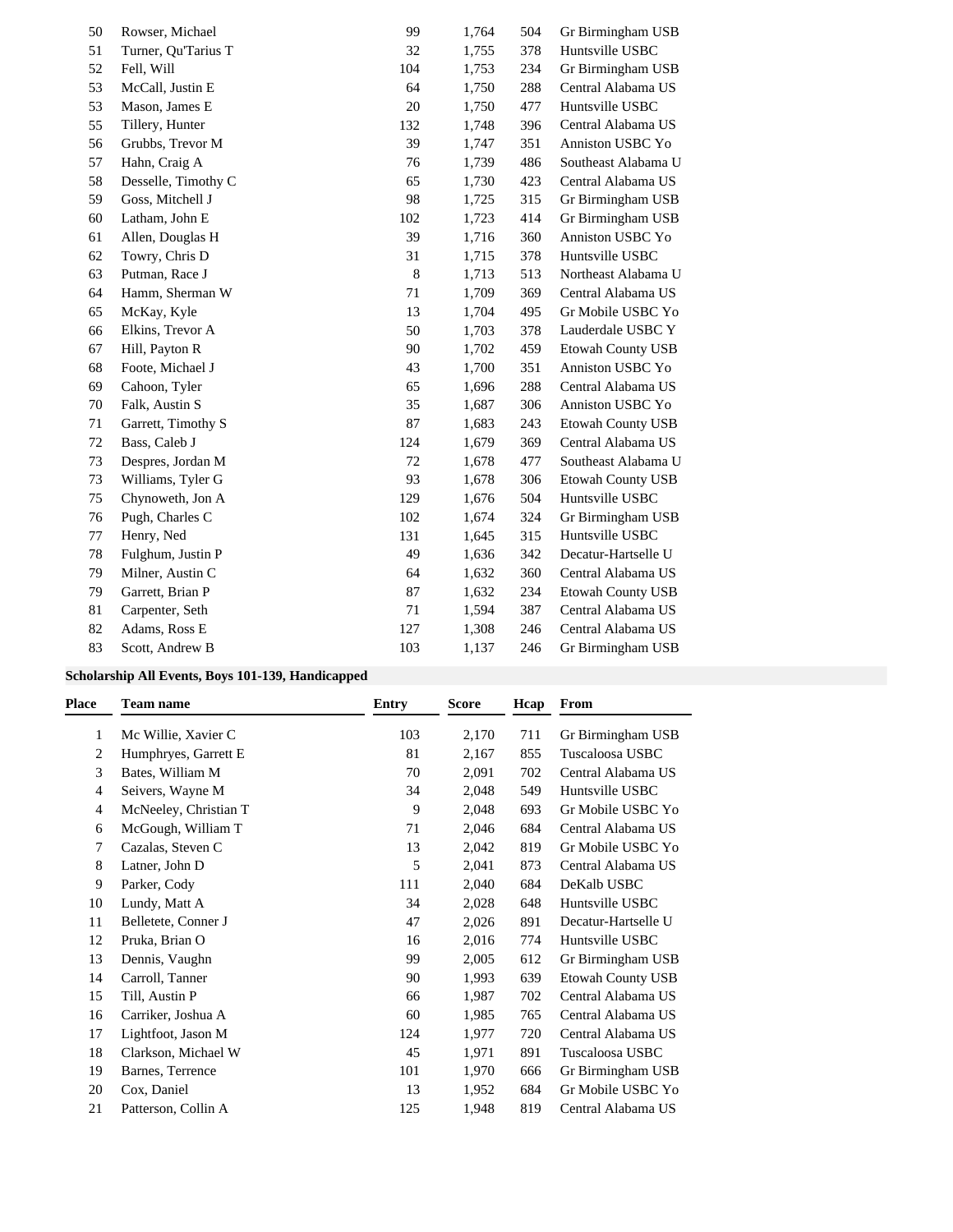| Place | Team name | Entry | Score | Hcap | From |
|---|---|---|---|---|---|
| 50 | Rowser, Michael | 99 | 1,764 | 504 | Gr Birmingham USB |
| 51 | Turner, Qu'Tarius T | 32 | 1,755 | 378 | Huntsville USBC |
| 52 | Fell, Will | 104 | 1,753 | 234 | Gr Birmingham USB |
| 53 | McCall, Justin E | 64 | 1,750 | 288 | Central Alabama US |
| 53 | Mason, James E | 20 | 1,750 | 477 | Huntsville USBC |
| 55 | Tillery, Hunter | 132 | 1,748 | 396 | Central Alabama US |
| 56 | Grubbs, Trevor M | 39 | 1,747 | 351 | Anniston USBC Yo |
| 57 | Hahn, Craig A | 76 | 1,739 | 486 | Southeast Alabama U |
| 58 | Desselle, Timothy C | 65 | 1,730 | 423 | Central Alabama US |
| 59 | Goss, Mitchell J | 98 | 1,725 | 315 | Gr Birmingham USB |
| 60 | Latham, John E | 102 | 1,723 | 414 | Gr Birmingham USB |
| 61 | Allen, Douglas H | 39 | 1,716 | 360 | Anniston USBC Yo |
| 62 | Towry, Chris D | 31 | 1,715 | 378 | Huntsville USBC |
| 63 | Putman, Race J | 8 | 1,713 | 513 | Northeast Alabama U |
| 64 | Hamm, Sherman W | 71 | 1,709 | 369 | Central Alabama US |
| 65 | McKay, Kyle | 13 | 1,704 | 495 | Gr Mobile USBC Yo |
| 66 | Elkins, Trevor A | 50 | 1,703 | 378 | Lauderdale USBC Y |
| 67 | Hill, Payton R | 90 | 1,702 | 459 | Etowah County USB |
| 68 | Foote, Michael J | 43 | 1,700 | 351 | Anniston USBC Yo |
| 69 | Cahoon, Tyler | 65 | 1,696 | 288 | Central Alabama US |
| 70 | Falk, Austin S | 35 | 1,687 | 306 | Anniston USBC Yo |
| 71 | Garrett, Timothy S | 87 | 1,683 | 243 | Etowah County USB |
| 72 | Bass, Caleb J | 124 | 1,679 | 369 | Central Alabama US |
| 73 | Despres, Jordan M | 72 | 1,678 | 477 | Southeast Alabama U |
| 73 | Williams, Tyler G | 93 | 1,678 | 306 | Etowah County USB |
| 75 | Chynoweth, Jon A | 129 | 1,676 | 504 | Huntsville USBC |
| 76 | Pugh, Charles C | 102 | 1,674 | 324 | Gr Birmingham USB |
| 77 | Henry, Ned | 131 | 1,645 | 315 | Huntsville USBC |
| 78 | Fulghum, Justin P | 49 | 1,636 | 342 | Decatur-Hartselle U |
| 79 | Milner, Austin C | 64 | 1,632 | 360 | Central Alabama US |
| 79 | Garrett, Brian P | 87 | 1,632 | 234 | Etowah County USB |
| 81 | Carpenter, Seth | 71 | 1,594 | 387 | Central Alabama US |
| 82 | Adams, Ross E | 127 | 1,308 | 246 | Central Alabama US |
| 83 | Scott, Andrew B | 103 | 1,137 | 246 | Gr Birmingham USB |

**Scholarship All Events, Boys 101-139, Handicapped**

| Place | Team name | Entry | Score | Hcap | From |
|---|---|---|---|---|---|
| 1 | Mc Willie, Xavier C | 103 | 2,170 | 711 | Gr Birmingham USB |
| 2 | Humphryes, Garrett E | 81 | 2,167 | 855 | Tuscaloosa USBC |
| 3 | Bates, William M | 70 | 2,091 | 702 | Central Alabama US |
| 4 | Seivers, Wayne M | 34 | 2,048 | 549 | Huntsville USBC |
| 4 | McNeeley, Christian T | 9 | 2,048 | 693 | Gr Mobile USBC Yo |
| 6 | McGough, William T | 71 | 2,046 | 684 | Central Alabama US |
| 7 | Cazalas, Steven C | 13 | 2,042 | 819 | Gr Mobile USBC Yo |
| 8 | Latner, John D | 5 | 2,041 | 873 | Central Alabama US |
| 9 | Parker, Cody | 111 | 2,040 | 684 | DeKalb USBC |
| 10 | Lundy, Matt A | 34 | 2,028 | 648 | Huntsville USBC |
| 11 | Belletete, Conner J | 47 | 2,026 | 891 | Decatur-Hartselle U |
| 12 | Pruka, Brian O | 16 | 2,016 | 774 | Huntsville USBC |
| 13 | Dennis, Vaughn | 99 | 2,005 | 612 | Gr Birmingham USB |
| 14 | Carroll, Tanner | 90 | 1,993 | 639 | Etowah County USB |
| 15 | Till, Austin P | 66 | 1,987 | 702 | Central Alabama US |
| 16 | Carriker, Joshua A | 60 | 1,985 | 765 | Central Alabama US |
| 17 | Lightfoot, Jason M | 124 | 1,977 | 720 | Central Alabama US |
| 18 | Clarkson, Michael W | 45 | 1,971 | 891 | Tuscaloosa USBC |
| 19 | Barnes, Terrence | 101 | 1,970 | 666 | Gr Birmingham USB |
| 20 | Cox, Daniel | 13 | 1,952 | 684 | Gr Mobile USBC Yo |
| 21 | Patterson, Collin A | 125 | 1,948 | 819 | Central Alabama US |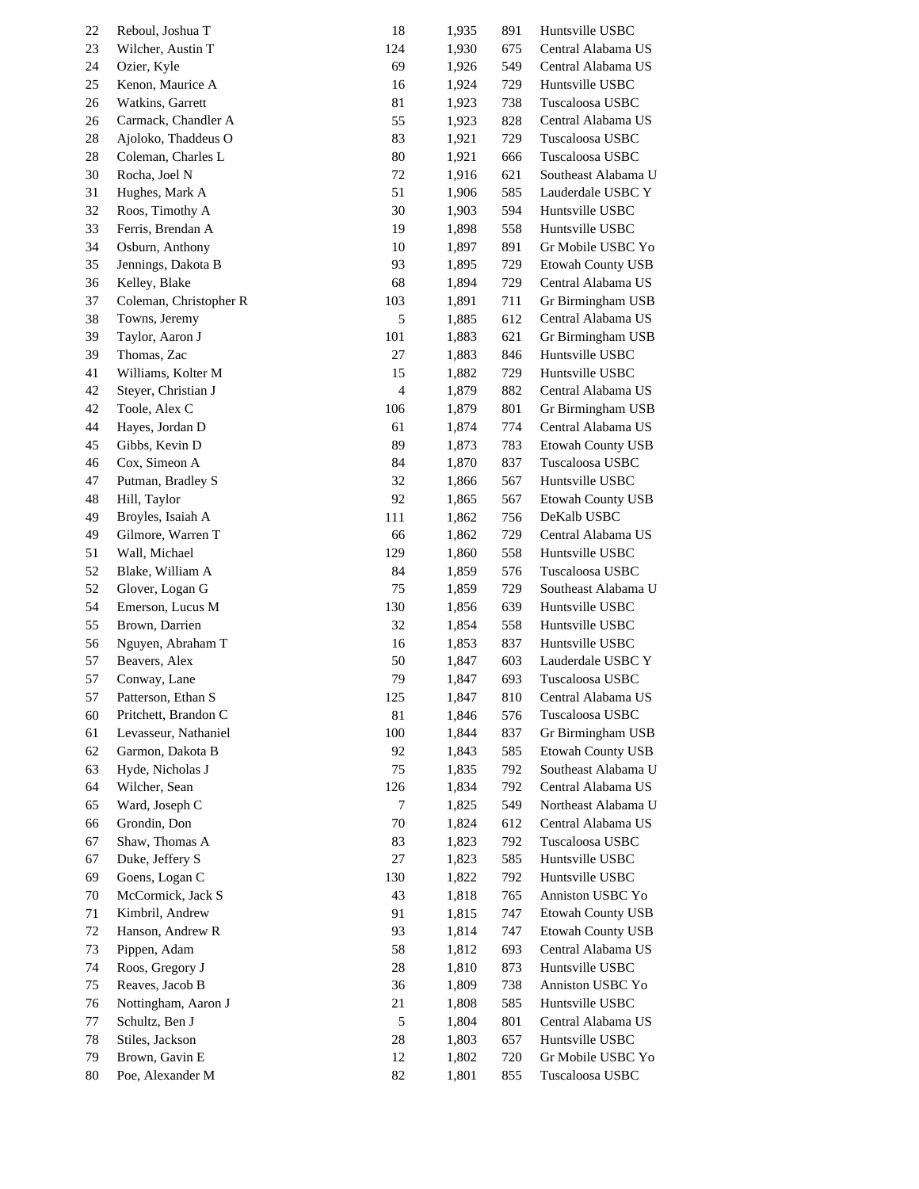| | | | | | |
|---|---|---|---|---|---|
| 22 | Reboul, Joshua T | 18 | 1,935 | 891 | Huntsville USBC |
| 23 | Wilcher, Austin T | 124 | 1,930 | 675 | Central Alabama US |
| 24 | Ozier, Kyle | 69 | 1,926 | 549 | Central Alabama US |
| 25 | Kenon, Maurice A | 16 | 1,924 | 729 | Huntsville USBC |
| 26 | Watkins, Garrett | 81 | 1,923 | 738 | Tuscaloosa USBC |
| 26 | Carmack, Chandler A | 55 | 1,923 | 828 | Central Alabama US |
| 28 | Ajoloko, Thaddeus O | 83 | 1,921 | 729 | Tuscaloosa USBC |
| 28 | Coleman, Charles L | 80 | 1,921 | 666 | Tuscaloosa USBC |
| 30 | Rocha, Joel N | 72 | 1,916 | 621 | Southeast Alabama U |
| 31 | Hughes, Mark A | 51 | 1,906 | 585 | Lauderdale USBC Y |
| 32 | Roos, Timothy A | 30 | 1,903 | 594 | Huntsville USBC |
| 33 | Ferris, Brendan A | 19 | 1,898 | 558 | Huntsville USBC |
| 34 | Osburn, Anthony | 10 | 1,897 | 891 | Gr Mobile USBC Yo |
| 35 | Jennings, Dakota B | 93 | 1,895 | 729 | Etowah County USB |
| 36 | Kelley, Blake | 68 | 1,894 | 729 | Central Alabama US |
| 37 | Coleman, Christopher R | 103 | 1,891 | 711 | Gr Birmingham USB |
| 38 | Towns, Jeremy | 5 | 1,885 | 612 | Central Alabama US |
| 39 | Taylor, Aaron J | 101 | 1,883 | 621 | Gr Birmingham USB |
| 39 | Thomas, Zac | 27 | 1,883 | 846 | Huntsville USBC |
| 41 | Williams, Kolter M | 15 | 1,882 | 729 | Huntsville USBC |
| 42 | Steyer, Christian J | 4 | 1,879 | 882 | Central Alabama US |
| 42 | Toole, Alex C | 106 | 1,879 | 801 | Gr Birmingham USB |
| 44 | Hayes, Jordan D | 61 | 1,874 | 774 | Central Alabama US |
| 45 | Gibbs, Kevin D | 89 | 1,873 | 783 | Etowah County USB |
| 46 | Cox, Simeon A | 84 | 1,870 | 837 | Tuscaloosa USBC |
| 47 | Putman, Bradley S | 32 | 1,866 | 567 | Huntsville USBC |
| 48 | Hill, Taylor | 92 | 1,865 | 567 | Etowah County USB |
| 49 | Broyles, Isaiah A | 111 | 1,862 | 756 | DeKalb USBC |
| 49 | Gilmore, Warren T | 66 | 1,862 | 729 | Central Alabama US |
| 51 | Wall, Michael | 129 | 1,860 | 558 | Huntsville USBC |
| 52 | Blake, William A | 84 | 1,859 | 576 | Tuscaloosa USBC |
| 52 | Glover, Logan G | 75 | 1,859 | 729 | Southeast Alabama U |
| 54 | Emerson, Lucus M | 130 | 1,856 | 639 | Huntsville USBC |
| 55 | Brown, Darrien | 32 | 1,854 | 558 | Huntsville USBC |
| 56 | Nguyen, Abraham T | 16 | 1,853 | 837 | Huntsville USBC |
| 57 | Beavers, Alex | 50 | 1,847 | 603 | Lauderdale USBC Y |
| 57 | Conway, Lane | 79 | 1,847 | 693 | Tuscaloosa USBC |
| 57 | Patterson, Ethan S | 125 | 1,847 | 810 | Central Alabama US |
| 60 | Pritchett, Brandon C | 81 | 1,846 | 576 | Tuscaloosa USBC |
| 61 | Levasseur, Nathaniel | 100 | 1,844 | 837 | Gr Birmingham USB |
| 62 | Garmon, Dakota B | 92 | 1,843 | 585 | Etowah County USB |
| 63 | Hyde, Nicholas J | 75 | 1,835 | 792 | Southeast Alabama U |
| 64 | Wilcher, Sean | 126 | 1,834 | 792 | Central Alabama US |
| 65 | Ward, Joseph C | 7 | 1,825 | 549 | Northeast Alabama U |
| 66 | Grondin, Don | 70 | 1,824 | 612 | Central Alabama US |
| 67 | Shaw, Thomas A | 83 | 1,823 | 792 | Tuscaloosa USBC |
| 67 | Duke, Jeffery S | 27 | 1,823 | 585 | Huntsville USBC |
| 69 | Goens, Logan C | 130 | 1,822 | 792 | Huntsville USBC |
| 70 | McCormick, Jack S | 43 | 1,818 | 765 | Anniston USBC Yo |
| 71 | Kimbril, Andrew | 91 | 1,815 | 747 | Etowah County USB |
| 72 | Hanson, Andrew R | 93 | 1,814 | 747 | Etowah County USB |
| 73 | Pippen, Adam | 58 | 1,812 | 693 | Central Alabama US |
| 74 | Roos, Gregory J | 28 | 1,810 | 873 | Huntsville USBC |
| 75 | Reaves, Jacob B | 36 | 1,809 | 738 | Anniston USBC Yo |
| 76 | Nottingham, Aaron J | 21 | 1,808 | 585 | Huntsville USBC |
| 77 | Schultz, Ben J | 5 | 1,804 | 801 | Central Alabama US |
| 78 | Stiles, Jackson | 28 | 1,803 | 657 | Huntsville USBC |
| 79 | Brown, Gavin E | 12 | 1,802 | 720 | Gr Mobile USBC Yo |
| 80 | Poe, Alexander M | 82 | 1,801 | 855 | Tuscaloosa USBC |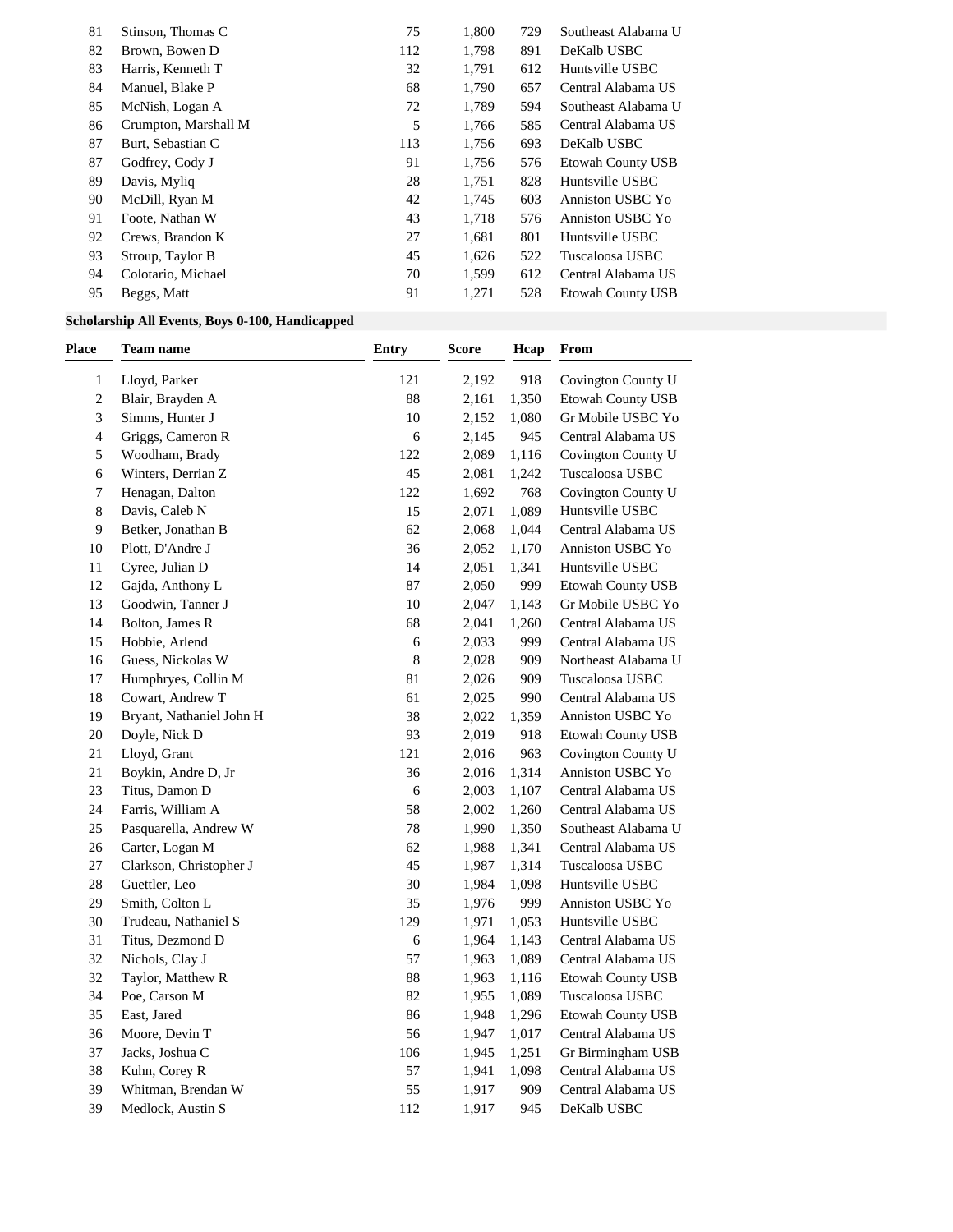| | | | | | |
|---|---|---|---|---|---|
| 81 | Stinson, Thomas C | 75 | 1,800 | 729 | Southeast Alabama U |
| 82 | Brown, Bowen D | 112 | 1,798 | 891 | DeKalb USBC |
| 83 | Harris, Kenneth T | 32 | 1,791 | 612 | Huntsville USBC |
| 84 | Manuel, Blake P | 68 | 1,790 | 657 | Central Alabama US |
| 85 | McNish, Logan A | 72 | 1,789 | 594 | Southeast Alabama U |
| 86 | Crumpton, Marshall M | 5 | 1,766 | 585 | Central Alabama US |
| 87 | Burt, Sebastian C | 113 | 1,756 | 693 | DeKalb USBC |
| 87 | Godfrey, Cody J | 91 | 1,756 | 576 | Etowah County USB |
| 89 | Davis, Myliq | 28 | 1,751 | 828 | Huntsville USBC |
| 90 | McDill, Ryan M | 42 | 1,745 | 603 | Anniston USBC Yo |
| 91 | Foote, Nathan W | 43 | 1,718 | 576 | Anniston USBC Yo |
| 92 | Crews, Brandon K | 27 | 1,681 | 801 | Huntsville USBC |
| 93 | Stroup, Taylor B | 45 | 1,626 | 522 | Tuscaloosa USBC |
| 94 | Colotario, Michael | 70 | 1,599 | 612 | Central Alabama US |
| 95 | Beggs, Matt | 91 | 1,271 | 528 | Etowah County USB |

**Scholarship All Events, Boys 0-100, Handicapped**

| Place | Team name | Entry | Score | Hcap | From |
|---|---|---|---|---|---|
| 1 | Lloyd, Parker | 121 | 2,192 | 918 | Covington County U |
| 2 | Blair, Brayden A | 88 | 2,161 | 1,350 | Etowah County USB |
| 3 | Simms, Hunter J | 10 | 2,152 | 1,080 | Gr Mobile USBC Yo |
| 4 | Griggs, Cameron R | 6 | 2,145 | 945 | Central Alabama US |
| 5 | Woodham, Brady | 122 | 2,089 | 1,116 | Covington County U |
| 6 | Winters, Derrian Z | 45 | 2,081 | 1,242 | Tuscaloosa USBC |
| 7 | Henagan, Dalton | 122 | 1,692 | 768 | Covington County U |
| 8 | Davis, Caleb N | 15 | 2,071 | 1,089 | Huntsville USBC |
| 9 | Betker, Jonathan B | 62 | 2,068 | 1,044 | Central Alabama US |
| 10 | Plott, D'Andre J | 36 | 2,052 | 1,170 | Anniston USBC Yo |
| 11 | Cyree, Julian D | 14 | 2,051 | 1,341 | Huntsville USBC |
| 12 | Gajda, Anthony L | 87 | 2,050 | 999 | Etowah County USB |
| 13 | Goodwin, Tanner J | 10 | 2,047 | 1,143 | Gr Mobile USBC Yo |
| 14 | Bolton, James R | 68 | 2,041 | 1,260 | Central Alabama US |
| 15 | Hobbie, Arlend | 6 | 2,033 | 999 | Central Alabama US |
| 16 | Guess, Nickolas W | 8 | 2,028 | 909 | Northeast Alabama U |
| 17 | Humphryes, Collin M | 81 | 2,026 | 909 | Tuscaloosa USBC |
| 18 | Cowart, Andrew T | 61 | 2,025 | 990 | Central Alabama US |
| 19 | Bryant, Nathaniel John H | 38 | 2,022 | 1,359 | Anniston USBC Yo |
| 20 | Doyle, Nick D | 93 | 2,019 | 918 | Etowah County USB |
| 21 | Lloyd, Grant | 121 | 2,016 | 963 | Covington County U |
| 21 | Boykin, Andre D, Jr | 36 | 2,016 | 1,314 | Anniston USBC Yo |
| 23 | Titus, Damon D | 6 | 2,003 | 1,107 | Central Alabama US |
| 24 | Farris, William A | 58 | 2,002 | 1,260 | Central Alabama US |
| 25 | Pasquarella, Andrew W | 78 | 1,990 | 1,350 | Southeast Alabama U |
| 26 | Carter, Logan M | 62 | 1,988 | 1,341 | Central Alabama US |
| 27 | Clarkson, Christopher J | 45 | 1,987 | 1,314 | Tuscaloosa USBC |
| 28 | Guettler, Leo | 30 | 1,984 | 1,098 | Huntsville USBC |
| 29 | Smith, Colton L | 35 | 1,976 | 999 | Anniston USBC Yo |
| 30 | Trudeau, Nathaniel S | 129 | 1,971 | 1,053 | Huntsville USBC |
| 31 | Titus, Dezmond D | 6 | 1,964 | 1,143 | Central Alabama US |
| 32 | Nichols, Clay J | 57 | 1,963 | 1,089 | Central Alabama US |
| 32 | Taylor, Matthew R | 88 | 1,963 | 1,116 | Etowah County USB |
| 34 | Poe, Carson M | 82 | 1,955 | 1,089 | Tuscaloosa USBC |
| 35 | East, Jared | 86 | 1,948 | 1,296 | Etowah County USB |
| 36 | Moore, Devin T | 56 | 1,947 | 1,017 | Central Alabama US |
| 37 | Jacks, Joshua C | 106 | 1,945 | 1,251 | Gr Birmingham USB |
| 38 | Kuhn, Corey R | 57 | 1,941 | 1,098 | Central Alabama US |
| 39 | Whitman, Brendan W | 55 | 1,917 | 909 | Central Alabama US |
| 39 | Medlock, Austin S | 112 | 1,917 | 945 | DeKalb USBC |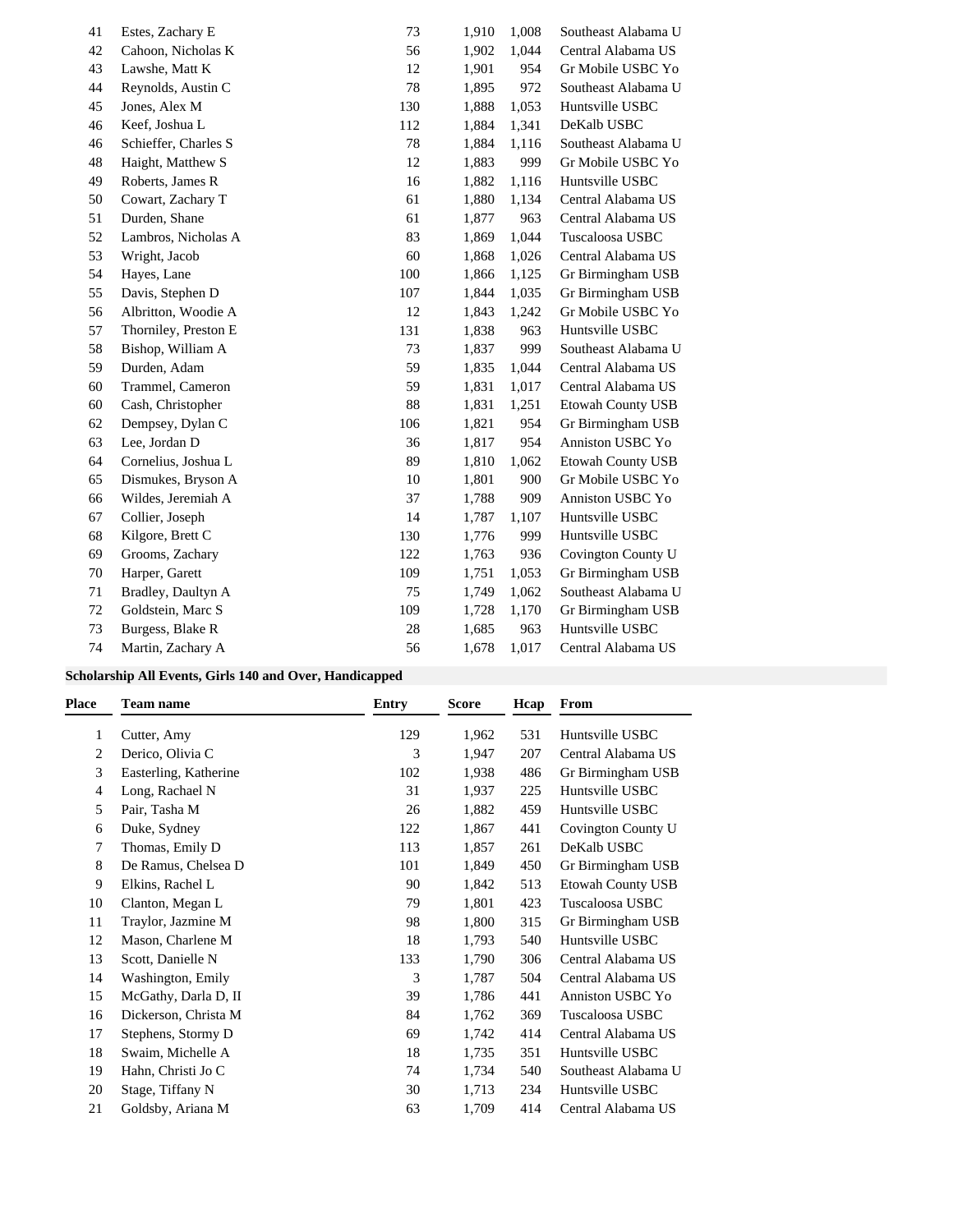| Place | Team name | Entry | Score | Hcap | From |
|---|---|---|---|---|---|
| 41 | Estes, Zachary E | 73 | 1,910 | 1,008 | Southeast Alabama U |
| 42 | Cahoon, Nicholas K | 56 | 1,902 | 1,044 | Central Alabama US |
| 43 | Lawshe, Matt K | 12 | 1,901 | 954 | Gr Mobile USBC Yo |
| 44 | Reynolds, Austin C | 78 | 1,895 | 972 | Southeast Alabama U |
| 45 | Jones, Alex M | 130 | 1,888 | 1,053 | Huntsville USBC |
| 46 | Keef, Joshua L | 112 | 1,884 | 1,341 | DeKalb USBC |
| 46 | Schieffer, Charles S | 78 | 1,884 | 1,116 | Southeast Alabama U |
| 48 | Haight, Matthew S | 12 | 1,883 | 999 | Gr Mobile USBC Yo |
| 49 | Roberts, James R | 16 | 1,882 | 1,116 | Huntsville USBC |
| 50 | Cowart, Zachary T | 61 | 1,880 | 1,134 | Central Alabama US |
| 51 | Durden, Shane | 61 | 1,877 | 963 | Central Alabama US |
| 52 | Lambros, Nicholas A | 83 | 1,869 | 1,044 | Tuscaloosa USBC |
| 53 | Wright, Jacob | 60 | 1,868 | 1,026 | Central Alabama US |
| 54 | Hayes, Lane | 100 | 1,866 | 1,125 | Gr Birmingham USB |
| 55 | Davis, Stephen D | 107 | 1,844 | 1,035 | Gr Birmingham USB |
| 56 | Albritton, Woodie A | 12 | 1,843 | 1,242 | Gr Mobile USBC Yo |
| 57 | Thorniley, Preston E | 131 | 1,838 | 963 | Huntsville USBC |
| 58 | Bishop, William A | 73 | 1,837 | 999 | Southeast Alabama U |
| 59 | Durden, Adam | 59 | 1,835 | 1,044 | Central Alabama US |
| 60 | Trammel, Cameron | 59 | 1,831 | 1,017 | Central Alabama US |
| 60 | Cash, Christopher | 88 | 1,831 | 1,251 | Etowah County USB |
| 62 | Dempsey, Dylan C | 106 | 1,821 | 954 | Gr Birmingham USB |
| 63 | Lee, Jordan D | 36 | 1,817 | 954 | Anniston USBC Yo |
| 64 | Cornelius, Joshua L | 89 | 1,810 | 1,062 | Etowah County USB |
| 65 | Dismukes, Bryson A | 10 | 1,801 | 900 | Gr Mobile USBC Yo |
| 66 | Wildes, Jeremiah A | 37 | 1,788 | 909 | Anniston USBC Yo |
| 67 | Collier, Joseph | 14 | 1,787 | 1,107 | Huntsville USBC |
| 68 | Kilgore, Brett C | 130 | 1,776 | 999 | Huntsville USBC |
| 69 | Grooms, Zachary | 122 | 1,763 | 936 | Covington County U |
| 70 | Harper, Garett | 109 | 1,751 | 1,053 | Gr Birmingham USB |
| 71 | Bradley, Daultyn A | 75 | 1,749 | 1,062 | Southeast Alabama U |
| 72 | Goldstein, Marc S | 109 | 1,728 | 1,170 | Gr Birmingham USB |
| 73 | Burgess, Blake R | 28 | 1,685 | 963 | Huntsville USBC |
| 74 | Martin, Zachary A | 56 | 1,678 | 1,017 | Central Alabama US |

**Scholarship All Events, Girls 140 and Over, Handicapped**

| Place | Team name | Entry | Score | Hcap | From |
|---|---|---|---|---|---|
| 1 | Cutter, Amy | 129 | 1,962 | 531 | Huntsville USBC |
| 2 | Derico, Olivia C | 3 | 1,947 | 207 | Central Alabama US |
| 3 | Easterling, Katherine | 102 | 1,938 | 486 | Gr Birmingham USB |
| 4 | Long, Rachael N | 31 | 1,937 | 225 | Huntsville USBC |
| 5 | Pair, Tasha M | 26 | 1,882 | 459 | Huntsville USBC |
| 6 | Duke, Sydney | 122 | 1,867 | 441 | Covington County U |
| 7 | Thomas, Emily D | 113 | 1,857 | 261 | DeKalb USBC |
| 8 | De Ramus, Chelsea D | 101 | 1,849 | 450 | Gr Birmingham USB |
| 9 | Elkins, Rachel L | 90 | 1,842 | 513 | Etowah County USB |
| 10 | Clanton, Megan L | 79 | 1,801 | 423 | Tuscaloosa USBC |
| 11 | Traylor, Jazmine M | 98 | 1,800 | 315 | Gr Birmingham USB |
| 12 | Mason, Charlene M | 18 | 1,793 | 540 | Huntsville USBC |
| 13 | Scott, Danielle N | 133 | 1,790 | 306 | Central Alabama US |
| 14 | Washington, Emily | 3 | 1,787 | 504 | Central Alabama US |
| 15 | McGathy, Darla D, II | 39 | 1,786 | 441 | Anniston USBC Yo |
| 16 | Dickerson, Christa M | 84 | 1,762 | 369 | Tuscaloosa USBC |
| 17 | Stephens, Stormy D | 69 | 1,742 | 414 | Central Alabama US |
| 18 | Swaim, Michelle A | 18 | 1,735 | 351 | Huntsville USBC |
| 19 | Hahn, Christi Jo C | 74 | 1,734 | 540 | Southeast Alabama U |
| 20 | Stage, Tiffany N | 30 | 1,713 | 234 | Huntsville USBC |
| 21 | Goldsby, Ariana M | 63 | 1,709 | 414 | Central Alabama US |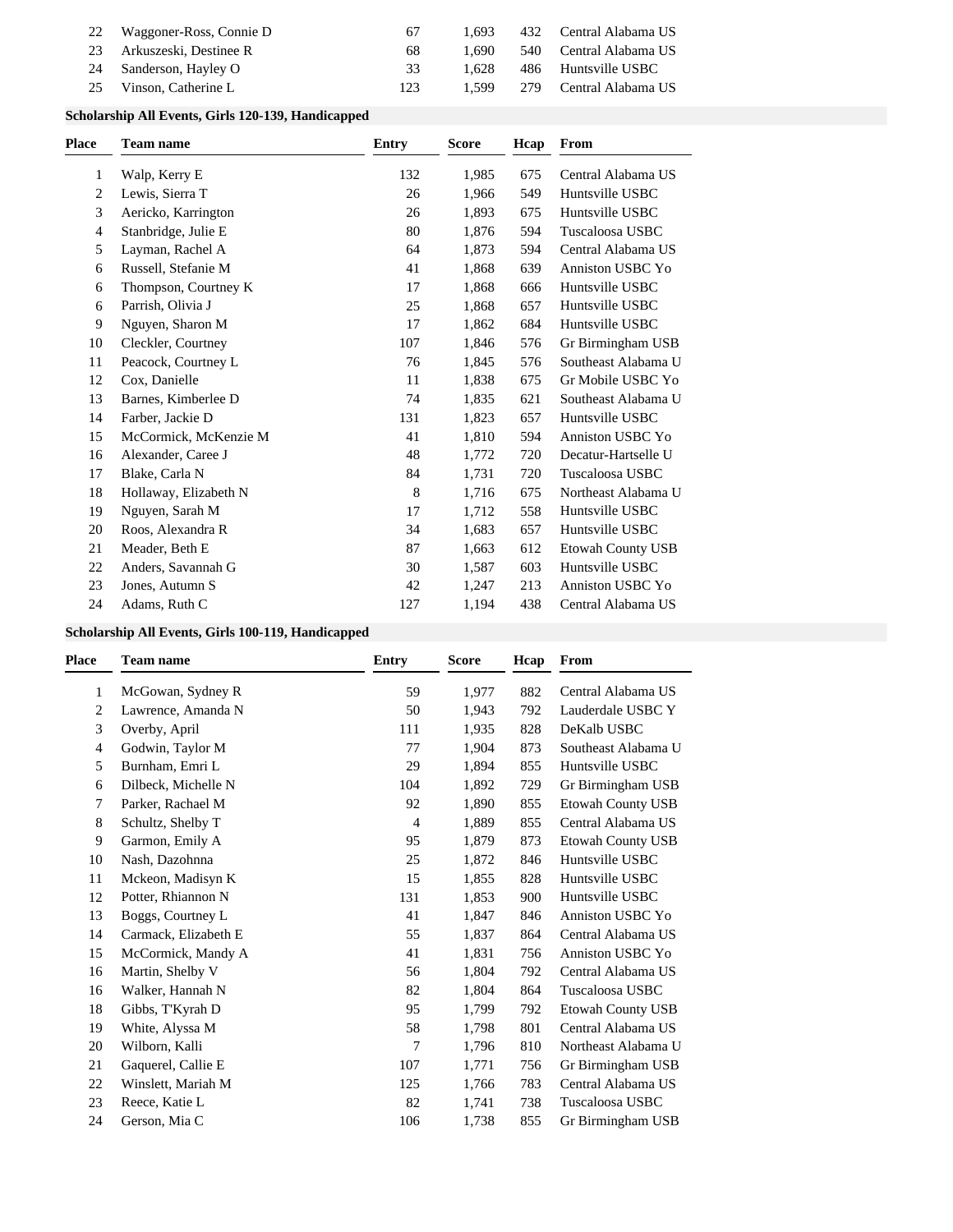| Place | Team name | Entry | Score | Hcap | From |
|---|---|---|---|---|---|
| 22 | Waggoner-Ross, Connie D | 67 | 1,693 | 432 | Central Alabama US |
| 23 | Arkuszeski, Destinee R | 68 | 1,690 | 540 | Central Alabama US |
| 24 | Sanderson, Hayley O | 33 | 1,628 | 486 | Huntsville USBC |
| 25 | Vinson, Catherine L | 123 | 1,599 | 279 | Central Alabama US |

### Scholarship All Events, Girls 120-139, Handicapped

| Place | Team name | Entry | Score | Hcap | From |
|---|---|---|---|---|---|
| 1 | Walp, Kerry E | 132 | 1,985 | 675 | Central Alabama US |
| 2 | Lewis, Sierra T | 26 | 1,966 | 549 | Huntsville USBC |
| 3 | Aericko, Karrington | 26 | 1,893 | 675 | Huntsville USBC |
| 4 | Stanbridge, Julie E | 80 | 1,876 | 594 | Tuscaloosa USBC |
| 5 | Layman, Rachel A | 64 | 1,873 | 594 | Central Alabama US |
| 6 | Russell, Stefanie M | 41 | 1,868 | 639 | Anniston USBC Yo |
| 6 | Thompson, Courtney K | 17 | 1,868 | 666 | Huntsville USBC |
| 6 | Parrish, Olivia J | 25 | 1,868 | 657 | Huntsville USBC |
| 9 | Nguyen, Sharon M | 17 | 1,862 | 684 | Huntsville USBC |
| 10 | Cleckler, Courtney | 107 | 1,846 | 576 | Gr Birmingham USB |
| 11 | Peacock, Courtney L | 76 | 1,845 | 576 | Southeast Alabama U |
| 12 | Cox, Danielle | 11 | 1,838 | 675 | Gr Mobile USBC Yo |
| 13 | Barnes, Kimberlee D | 74 | 1,835 | 621 | Southeast Alabama U |
| 14 | Farber, Jackie D | 131 | 1,823 | 657 | Huntsville USBC |
| 15 | McCormick, McKenzie M | 41 | 1,810 | 594 | Anniston USBC Yo |
| 16 | Alexander, Caree J | 48 | 1,772 | 720 | Decatur-Hartselle U |
| 17 | Blake, Carla N | 84 | 1,731 | 720 | Tuscaloosa USBC |
| 18 | Hollaway, Elizabeth N | 8 | 1,716 | 675 | Northeast Alabama U |
| 19 | Nguyen, Sarah M | 17 | 1,712 | 558 | Huntsville USBC |
| 20 | Roos, Alexandra R | 34 | 1,683 | 657 | Huntsville USBC |
| 21 | Meader, Beth E | 87 | 1,663 | 612 | Etowah County USB |
| 22 | Anders, Savannah G | 30 | 1,587 | 603 | Huntsville USBC |
| 23 | Jones, Autumn S | 42 | 1,247 | 213 | Anniston USBC Yo |
| 24 | Adams, Ruth C | 127 | 1,194 | 438 | Central Alabama US |

### Scholarship All Events, Girls 100-119, Handicapped

| Place | Team name | Entry | Score | Hcap | From |
|---|---|---|---|---|---|
| 1 | McGowan, Sydney R | 59 | 1,977 | 882 | Central Alabama US |
| 2 | Lawrence, Amanda N | 50 | 1,943 | 792 | Lauderdale USBC Y |
| 3 | Overby, April | 111 | 1,935 | 828 | DeKalb USBC |
| 4 | Godwin, Taylor M | 77 | 1,904 | 873 | Southeast Alabama U |
| 5 | Burnham, Emri L | 29 | 1,894 | 855 | Huntsville USBC |
| 6 | Dilbeck, Michelle N | 104 | 1,892 | 729 | Gr Birmingham USB |
| 7 | Parker, Rachael M | 92 | 1,890 | 855 | Etowah County USB |
| 8 | Schultz, Shelby T | 4 | 1,889 | 855 | Central Alabama US |
| 9 | Garmon, Emily A | 95 | 1,879 | 873 | Etowah County USB |
| 10 | Nash, Dazohnna | 25 | 1,872 | 846 | Huntsville USBC |
| 11 | Mckeon, Madisyn K | 15 | 1,855 | 828 | Huntsville USBC |
| 12 | Potter, Rhiannon N | 131 | 1,853 | 900 | Huntsville USBC |
| 13 | Boggs, Courtney L | 41 | 1,847 | 846 | Anniston USBC Yo |
| 14 | Carmack, Elizabeth E | 55 | 1,837 | 864 | Central Alabama US |
| 15 | McCormick, Mandy A | 41 | 1,831 | 756 | Anniston USBC Yo |
| 16 | Martin, Shelby V | 56 | 1,804 | 792 | Central Alabama US |
| 16 | Walker, Hannah N | 82 | 1,804 | 864 | Tuscaloosa USBC |
| 18 | Gibbs, T'Kyrah D | 95 | 1,799 | 792 | Etowah County USB |
| 19 | White, Alyssa M | 58 | 1,798 | 801 | Central Alabama US |
| 20 | Wilborn, Kalli | 7 | 1,796 | 810 | Northeast Alabama U |
| 21 | Gaquerel, Callie E | 107 | 1,771 | 756 | Gr Birmingham USB |
| 22 | Winslett, Mariah M | 125 | 1,766 | 783 | Central Alabama US |
| 23 | Reece, Katie L | 82 | 1,741 | 738 | Tuscaloosa USBC |
| 24 | Gerson, Mia C | 106 | 1,738 | 855 | Gr Birmingham USB |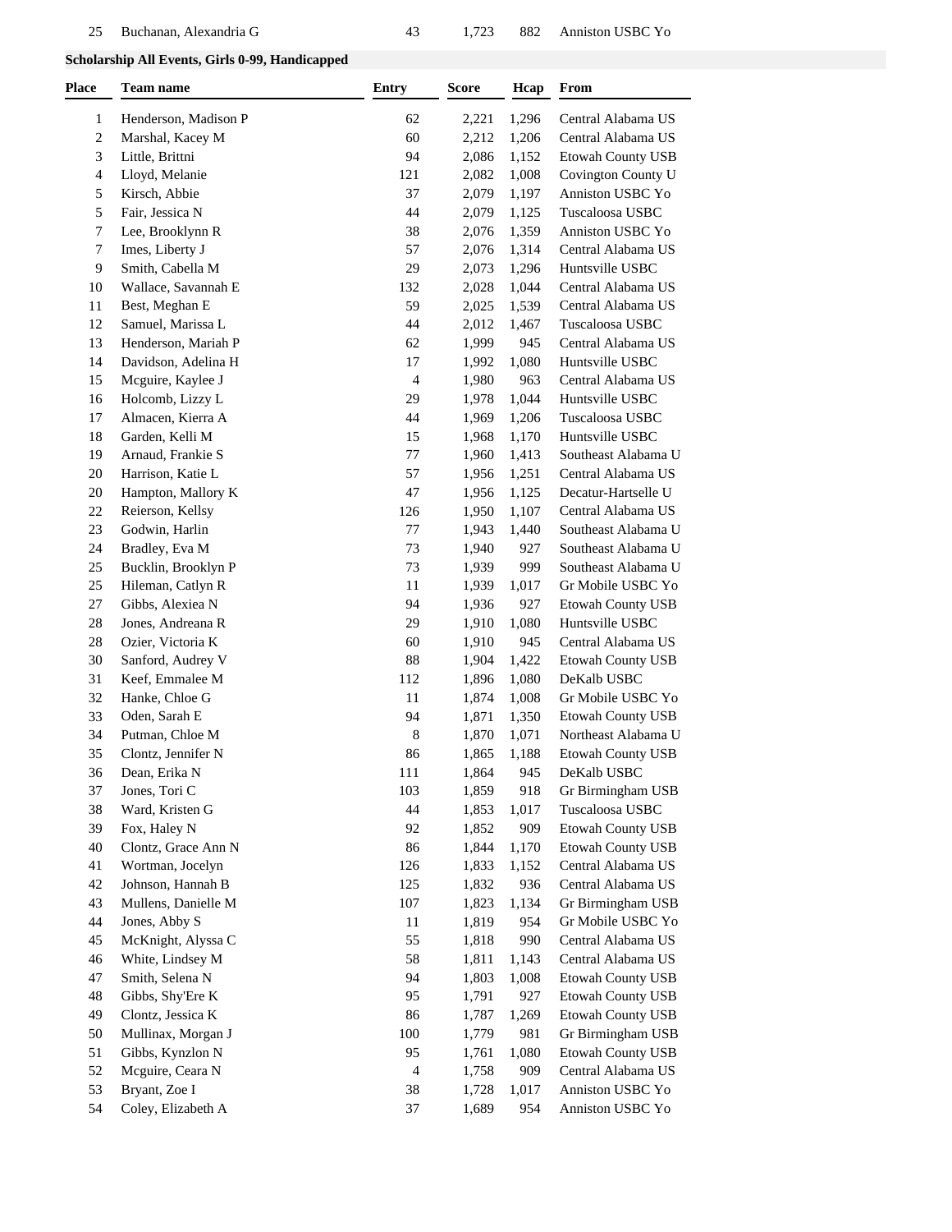| | | | | | |
|---|---|---|---|---|---|
| 25 | Buchanan, Alexandria G | 43 | 1,723 | 882 | Anniston USBC Yo |

**Scholarship All Events, Girls 0-99, Handicapped**

| Place | Team name | Entry | Score | Hcap | From |
|---|---|---|---|---|---|
| 1 | Henderson, Madison P | 62 | 2,221 | 1,296 | Central Alabama US |
| 2 | Marshal, Kacey M | 60 | 2,212 | 1,206 | Central Alabama US |
| 3 | Little, Brittni | 94 | 2,086 | 1,152 | Etowah County USB |
| 4 | Lloyd, Melanie | 121 | 2,082 | 1,008 | Covington County U |
| 5 | Kirsch, Abbie | 37 | 2,079 | 1,197 | Anniston USBC Yo |
| 5 | Fair, Jessica N | 44 | 2,079 | 1,125 | Tuscaloosa USBC |
| 7 | Lee, Brooklynn R | 38 | 2,076 | 1,359 | Anniston USBC Yo |
| 7 | Imes, Liberty J | 57 | 2,076 | 1,314 | Central Alabama US |
| 9 | Smith, Cabella M | 29 | 2,073 | 1,296 | Huntsville USBC |
| 10 | Wallace, Savannah E | 132 | 2,028 | 1,044 | Central Alabama US |
| 11 | Best, Meghan E | 59 | 2,025 | 1,539 | Central Alabama US |
| 12 | Samuel, Marissa L | 44 | 2,012 | 1,467 | Tuscaloosa USBC |
| 13 | Henderson, Mariah P | 62 | 1,999 | 945 | Central Alabama US |
| 14 | Davidson, Adelina H | 17 | 1,992 | 1,080 | Huntsville USBC |
| 15 | Mcguire, Kaylee J | 4 | 1,980 | 963 | Central Alabama US |
| 16 | Holcomb, Lizzy L | 29 | 1,978 | 1,044 | Huntsville USBC |
| 17 | Almacen, Kierra A | 44 | 1,969 | 1,206 | Tuscaloosa USBC |
| 18 | Garden, Kelli M | 15 | 1,968 | 1,170 | Huntsville USBC |
| 19 | Arnaud, Frankie S | 77 | 1,960 | 1,413 | Southeast Alabama U |
| 20 | Harrison, Katie L | 57 | 1,956 | 1,251 | Central Alabama US |
| 20 | Hampton, Mallory K | 47 | 1,956 | 1,125 | Decatur-Hartselle U |
| 22 | Reierson, Kellsy | 126 | 1,950 | 1,107 | Central Alabama US |
| 23 | Godwin, Harlin | 77 | 1,943 | 1,440 | Southeast Alabama U |
| 24 | Bradley, Eva M | 73 | 1,940 | 927 | Southeast Alabama U |
| 25 | Bucklin, Brooklyn P | 73 | 1,939 | 999 | Southeast Alabama U |
| 25 | Hileman, Catlyn R | 11 | 1,939 | 1,017 | Gr Mobile USBC Yo |
| 27 | Gibbs, Alexiea N | 94 | 1,936 | 927 | Etowah County USB |
| 28 | Jones, Andreana R | 29 | 1,910 | 1,080 | Huntsville USBC |
| 28 | Ozier, Victoria K | 60 | 1,910 | 945 | Central Alabama US |
| 30 | Sanford, Audrey V | 88 | 1,904 | 1,422 | Etowah County USB |
| 31 | Keef, Emmalee M | 112 | 1,896 | 1,080 | DeKalb USBC |
| 32 | Hanke, Chloe G | 11 | 1,874 | 1,008 | Gr Mobile USBC Yo |
| 33 | Oden, Sarah E | 94 | 1,871 | 1,350 | Etowah County USB |
| 34 | Putman, Chloe M | 8 | 1,870 | 1,071 | Northeast Alabama U |
| 35 | Clontz, Jennifer N | 86 | 1,865 | 1,188 | Etowah County USB |
| 36 | Dean, Erika N | 111 | 1,864 | 945 | DeKalb USBC |
| 37 | Jones, Tori C | 103 | 1,859 | 918 | Gr Birmingham USB |
| 38 | Ward, Kristen G | 44 | 1,853 | 1,017 | Tuscaloosa USBC |
| 39 | Fox, Haley N | 92 | 1,852 | 909 | Etowah County USB |
| 40 | Clontz, Grace Ann N | 86 | 1,844 | 1,170 | Etowah County USB |
| 41 | Wortman, Jocelyn | 126 | 1,833 | 1,152 | Central Alabama US |
| 42 | Johnson, Hannah B | 125 | 1,832 | 936 | Central Alabama US |
| 43 | Mullens, Danielle M | 107 | 1,823 | 1,134 | Gr Birmingham USB |
| 44 | Jones, Abby S | 11 | 1,819 | 954 | Gr Mobile USBC Yo |
| 45 | McKnight, Alyssa C | 55 | 1,818 | 990 | Central Alabama US |
| 46 | White, Lindsey M | 58 | 1,811 | 1,143 | Central Alabama US |
| 47 | Smith, Selena N | 94 | 1,803 | 1,008 | Etowah County USB |
| 48 | Gibbs, Shy'Ere K | 95 | 1,791 | 927 | Etowah County USB |
| 49 | Clontz, Jessica K | 86 | 1,787 | 1,269 | Etowah County USB |
| 50 | Mullinax, Morgan J | 100 | 1,779 | 981 | Gr Birmingham USB |
| 51 | Gibbs, Kynzlon N | 95 | 1,761 | 1,080 | Etowah County USB |
| 52 | Mcguire, Ceara N | 4 | 1,758 | 909 | Central Alabama US |
| 53 | Bryant, Zoe I | 38 | 1,728 | 1,017 | Anniston USBC Yo |
| 54 | Coley, Elizabeth A | 37 | 1,689 | 954 | Anniston USBC Yo |